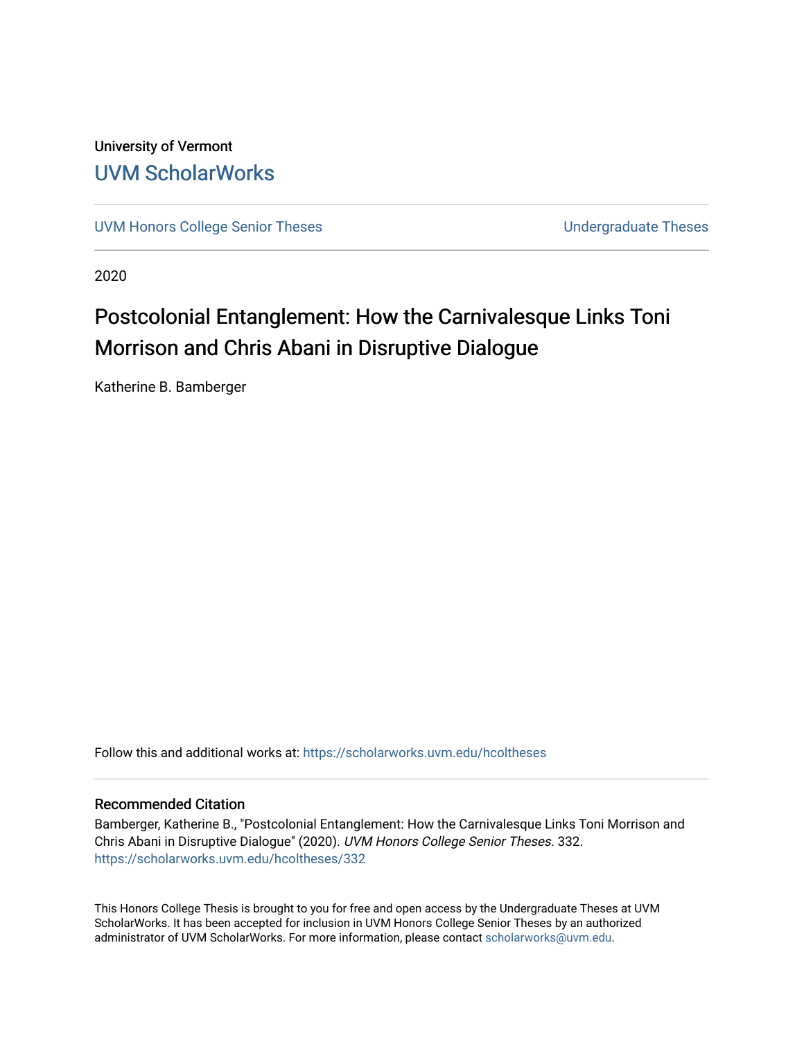University of Vermont

## UVM ScholarWorks

UVM Honors College Senior Theses | Undergraduate Theses

2020

# Postcolonial Entanglement: How the Carnivalesque Links Toni Morrison and Chris Abani in Disruptive Dialogue

Katherine B. Bamberger

Follow this and additional works at: https://scholarworks.uvm.edu/hcoltheses

### Recommended Citation

Bamberger, Katherine B., "Postcolonial Entanglement: How the Carnivalesque Links Toni Morrison and Chris Abani in Disruptive Dialogue" (2020). *UVM Honors College Senior Theses*. 332.
https://scholarworks.uvm.edu/hcoltheses/332

This Honors College Thesis is brought to you for free and open access by the Undergraduate Theses at UVM ScholarWorks. It has been accepted for inclusion in UVM Honors College Senior Theses by an authorized administrator of UVM ScholarWorks. For more information, please contact scholarworks@uvm.edu.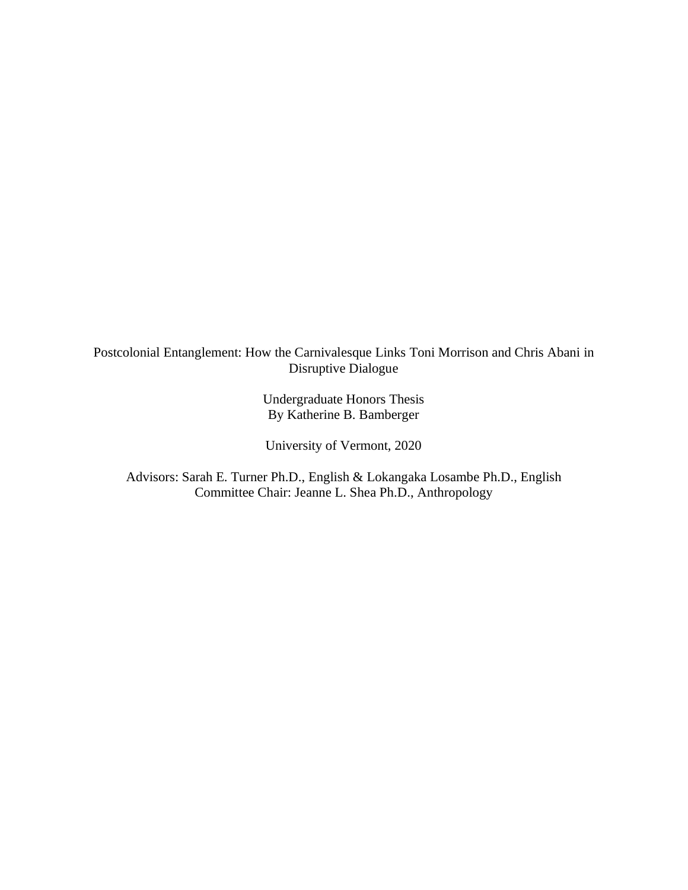Postcolonial Entanglement: How the Carnivalesque Links Toni Morrison and Chris Abani in Disruptive Dialogue

Undergraduate Honors Thesis
By Katherine B. Bamberger

University of Vermont, 2020

Advisors: Sarah E. Turner Ph.D., English & Lokangaka Losambe Ph.D., English
Committee Chair: Jeanne L. Shea Ph.D., Anthropology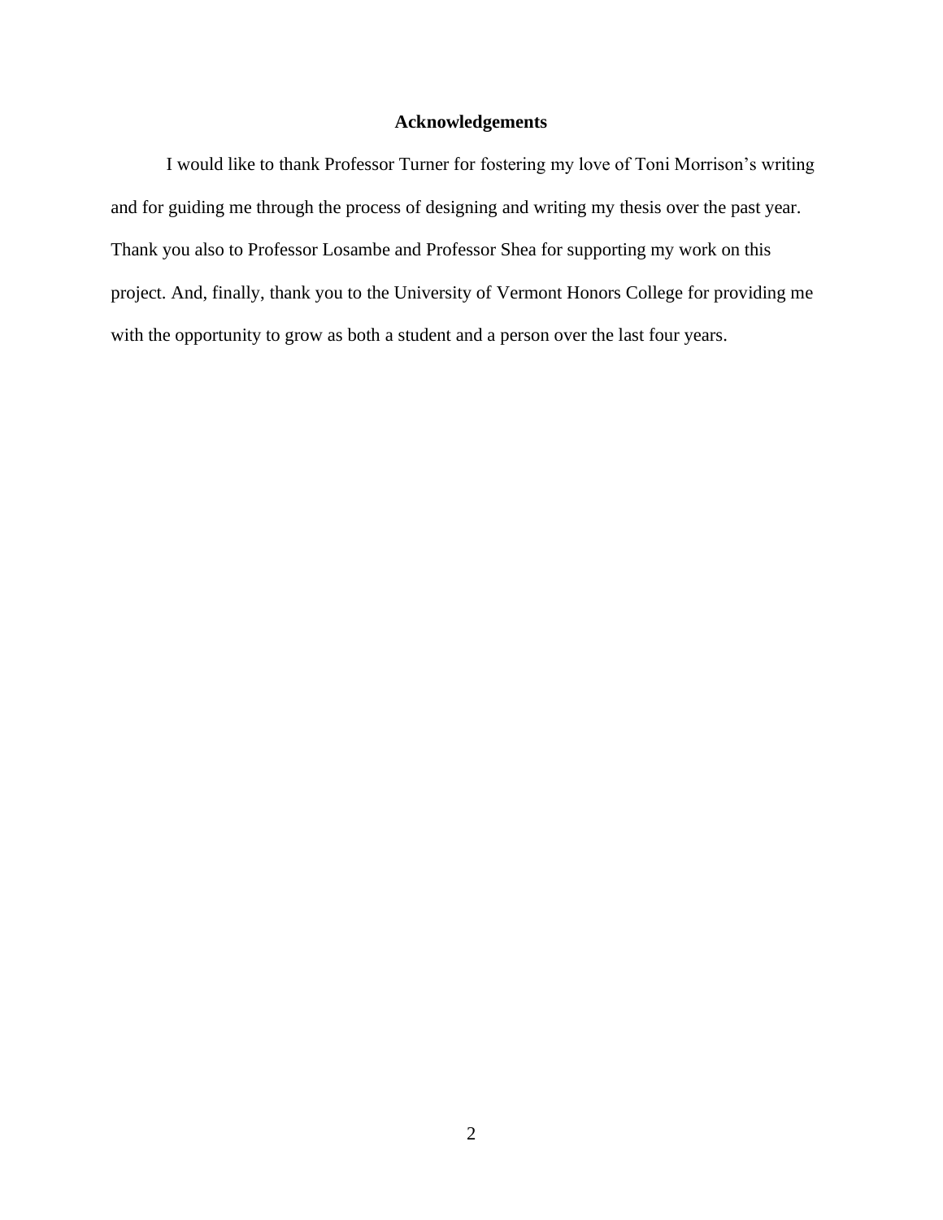# Acknowledgements

I would like to thank Professor Turner for fostering my love of Toni Morrison's writing and for guiding me through the process of designing and writing my thesis over the past year. Thank you also to Professor Losambe and Professor Shea for supporting my work on this project. And, finally, thank you to the University of Vermont Honors College for providing me with the opportunity to grow as both a student and a person over the last four years.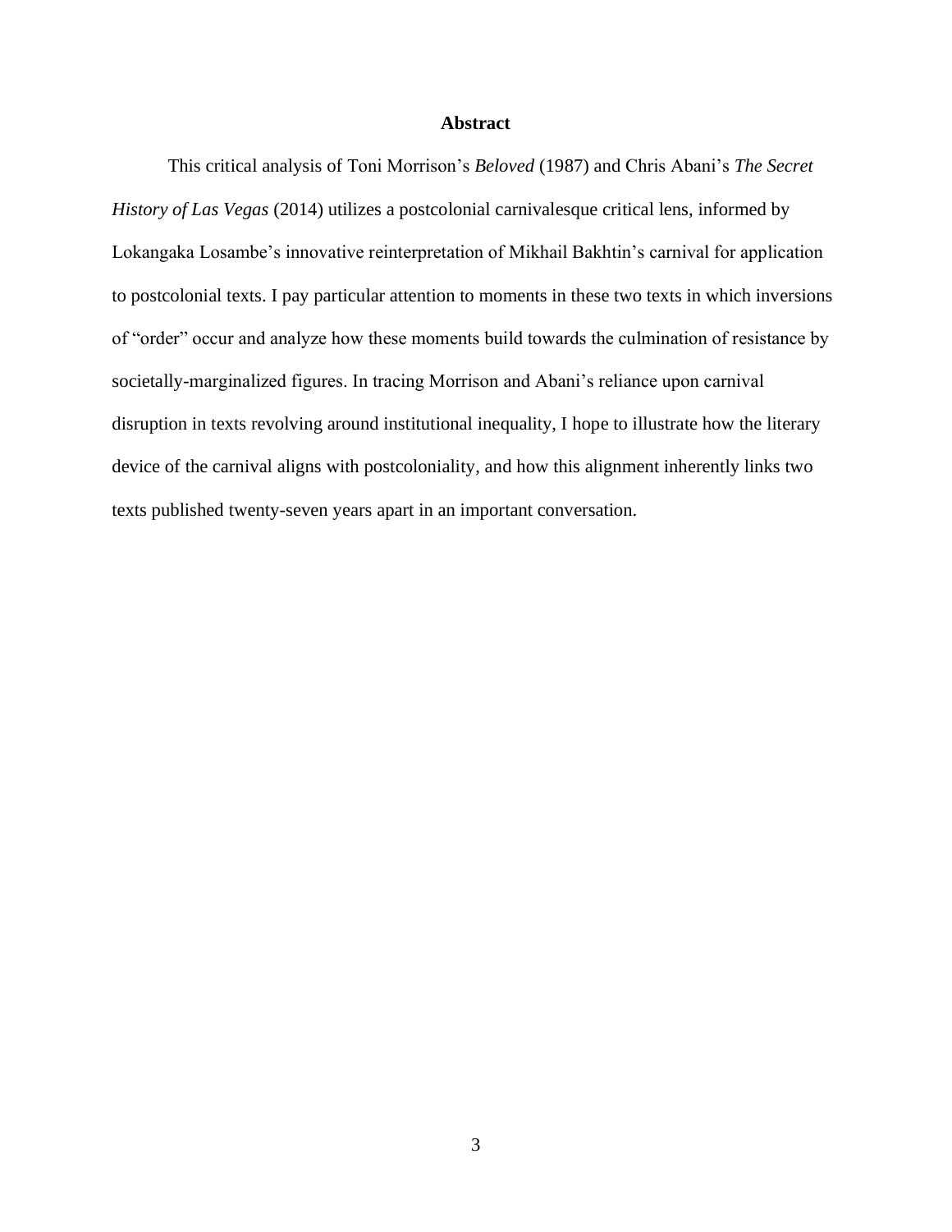## Abstract

This critical analysis of Toni Morrison's *Beloved* (1987) and Chris Abani's *The Secret History of Las Vegas* (2014) utilizes a postcolonial carnivalesque critical lens, informed by Lokangaka Losambe's innovative reinterpretation of Mikhail Bakhtin's carnival for application to postcolonial texts. I pay particular attention to moments in these two texts in which inversions of "order" occur and analyze how these moments build towards the culmination of resistance by societally-marginalized figures. In tracing Morrison and Abani's reliance upon carnival disruption in texts revolving around institutional inequality, I hope to illustrate how the literary device of the carnival aligns with postcoloniality, and how this alignment inherently links two texts published twenty-seven years apart in an important conversation.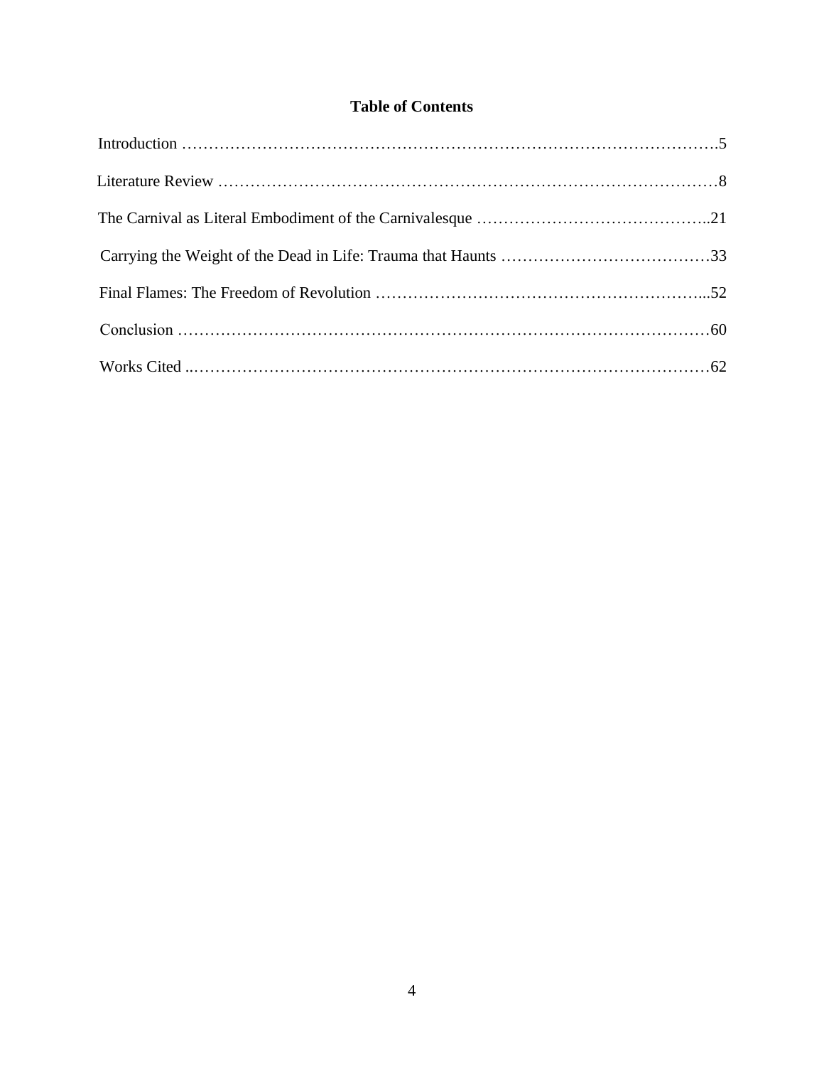**Table of Contents**

Introduction ……………………………………………………………………………………….5

Literature Review …………………………………………………………………………………8

The Carnival as Literal Embodiment of the Carnivalesque ……………………………………..21

Carrying the Weight of the Dead in Life: Trauma that Haunts …………………………………33

Final Flames: The Freedom of Revolution ……………………………………………………...52

Conclusion ………………………………………………………………………………………60

Works Cited ..……………………………………………………………………………………62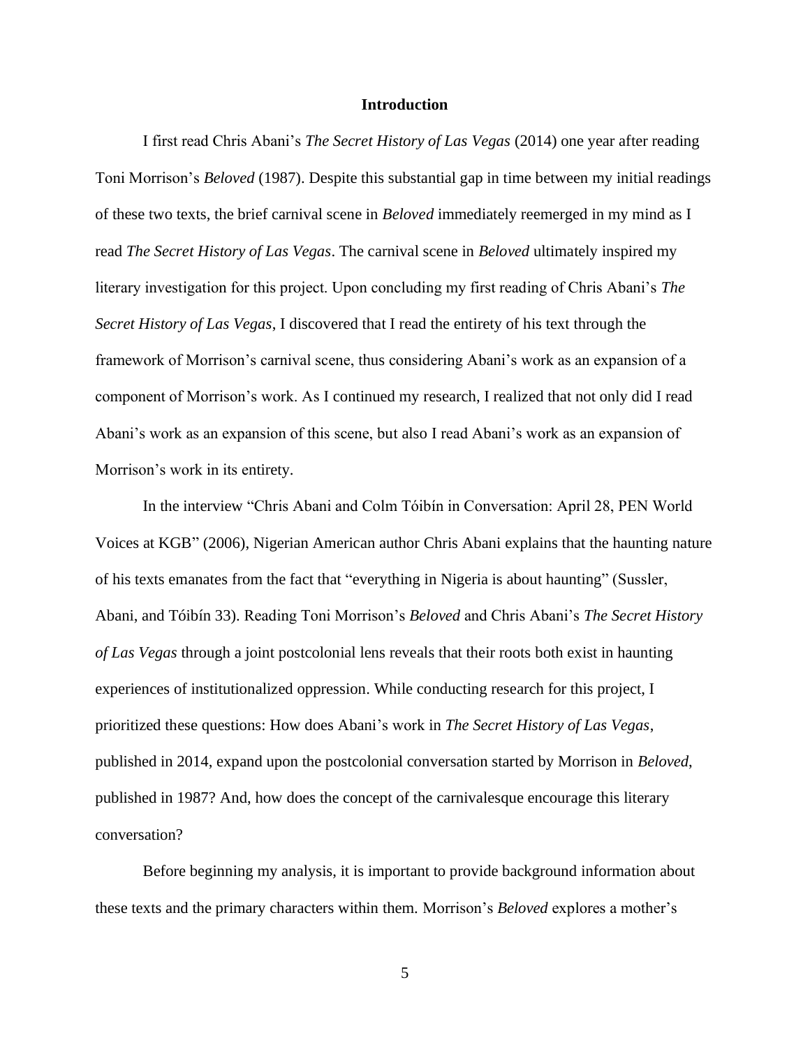## Introduction

I first read Chris Abani's *The Secret History of Las Vegas* (2014) one year after reading Toni Morrison's *Beloved* (1987). Despite this substantial gap in time between my initial readings of these two texts, the brief carnival scene in *Beloved* immediately reemerged in my mind as I read *The Secret History of Las Vegas*. The carnival scene in *Beloved* ultimately inspired my literary investigation for this project. Upon concluding my first reading of Chris Abani's *The Secret History of Las Vegas*, I discovered that I read the entirety of his text through the framework of Morrison's carnival scene, thus considering Abani's work as an expansion of a component of Morrison's work. As I continued my research, I realized that not only did I read Abani's work as an expansion of this scene, but also I read Abani's work as an expansion of Morrison's work in its entirety.

In the interview "Chris Abani and Colm Tóibín in Conversation: April 28, PEN World Voices at KGB" (2006), Nigerian American author Chris Abani explains that the haunting nature of his texts emanates from the fact that "everything in Nigeria is about haunting" (Sussler, Abani, and Tóibín 33). Reading Toni Morrison's *Beloved* and Chris Abani's *The Secret History of Las Vegas* through a joint postcolonial lens reveals that their roots both exist in haunting experiences of institutionalized oppression. While conducting research for this project, I prioritized these questions: How does Abani's work in *The Secret History of Las Vegas*, published in 2014, expand upon the postcolonial conversation started by Morrison in *Beloved*, published in 1987? And, how does the concept of the carnivalesque encourage this literary conversation?

Before beginning my analysis, it is important to provide background information about these texts and the primary characters within them. Morrison's *Beloved* explores a mother's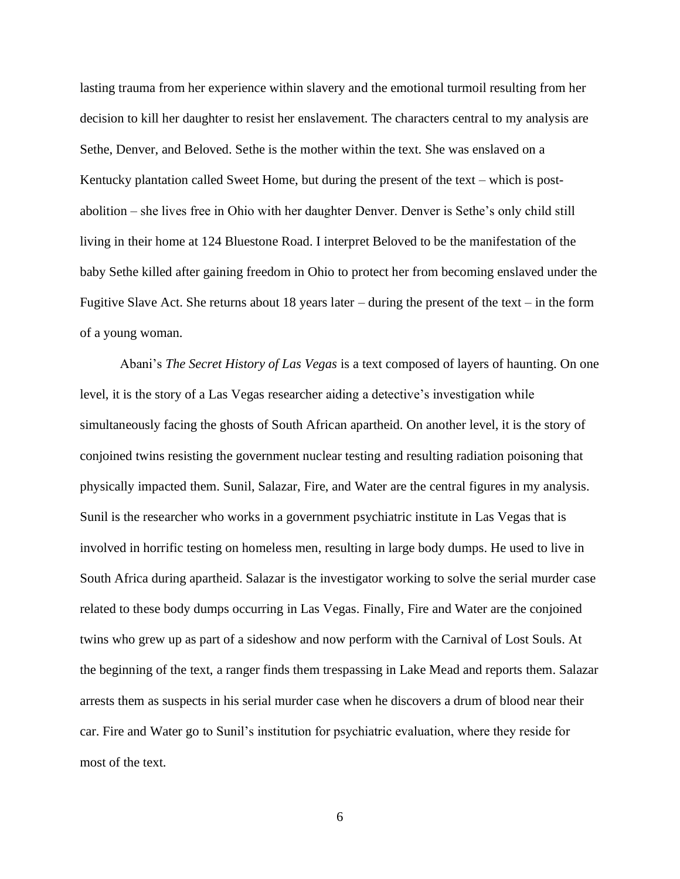lasting trauma from her experience within slavery and the emotional turmoil resulting from her decision to kill her daughter to resist her enslavement. The characters central to my analysis are Sethe, Denver, and Beloved. Sethe is the mother within the text. She was enslaved on a Kentucky plantation called Sweet Home, but during the present of the text – which is post-abolition – she lives free in Ohio with her daughter Denver. Denver is Sethe's only child still living in their home at 124 Bluestone Road. I interpret Beloved to be the manifestation of the baby Sethe killed after gaining freedom in Ohio to protect her from becoming enslaved under the Fugitive Slave Act. She returns about 18 years later – during the present of the text – in the form of a young woman.

Abani's *The Secret History of Las Vegas* is a text composed of layers of haunting. On one level, it is the story of a Las Vegas researcher aiding a detective's investigation while simultaneously facing the ghosts of South African apartheid. On another level, it is the story of conjoined twins resisting the government nuclear testing and resulting radiation poisoning that physically impacted them. Sunil, Salazar, Fire, and Water are the central figures in my analysis. Sunil is the researcher who works in a government psychiatric institute in Las Vegas that is involved in horrific testing on homeless men, resulting in large body dumps. He used to live in South Africa during apartheid. Salazar is the investigator working to solve the serial murder case related to these body dumps occurring in Las Vegas. Finally, Fire and Water are the conjoined twins who grew up as part of a sideshow and now perform with the Carnival of Lost Souls. At the beginning of the text, a ranger finds them trespassing in Lake Mead and reports them. Salazar arrests them as suspects in his serial murder case when he discovers a drum of blood near their car. Fire and Water go to Sunil's institution for psychiatric evaluation, where they reside for most of the text.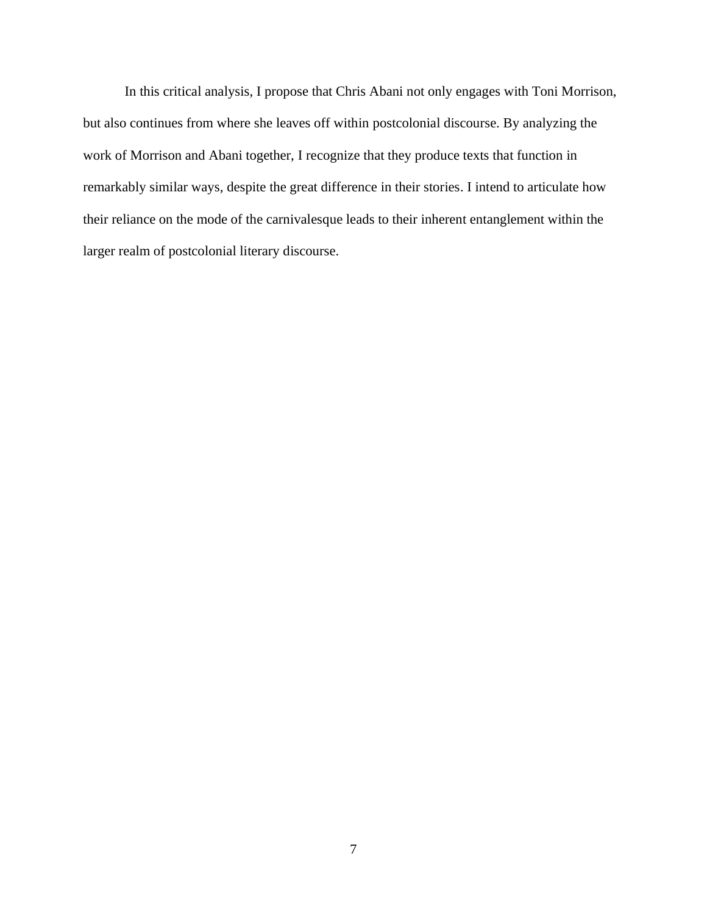In this critical analysis, I propose that Chris Abani not only engages with Toni Morrison, but also continues from where she leaves off within postcolonial discourse. By analyzing the work of Morrison and Abani together, I recognize that they produce texts that function in remarkably similar ways, despite the great difference in their stories. I intend to articulate how their reliance on the mode of the carnivalesque leads to their inherent entanglement within the larger realm of postcolonial literary discourse.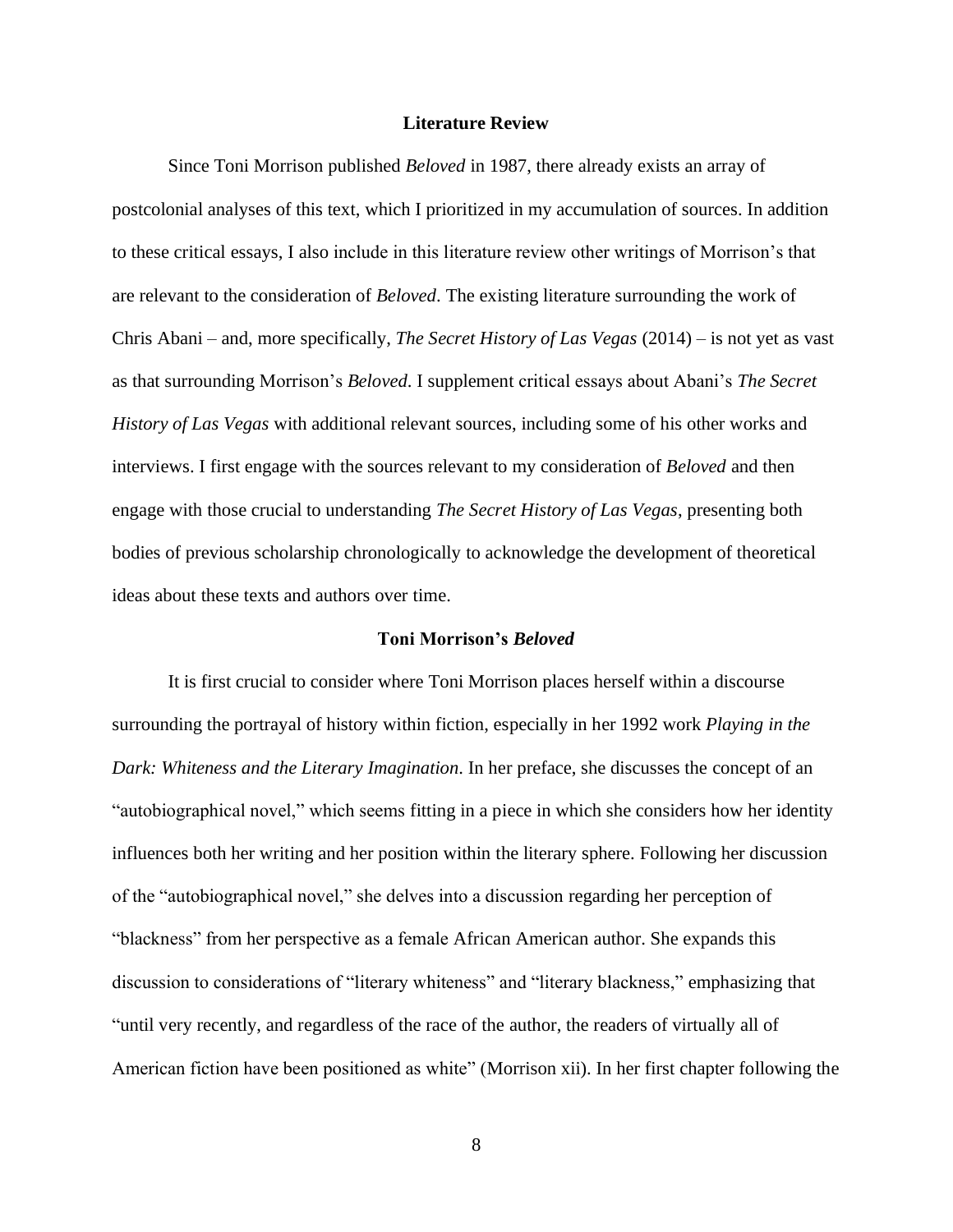## Literature Review

Since Toni Morrison published *Beloved* in 1987, there already exists an array of postcolonial analyses of this text, which I prioritized in my accumulation of sources. In addition to these critical essays, I also include in this literature review other writings of Morrison's that are relevant to the consideration of *Beloved*. The existing literature surrounding the work of Chris Abani – and, more specifically, *The Secret History of Las Vegas* (2014) – is not yet as vast as that surrounding Morrison's *Beloved*. I supplement critical essays about Abani's *The Secret History of Las Vegas* with additional relevant sources, including some of his other works and interviews. I first engage with the sources relevant to my consideration of *Beloved* and then engage with those crucial to understanding *The Secret History of Las Vegas*, presenting both bodies of previous scholarship chronologically to acknowledge the development of theoretical ideas about these texts and authors over time.

### Toni Morrison's *Beloved*

It is first crucial to consider where Toni Morrison places herself within a discourse surrounding the portrayal of history within fiction, especially in her 1992 work *Playing in the Dark: Whiteness and the Literary Imagination*. In her preface, she discusses the concept of an "autobiographical novel," which seems fitting in a piece in which she considers how her identity influences both her writing and her position within the literary sphere. Following her discussion of the "autobiographical novel," she delves into a discussion regarding her perception of "blackness" from her perspective as a female African American author. She expands this discussion to considerations of "literary whiteness" and "literary blackness," emphasizing that "until very recently, and regardless of the race of the author, the readers of virtually all of American fiction have been positioned as white" (Morrison xii). In her first chapter following the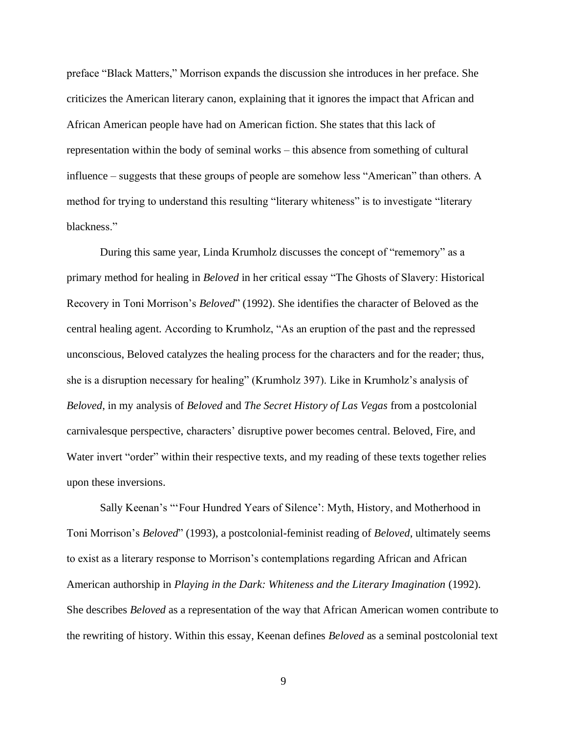preface "Black Matters," Morrison expands the discussion she introduces in her preface. She criticizes the American literary canon, explaining that it ignores the impact that African and African American people have had on American fiction. She states that this lack of representation within the body of seminal works – this absence from something of cultural influence – suggests that these groups of people are somehow less "American" than others. A method for trying to understand this resulting "literary whiteness" is to investigate "literary blackness."

During this same year, Linda Krumholz discusses the concept of "rememory" as a primary method for healing in *Beloved* in her critical essay "The Ghosts of Slavery: Historical Recovery in Toni Morrison's *Beloved*" (1992). She identifies the character of Beloved as the central healing agent. According to Krumholz, "As an eruption of the past and the repressed unconscious, Beloved catalyzes the healing process for the characters and for the reader; thus, she is a disruption necessary for healing" (Krumholz 397). Like in Krumholz's analysis of *Beloved*, in my analysis of *Beloved* and *The Secret History of Las Vegas* from a postcolonial carnivalesque perspective, characters' disruptive power becomes central. Beloved, Fire, and Water invert "order" within their respective texts, and my reading of these texts together relies upon these inversions.

Sally Keenan's "'Four Hundred Years of Silence': Myth, History, and Motherhood in Toni Morrison's *Beloved*" (1993), a postcolonial-feminist reading of *Beloved*, ultimately seems to exist as a literary response to Morrison's contemplations regarding African and African American authorship in *Playing in the Dark: Whiteness and the Literary Imagination* (1992). She describes *Beloved* as a representation of the way that African American women contribute to the rewriting of history. Within this essay, Keenan defines *Beloved* as a seminal postcolonial text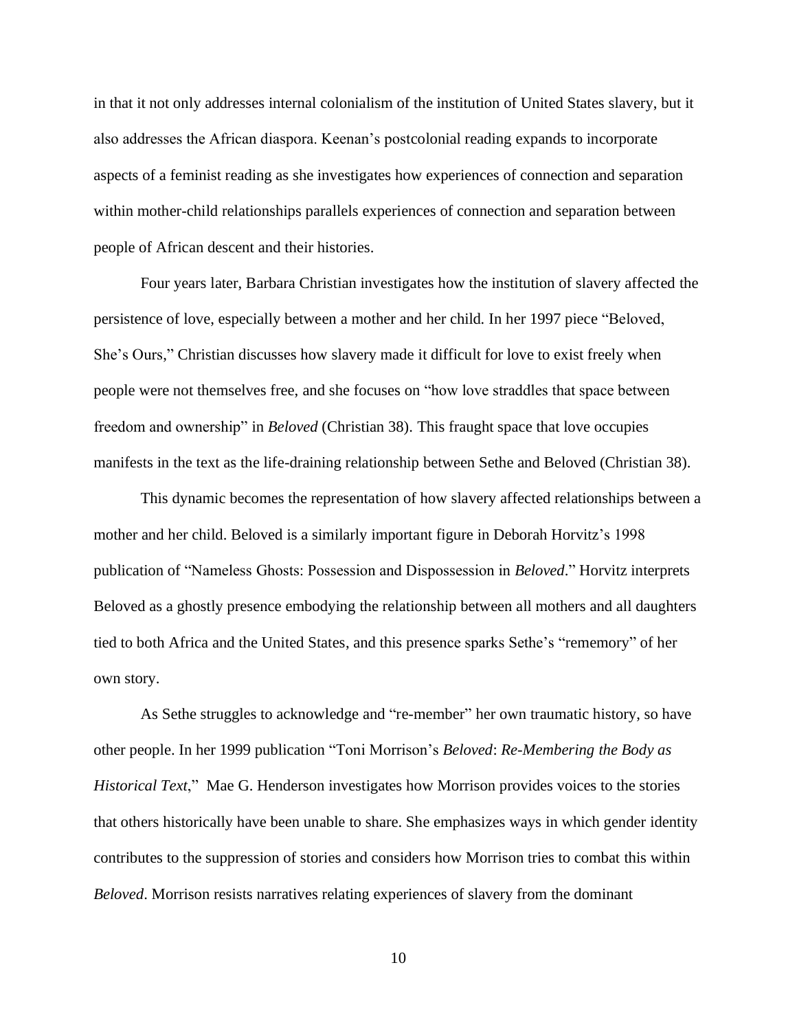in that it not only addresses internal colonialism of the institution of United States slavery, but it also addresses the African diaspora. Keenan's postcolonial reading expands to incorporate aspects of a feminist reading as she investigates how experiences of connection and separation within mother-child relationships parallels experiences of connection and separation between people of African descent and their histories.

Four years later, Barbara Christian investigates how the institution of slavery affected the persistence of love, especially between a mother and her child. In her 1997 piece "Beloved, She's Ours," Christian discusses how slavery made it difficult for love to exist freely when people were not themselves free, and she focuses on "how love straddles that space between freedom and ownership" in *Beloved* (Christian 38). This fraught space that love occupies manifests in the text as the life-draining relationship between Sethe and Beloved (Christian 38).

This dynamic becomes the representation of how slavery affected relationships between a mother and her child. Beloved is a similarly important figure in Deborah Horvitz's 1998 publication of "Nameless Ghosts: Possession and Dispossession in *Beloved*." Horvitz interprets Beloved as a ghostly presence embodying the relationship between all mothers and all daughters tied to both Africa and the United States, and this presence sparks Sethe's "rememory" of her own story.

As Sethe struggles to acknowledge and "re-member" her own traumatic history, so have other people. In her 1999 publication "Toni Morrison's *Beloved*: *Re-Membering the Body as Historical Text*," Mae G. Henderson investigates how Morrison provides voices to the stories that others historically have been unable to share. She emphasizes ways in which gender identity contributes to the suppression of stories and considers how Morrison tries to combat this within *Beloved*. Morrison resists narratives relating experiences of slavery from the dominant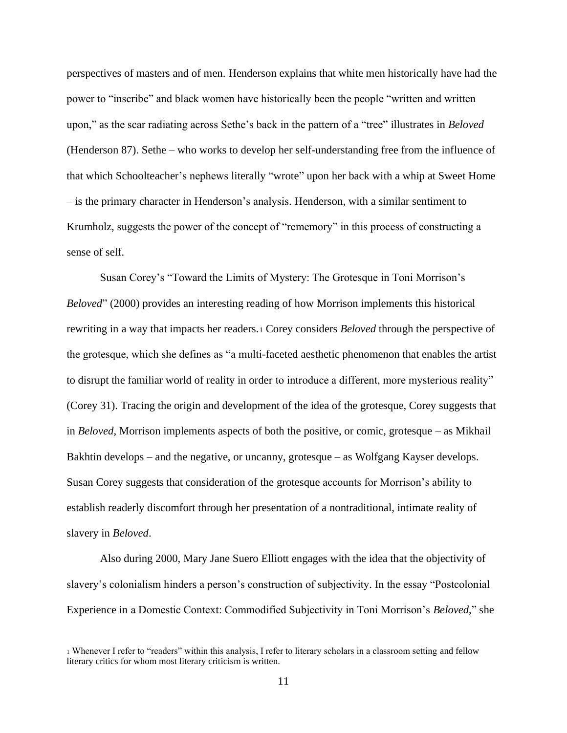perspectives of masters and of men. Henderson explains that white men historically have had the power to "inscribe" and black women have historically been the people "written and written upon," as the scar radiating across Sethe's back in the pattern of a "tree" illustrates in *Beloved* (Henderson 87). Sethe – who works to develop her self-understanding free from the influence of that which Schoolteacher's nephews literally "wrote" upon her back with a whip at Sweet Home – is the primary character in Henderson's analysis. Henderson, with a similar sentiment to Krumholz, suggests the power of the concept of "rememory" in this process of constructing a sense of self.

Susan Corey's "Toward the Limits of Mystery: The Grotesque in Toni Morrison's *Beloved*" (2000) provides an interesting reading of how Morrison implements this historical rewriting in a way that impacts her readers.[1] Corey considers *Beloved* through the perspective of the grotesque, which she defines as "a multi-faceted aesthetic phenomenon that enables the artist to disrupt the familiar world of reality in order to introduce a different, more mysterious reality" (Corey 31). Tracing the origin and development of the idea of the grotesque, Corey suggests that in *Beloved*, Morrison implements aspects of both the positive, or comic, grotesque – as Mikhail Bakhtin develops – and the negative, or uncanny, grotesque – as Wolfgang Kayser develops. Susan Corey suggests that consideration of the grotesque accounts for Morrison's ability to establish readerly discomfort through her presentation of a nontraditional, intimate reality of slavery in *Beloved*.

Also during 2000, Mary Jane Suero Elliott engages with the idea that the objectivity of slavery's colonialism hinders a person's construction of subjectivity. In the essay "Postcolonial Experience in a Domestic Context: Commodified Subjectivity in Toni Morrison's *Beloved*," she

[1] Whenever I refer to "readers" within this analysis, I refer to literary scholars in a classroom setting and fellow literary critics for whom most literary criticism is written.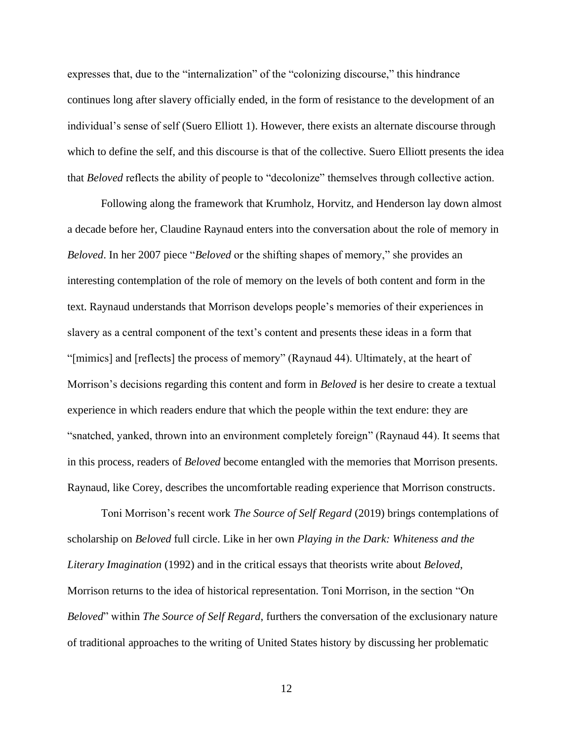expresses that, due to the "internalization" of the "colonizing discourse," this hindrance continues long after slavery officially ended, in the form of resistance to the development of an individual's sense of self (Suero Elliott 1). However, there exists an alternate discourse through which to define the self, and this discourse is that of the collective. Suero Elliott presents the idea that *Beloved* reflects the ability of people to "decolonize" themselves through collective action.

Following along the framework that Krumholz, Horvitz, and Henderson lay down almost a decade before her, Claudine Raynaud enters into the conversation about the role of memory in *Beloved*. In her 2007 piece "*Beloved* or the shifting shapes of memory," she provides an interesting contemplation of the role of memory on the levels of both content and form in the text. Raynaud understands that Morrison develops people's memories of their experiences in slavery as a central component of the text's content and presents these ideas in a form that "[mimics] and [reflects] the process of memory" (Raynaud 44). Ultimately, at the heart of Morrison's decisions regarding this content and form in *Beloved* is her desire to create a textual experience in which readers endure that which the people within the text endure: they are "snatched, yanked, thrown into an environment completely foreign" (Raynaud 44). It seems that in this process, readers of *Beloved* become entangled with the memories that Morrison presents. Raynaud, like Corey, describes the uncomfortable reading experience that Morrison constructs.

Toni Morrison's recent work *The Source of Self Regard* (2019) brings contemplations of scholarship on *Beloved* full circle. Like in her own *Playing in the Dark: Whiteness and the Literary Imagination* (1992) and in the critical essays that theorists write about *Beloved*, Morrison returns to the idea of historical representation. Toni Morrison, in the section "On *Beloved*" within *The Source of Self Regard*, furthers the conversation of the exclusionary nature of traditional approaches to the writing of United States history by discussing her problematic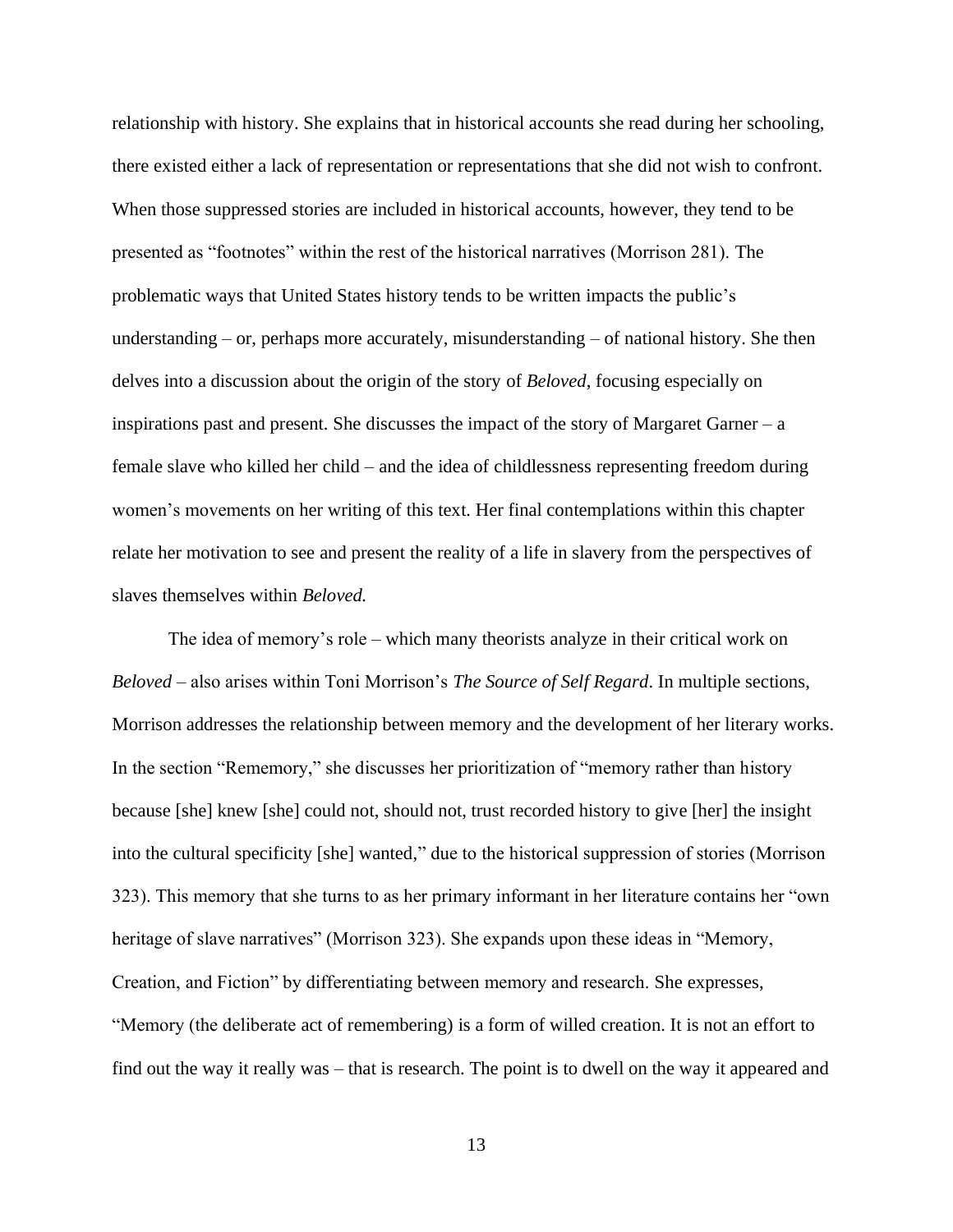relationship with history. She explains that in historical accounts she read during her schooling, there existed either a lack of representation or representations that she did not wish to confront. When those suppressed stories are included in historical accounts, however, they tend to be presented as "footnotes" within the rest of the historical narratives (Morrison 281). The problematic ways that United States history tends to be written impacts the public's understanding – or, perhaps more accurately, misunderstanding – of national history. She then delves into a discussion about the origin of the story of *Beloved*, focusing especially on inspirations past and present. She discusses the impact of the story of Margaret Garner – a female slave who killed her child – and the idea of childlessness representing freedom during women's movements on her writing of this text. Her final contemplations within this chapter relate her motivation to see and present the reality of a life in slavery from the perspectives of slaves themselves within *Beloved.*

The idea of memory's role – which many theorists analyze in their critical work on *Beloved* – also arises within Toni Morrison's *The Source of Self Regard*. In multiple sections, Morrison addresses the relationship between memory and the development of her literary works. In the section "Rememory," she discusses her prioritization of "memory rather than history because [she] knew [she] could not, should not, trust recorded history to give [her] the insight into the cultural specificity [she] wanted," due to the historical suppression of stories (Morrison 323). This memory that she turns to as her primary informant in her literature contains her "own heritage of slave narratives" (Morrison 323). She expands upon these ideas in "Memory, Creation, and Fiction" by differentiating between memory and research. She expresses, "Memory (the deliberate act of remembering) is a form of willed creation. It is not an effort to find out the way it really was – that is research. The point is to dwell on the way it appeared and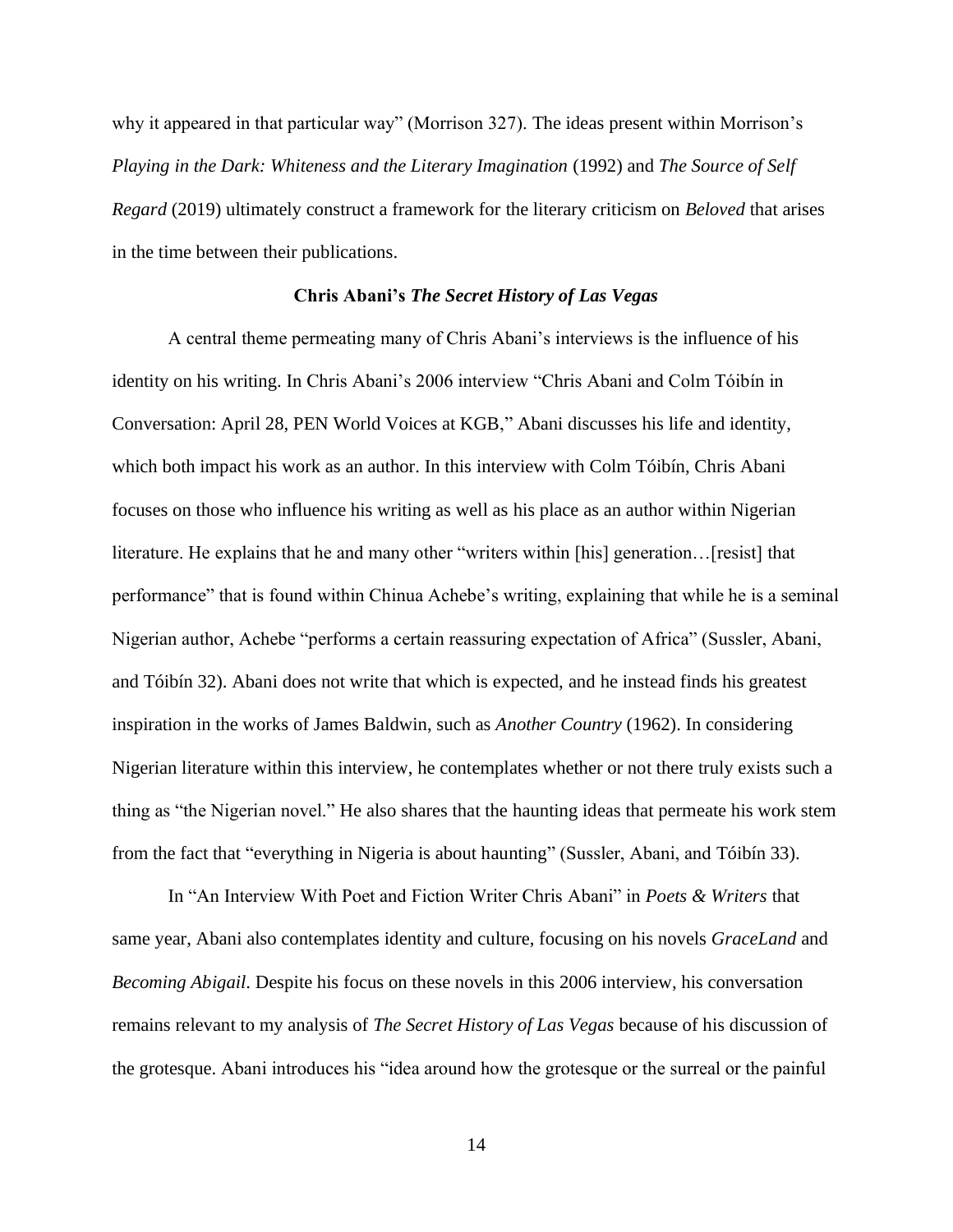why it appeared in that particular way" (Morrison 327). The ideas present within Morrison's *Playing in the Dark: Whiteness and the Literary Imagination* (1992) and *The Source of Self Regard* (2019) ultimately construct a framework for the literary criticism on *Beloved* that arises in the time between their publications.

### Chris Abani's *The Secret History of Las Vegas*

A central theme permeating many of Chris Abani's interviews is the influence of his identity on his writing. In Chris Abani's 2006 interview "Chris Abani and Colm Tóibín in Conversation: April 28, PEN World Voices at KGB," Abani discusses his life and identity, which both impact his work as an author. In this interview with Colm Tóibín, Chris Abani focuses on those who influence his writing as well as his place as an author within Nigerian literature. He explains that he and many other "writers within [his] generation…[resist] that performance" that is found within Chinua Achebe's writing, explaining that while he is a seminal Nigerian author, Achebe "performs a certain reassuring expectation of Africa" (Sussler, Abani, and Tóibín 32). Abani does not write that which is expected, and he instead finds his greatest inspiration in the works of James Baldwin, such as *Another Country* (1962). In considering Nigerian literature within this interview, he contemplates whether or not there truly exists such a thing as "the Nigerian novel." He also shares that the haunting ideas that permeate his work stem from the fact that "everything in Nigeria is about haunting" (Sussler, Abani, and Tóibín 33).

In "An Interview With Poet and Fiction Writer Chris Abani" in *Poets & Writers* that same year, Abani also contemplates identity and culture, focusing on his novels *GraceLand* and *Becoming Abigail*. Despite his focus on these novels in this 2006 interview, his conversation remains relevant to my analysis of *The Secret History of Las Vegas* because of his discussion of the grotesque. Abani introduces his "idea around how the grotesque or the surreal or the painful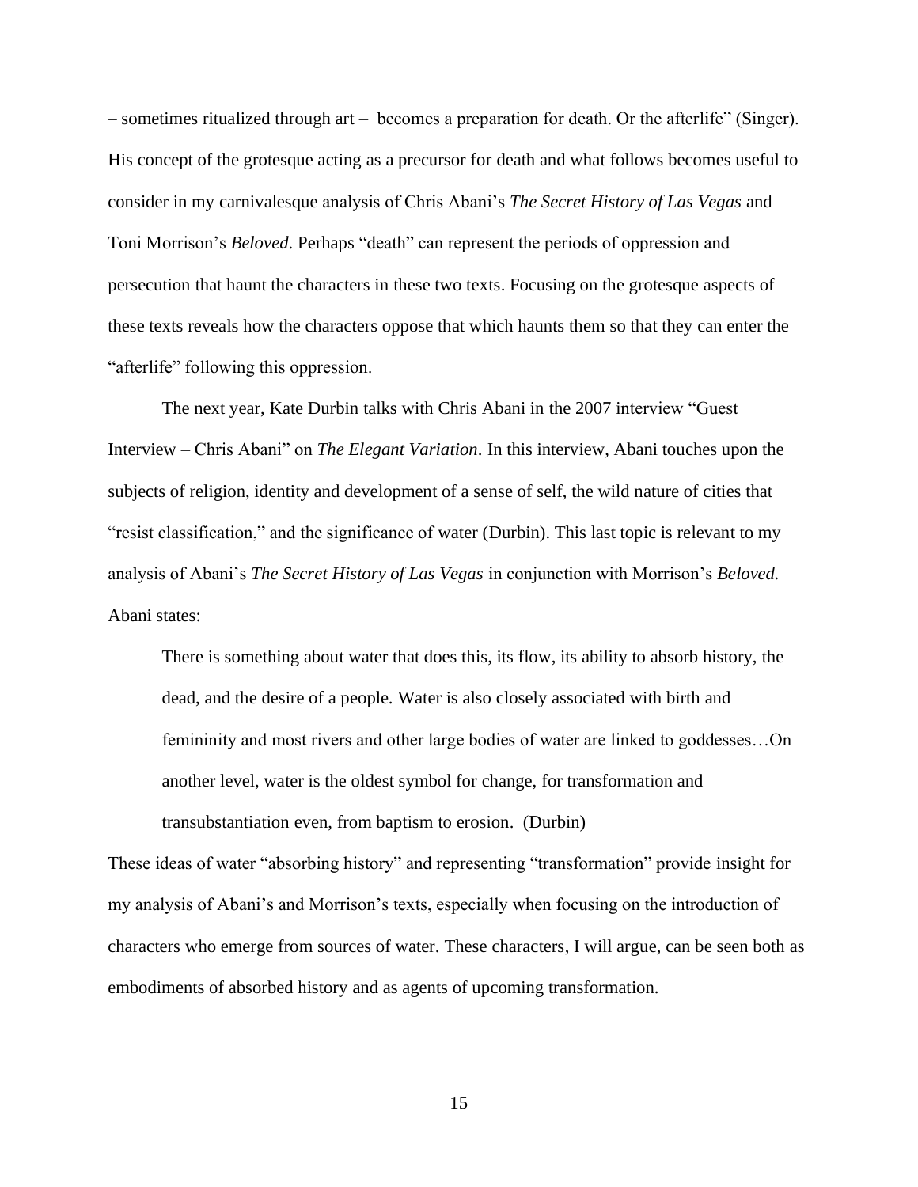– sometimes ritualized through art – becomes a preparation for death. Or the afterlife" (Singer). His concept of the grotesque acting as a precursor for death and what follows becomes useful to consider in my carnivalesque analysis of Chris Abani's *The Secret History of Las Vegas* and Toni Morrison's *Beloved*. Perhaps "death" can represent the periods of oppression and persecution that haunt the characters in these two texts. Focusing on the grotesque aspects of these texts reveals how the characters oppose that which haunts them so that they can enter the "afterlife" following this oppression.

The next year, Kate Durbin talks with Chris Abani in the 2007 interview "Guest Interview – Chris Abani" on *The Elegant Variation*. In this interview, Abani touches upon the subjects of religion, identity and development of a sense of self, the wild nature of cities that "resist classification," and the significance of water (Durbin). This last topic is relevant to my analysis of Abani's *The Secret History of Las Vegas* in conjunction with Morrison's *Beloved.* Abani states:

> There is something about water that does this, its flow, its ability to absorb history, the dead, and the desire of a people. Water is also closely associated with birth and femininity and most rivers and other large bodies of water are linked to goddesses…On another level, water is the oldest symbol for change, for transformation and transubstantiation even, from baptism to erosion. (Durbin)

These ideas of water "absorbing history" and representing "transformation" provide insight for my analysis of Abani's and Morrison's texts, especially when focusing on the introduction of characters who emerge from sources of water. These characters, I will argue, can be seen both as embodiments of absorbed history and as agents of upcoming transformation.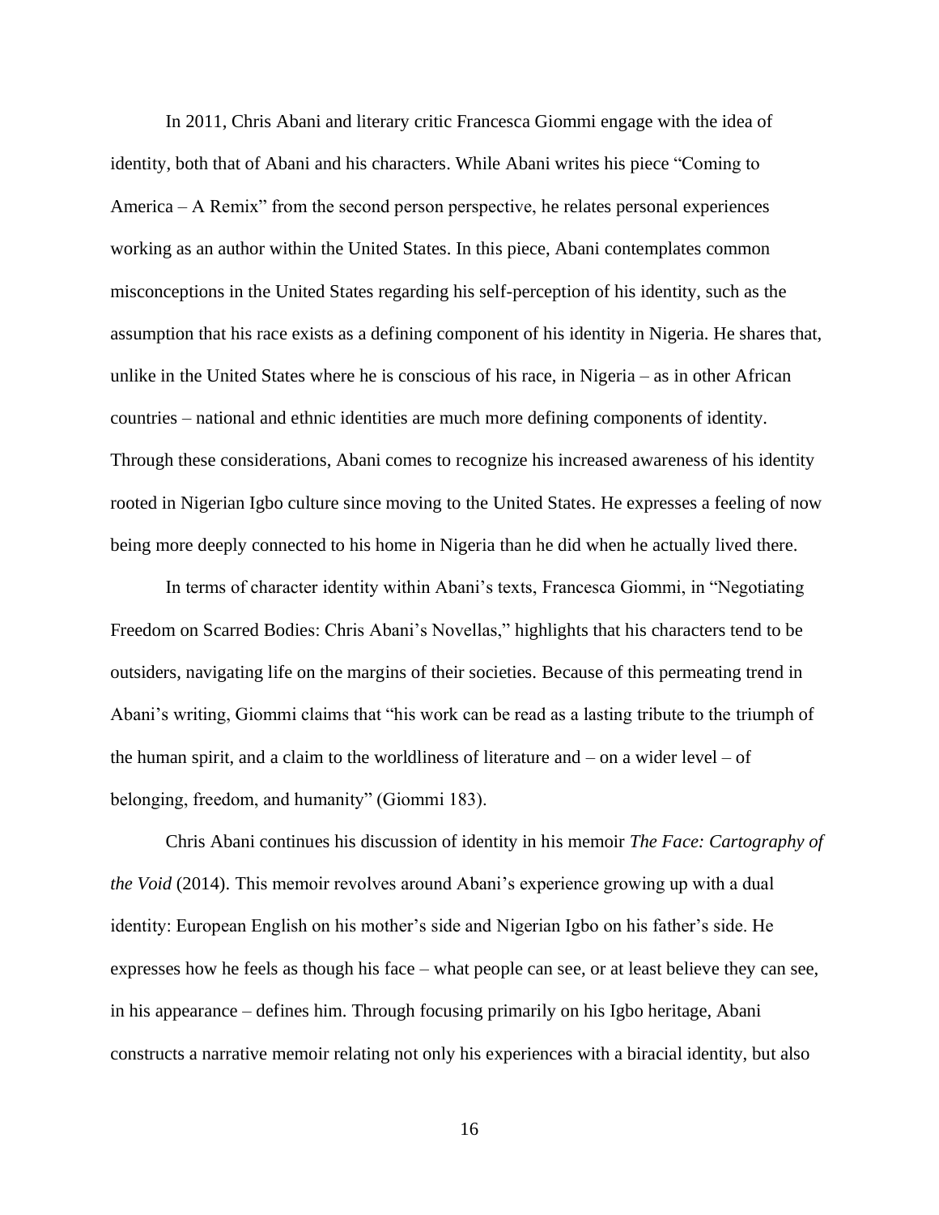In 2011, Chris Abani and literary critic Francesca Giommi engage with the idea of identity, both that of Abani and his characters. While Abani writes his piece "Coming to America – A Remix" from the second person perspective, he relates personal experiences working as an author within the United States. In this piece, Abani contemplates common misconceptions in the United States regarding his self-perception of his identity, such as the assumption that his race exists as a defining component of his identity in Nigeria. He shares that, unlike in the United States where he is conscious of his race, in Nigeria – as in other African countries – national and ethnic identities are much more defining components of identity. Through these considerations, Abani comes to recognize his increased awareness of his identity rooted in Nigerian Igbo culture since moving to the United States. He expresses a feeling of now being more deeply connected to his home in Nigeria than he did when he actually lived there.

In terms of character identity within Abani's texts, Francesca Giommi, in "Negotiating Freedom on Scarred Bodies: Chris Abani's Novellas," highlights that his characters tend to be outsiders, navigating life on the margins of their societies. Because of this permeating trend in Abani's writing, Giommi claims that "his work can be read as a lasting tribute to the triumph of the human spirit, and a claim to the worldliness of literature and – on a wider level – of belonging, freedom, and humanity" (Giommi 183).

Chris Abani continues his discussion of identity in his memoir *The Face: Cartography of the Void* (2014). This memoir revolves around Abani's experience growing up with a dual identity: European English on his mother's side and Nigerian Igbo on his father's side. He expresses how he feels as though his face – what people can see, or at least believe they can see, in his appearance – defines him. Through focusing primarily on his Igbo heritage, Abani constructs a narrative memoir relating not only his experiences with a biracial identity, but also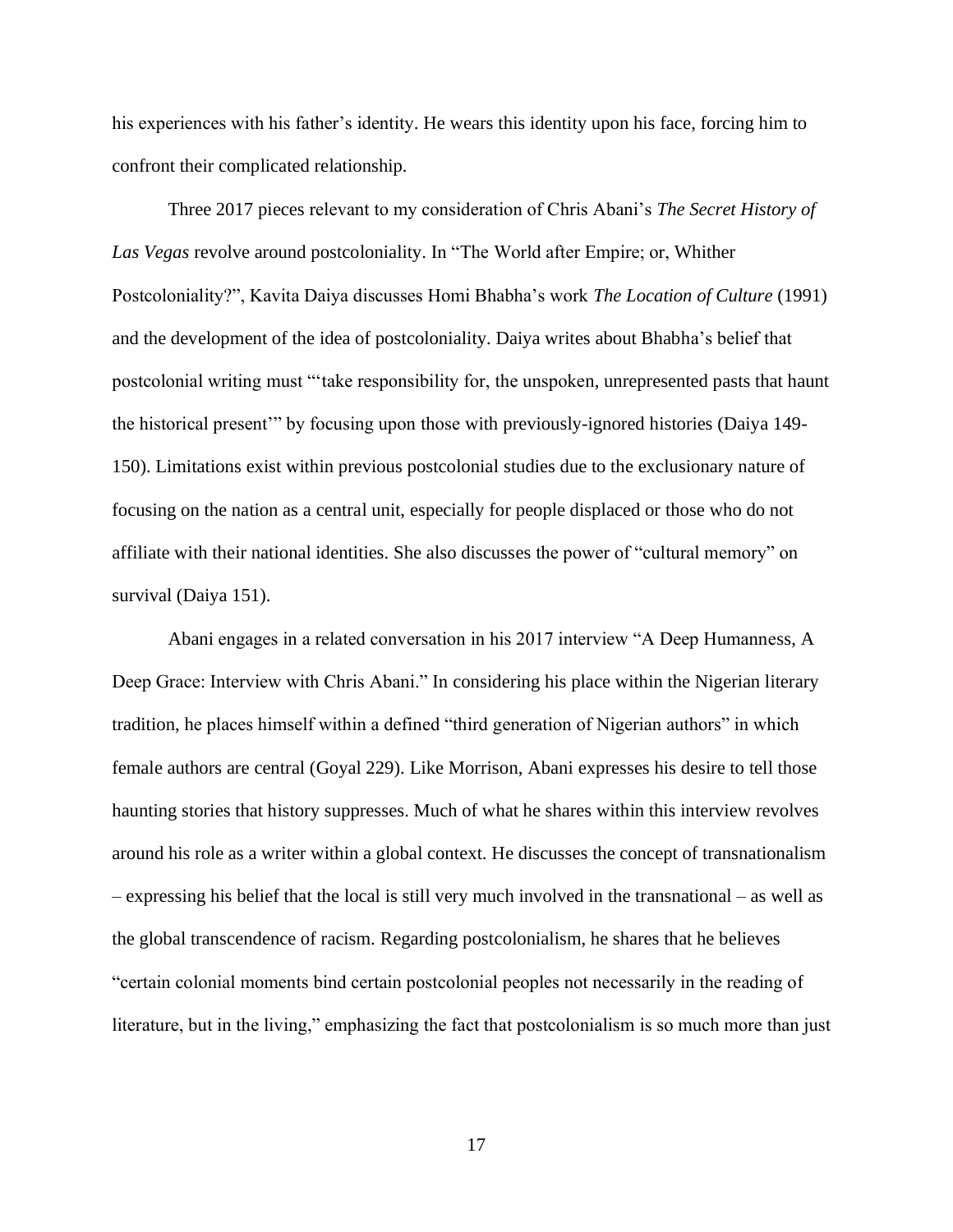his experiences with his father's identity. He wears this identity upon his face, forcing him to confront their complicated relationship.

Three 2017 pieces relevant to my consideration of Chris Abani's *The Secret History of Las Vegas* revolve around postcoloniality. In "The World after Empire; or, Whither Postcoloniality?", Kavita Daiya discusses Homi Bhabha's work *The Location of Culture* (1991) and the development of the idea of postcoloniality. Daiya writes about Bhabha's belief that postcolonial writing must "'take responsibility for, the unspoken, unrepresented pasts that haunt the historical present'" by focusing upon those with previously-ignored histories (Daiya 149-150). Limitations exist within previous postcolonial studies due to the exclusionary nature of focusing on the nation as a central unit, especially for people displaced or those who do not affiliate with their national identities. She also discusses the power of "cultural memory" on survival (Daiya 151).

Abani engages in a related conversation in his 2017 interview "A Deep Humanness, A Deep Grace: Interview with Chris Abani." In considering his place within the Nigerian literary tradition, he places himself within a defined "third generation of Nigerian authors" in which female authors are central (Goyal 229). Like Morrison, Abani expresses his desire to tell those haunting stories that history suppresses. Much of what he shares within this interview revolves around his role as a writer within a global context. He discusses the concept of transnationalism – expressing his belief that the local is still very much involved in the transnational – as well as the global transcendence of racism. Regarding postcolonialism, he shares that he believes "certain colonial moments bind certain postcolonial peoples not necessarily in the reading of literature, but in the living," emphasizing the fact that postcolonialism is so much more than just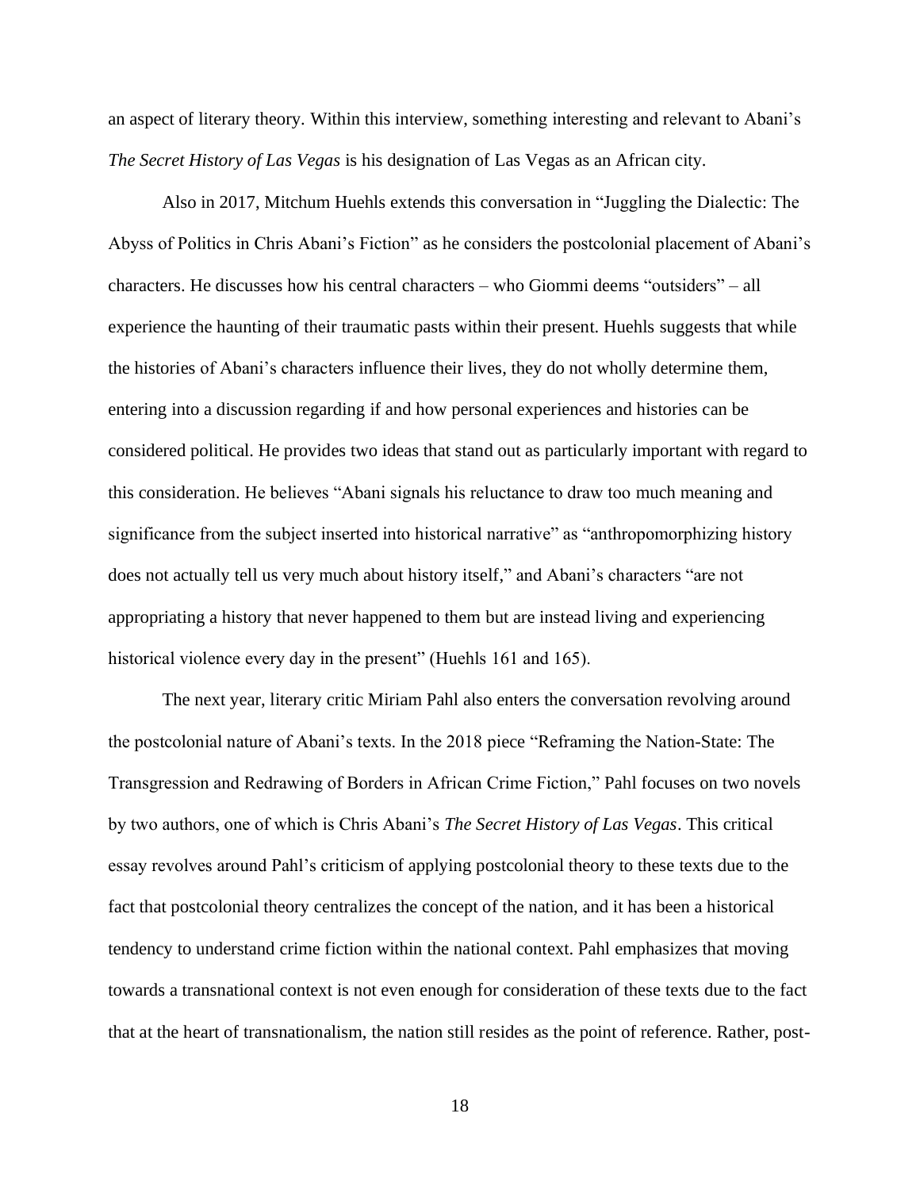an aspect of literary theory. Within this interview, something interesting and relevant to Abani's *The Secret History of Las Vegas* is his designation of Las Vegas as an African city.

Also in 2017, Mitchum Huehls extends this conversation in "Juggling the Dialectic: The Abyss of Politics in Chris Abani's Fiction" as he considers the postcolonial placement of Abani's characters. He discusses how his central characters – who Giommi deems "outsiders" – all experience the haunting of their traumatic pasts within their present. Huehls suggests that while the histories of Abani's characters influence their lives, they do not wholly determine them, entering into a discussion regarding if and how personal experiences and histories can be considered political. He provides two ideas that stand out as particularly important with regard to this consideration. He believes "Abani signals his reluctance to draw too much meaning and significance from the subject inserted into historical narrative" as "anthropomorphizing history does not actually tell us very much about history itself," and Abani's characters "are not appropriating a history that never happened to them but are instead living and experiencing historical violence every day in the present" (Huehls 161 and 165).

The next year, literary critic Miriam Pahl also enters the conversation revolving around the postcolonial nature of Abani's texts. In the 2018 piece "Reframing the Nation-State: The Transgression and Redrawing of Borders in African Crime Fiction," Pahl focuses on two novels by two authors, one of which is Chris Abani's *The Secret History of Las Vegas*. This critical essay revolves around Pahl's criticism of applying postcolonial theory to these texts due to the fact that postcolonial theory centralizes the concept of the nation, and it has been a historical tendency to understand crime fiction within the national context. Pahl emphasizes that moving towards a transnational context is not even enough for consideration of these texts due to the fact that at the heart of transnationalism, the nation still resides as the point of reference. Rather, post-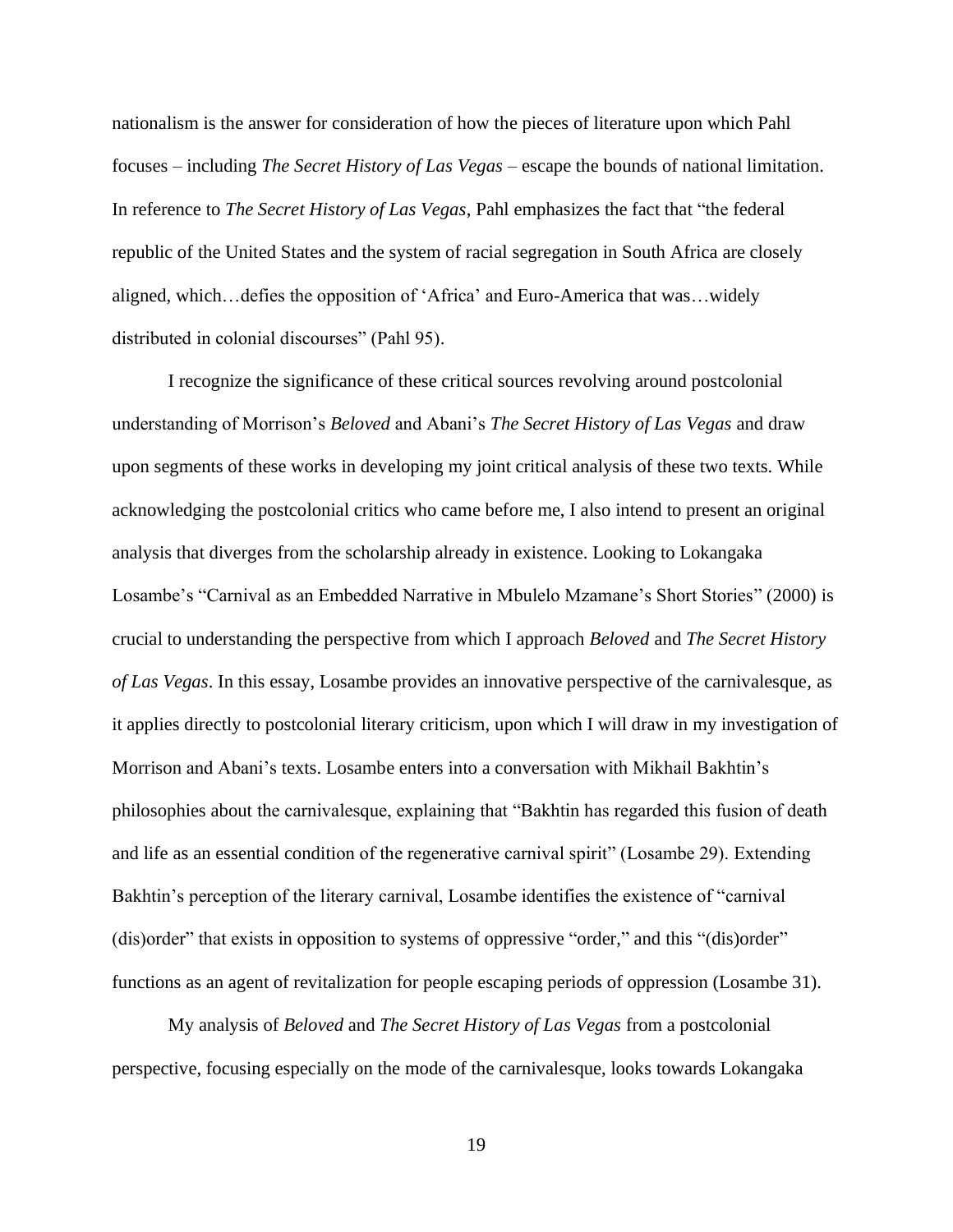nationalism is the answer for consideration of how the pieces of literature upon which Pahl focuses – including *The Secret History of Las Vegas* – escape the bounds of national limitation. In reference to *The Secret History of Las Vegas*, Pahl emphasizes the fact that "the federal republic of the United States and the system of racial segregation in South Africa are closely aligned, which…defies the opposition of 'Africa' and Euro-America that was…widely distributed in colonial discourses" (Pahl 95).

I recognize the significance of these critical sources revolving around postcolonial understanding of Morrison's *Beloved* and Abani's *The Secret History of Las Vegas* and draw upon segments of these works in developing my joint critical analysis of these two texts. While acknowledging the postcolonial critics who came before me, I also intend to present an original analysis that diverges from the scholarship already in existence. Looking to Lokangaka Losambe's "Carnival as an Embedded Narrative in Mbulelo Mzamane's Short Stories" (2000) is crucial to understanding the perspective from which I approach *Beloved* and *The Secret History of Las Vegas*. In this essay, Losambe provides an innovative perspective of the carnivalesque, as it applies directly to postcolonial literary criticism, upon which I will draw in my investigation of Morrison and Abani's texts. Losambe enters into a conversation with Mikhail Bakhtin's philosophies about the carnivalesque, explaining that "Bakhtin has regarded this fusion of death and life as an essential condition of the regenerative carnival spirit" (Losambe 29). Extending Bakhtin's perception of the literary carnival, Losambe identifies the existence of "carnival (dis)order" that exists in opposition to systems of oppressive "order," and this "(dis)order" functions as an agent of revitalization for people escaping periods of oppression (Losambe 31).

My analysis of *Beloved* and *The Secret History of Las Vegas* from a postcolonial perspective, focusing especially on the mode of the carnivalesque, looks towards Lokangaka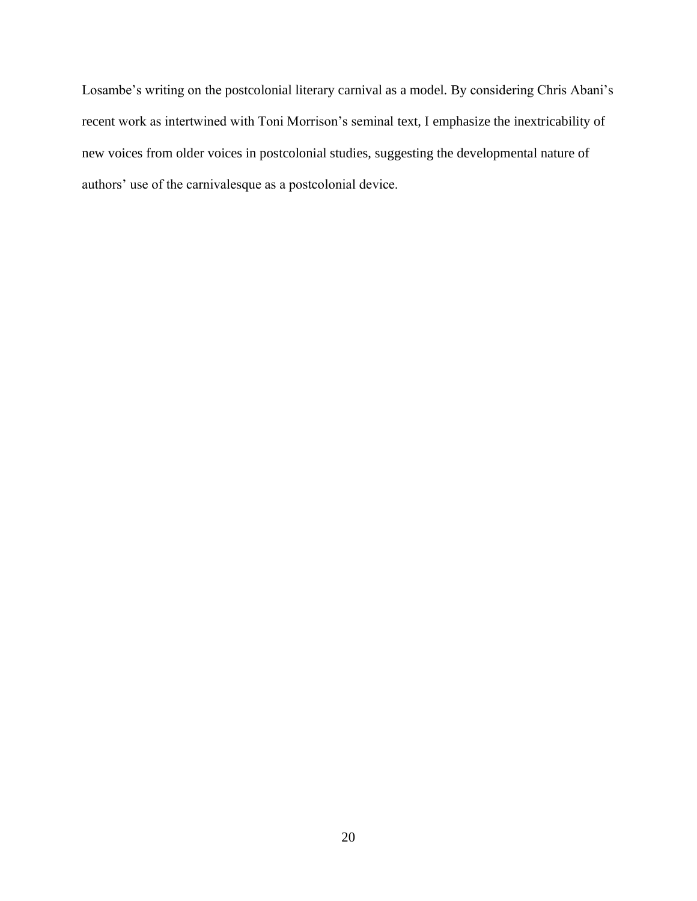Losambe's writing on the postcolonial literary carnival as a model. By considering Chris Abani's recent work as intertwined with Toni Morrison's seminal text, I emphasize the inextricability of new voices from older voices in postcolonial studies, suggesting the developmental nature of authors' use of the carnivalesque as a postcolonial device.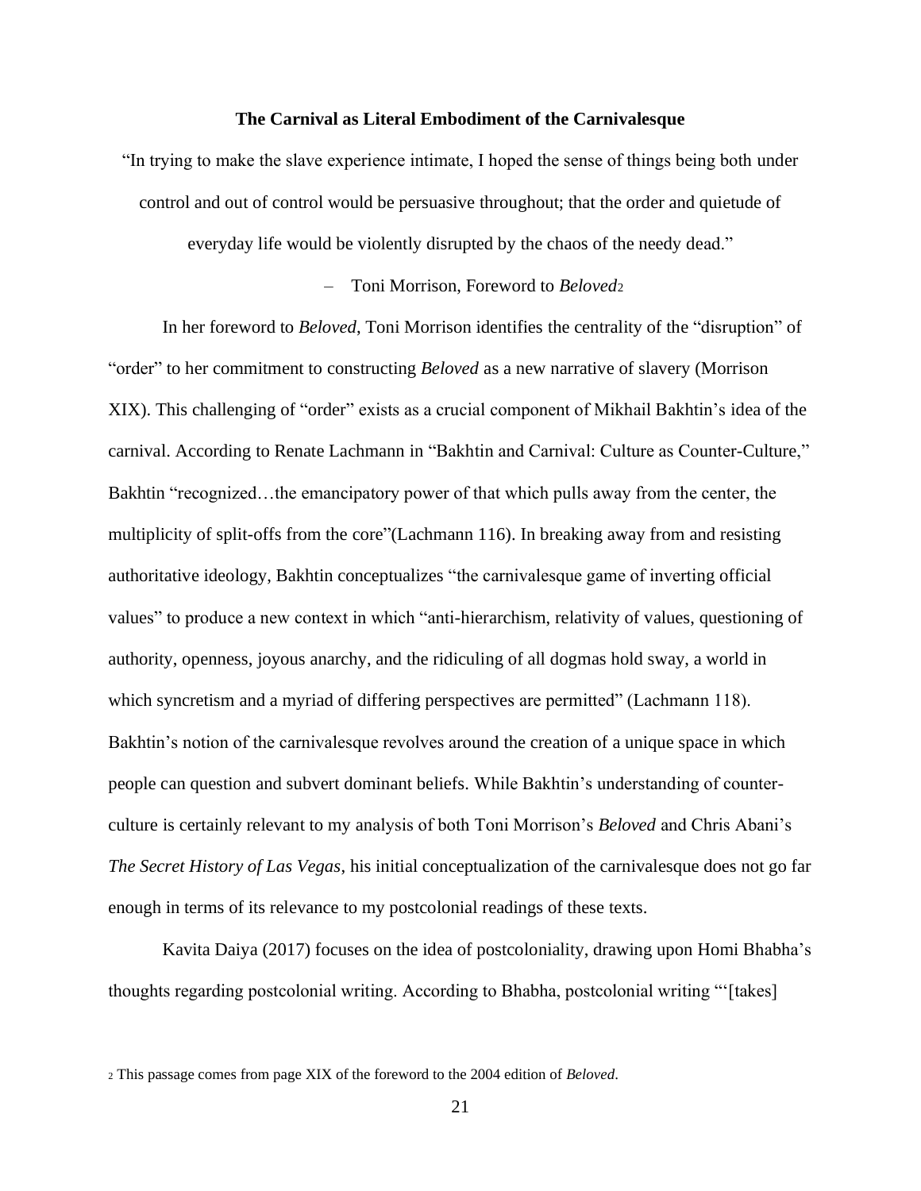### The Carnival as Literal Embodiment of the Carnivalesque

"In trying to make the slave experience intimate, I hoped the sense of things being both under control and out of control would be persuasive throughout; that the order and quietude of everyday life would be violently disrupted by the chaos of the needy dead."

– Toni Morrison, Foreword to *Beloved*[2]

In her foreword to *Beloved*, Toni Morrison identifies the centrality of the "disruption" of "order" to her commitment to constructing *Beloved* as a new narrative of slavery (Morrison XIX). This challenging of "order" exists as a crucial component of Mikhail Bakhtin's idea of the carnival. According to Renate Lachmann in "Bakhtin and Carnival: Culture as Counter-Culture," Bakhtin "recognized…the emancipatory power of that which pulls away from the center, the multiplicity of split-offs from the core"(Lachmann 116). In breaking away from and resisting authoritative ideology, Bakhtin conceptualizes "the carnivalesque game of inverting official values" to produce a new context in which "anti-hierarchism, relativity of values, questioning of authority, openness, joyous anarchy, and the ridiculing of all dogmas hold sway, a world in which syncretism and a myriad of differing perspectives are permitted" (Lachmann 118). Bakhtin's notion of the carnivalesque revolves around the creation of a unique space in which people can question and subvert dominant beliefs. While Bakhtin's understanding of counter-culture is certainly relevant to my analysis of both Toni Morrison's *Beloved* and Chris Abani's *The Secret History of Las Vegas*, his initial conceptualization of the carnivalesque does not go far enough in terms of its relevance to my postcolonial readings of these texts.

Kavita Daiya (2017) focuses on the idea of postcoloniality, drawing upon Homi Bhabha's thoughts regarding postcolonial writing. According to Bhabha, postcolonial writing "'[takes]

[2] This passage comes from page XIX of the foreword to the 2004 edition of *Beloved*.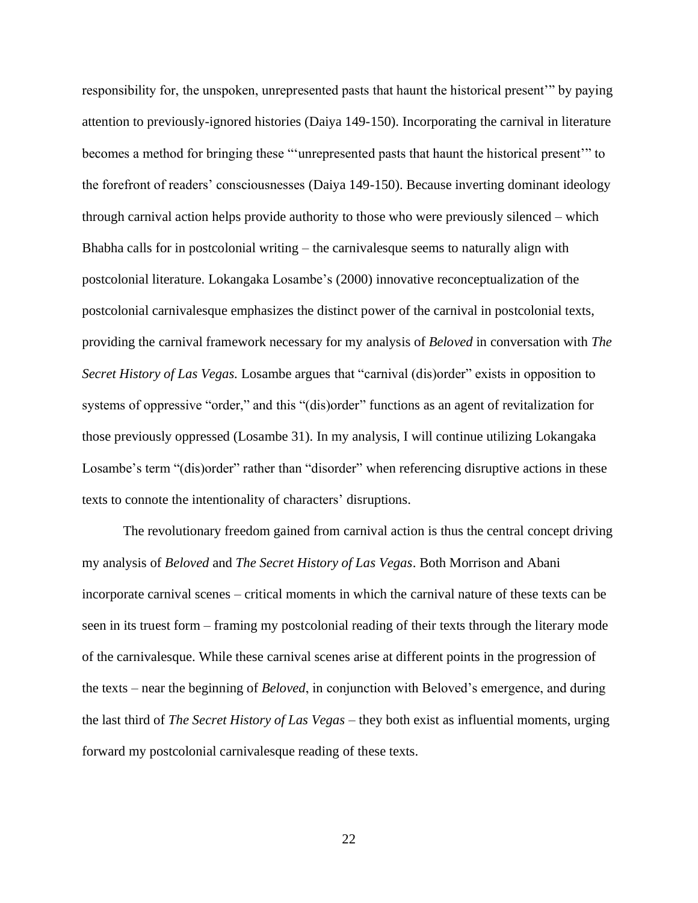responsibility for, the unspoken, unrepresented pasts that haunt the historical present'" by paying attention to previously-ignored histories (Daiya 149-150). Incorporating the carnival in literature becomes a method for bringing these "'unrepresented pasts that haunt the historical present'" to the forefront of readers' consciousnesses (Daiya 149-150). Because inverting dominant ideology through carnival action helps provide authority to those who were previously silenced – which Bhabha calls for in postcolonial writing – the carnivalesque seems to naturally align with postcolonial literature. Lokangaka Losambe's (2000) innovative reconceptualization of the postcolonial carnivalesque emphasizes the distinct power of the carnival in postcolonial texts, providing the carnival framework necessary for my analysis of *Beloved* in conversation with *The Secret History of Las Vegas.* Losambe argues that "carnival (dis)order" exists in opposition to systems of oppressive "order," and this "(dis)order" functions as an agent of revitalization for those previously oppressed (Losambe 31). In my analysis, I will continue utilizing Lokangaka Losambe's term "(dis)order" rather than "disorder" when referencing disruptive actions in these texts to connote the intentionality of characters' disruptions.

The revolutionary freedom gained from carnival action is thus the central concept driving my analysis of *Beloved* and *The Secret History of Las Vegas*. Both Morrison and Abani incorporate carnival scenes – critical moments in which the carnival nature of these texts can be seen in its truest form – framing my postcolonial reading of their texts through the literary mode of the carnivalesque. While these carnival scenes arise at different points in the progression of the texts – near the beginning of *Beloved*, in conjunction with Beloved's emergence, and during the last third of *The Secret History of Las Vegas* – they both exist as influential moments, urging forward my postcolonial carnivalesque reading of these texts.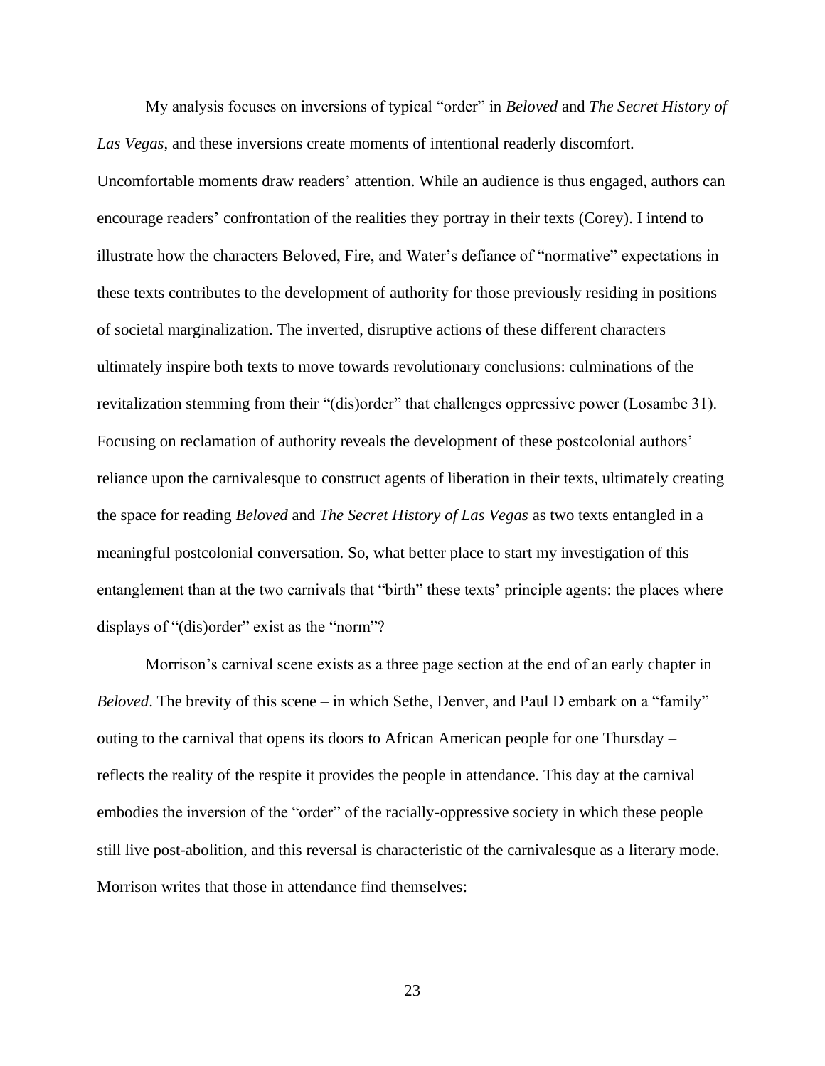My analysis focuses on inversions of typical "order" in *Beloved* and *The Secret History of Las Vegas*, and these inversions create moments of intentional readerly discomfort. Uncomfortable moments draw readers' attention. While an audience is thus engaged, authors can encourage readers' confrontation of the realities they portray in their texts (Corey). I intend to illustrate how the characters Beloved, Fire, and Water's defiance of "normative" expectations in these texts contributes to the development of authority for those previously residing in positions of societal marginalization. The inverted, disruptive actions of these different characters ultimately inspire both texts to move towards revolutionary conclusions: culminations of the revitalization stemming from their "(dis)order" that challenges oppressive power (Losambe 31). Focusing on reclamation of authority reveals the development of these postcolonial authors' reliance upon the carnivalesque to construct agents of liberation in their texts, ultimately creating the space for reading *Beloved* and *The Secret History of Las Vegas* as two texts entangled in a meaningful postcolonial conversation. So, what better place to start my investigation of this entanglement than at the two carnivals that "birth" these texts' principle agents: the places where displays of "(dis)order" exist as the "norm"?

Morrison's carnival scene exists as a three page section at the end of an early chapter in *Beloved*. The brevity of this scene – in which Sethe, Denver, and Paul D embark on a "family" outing to the carnival that opens its doors to African American people for one Thursday – reflects the reality of the respite it provides the people in attendance. This day at the carnival embodies the inversion of the "order" of the racially-oppressive society in which these people still live post-abolition, and this reversal is characteristic of the carnivalesque as a literary mode. Morrison writes that those in attendance find themselves: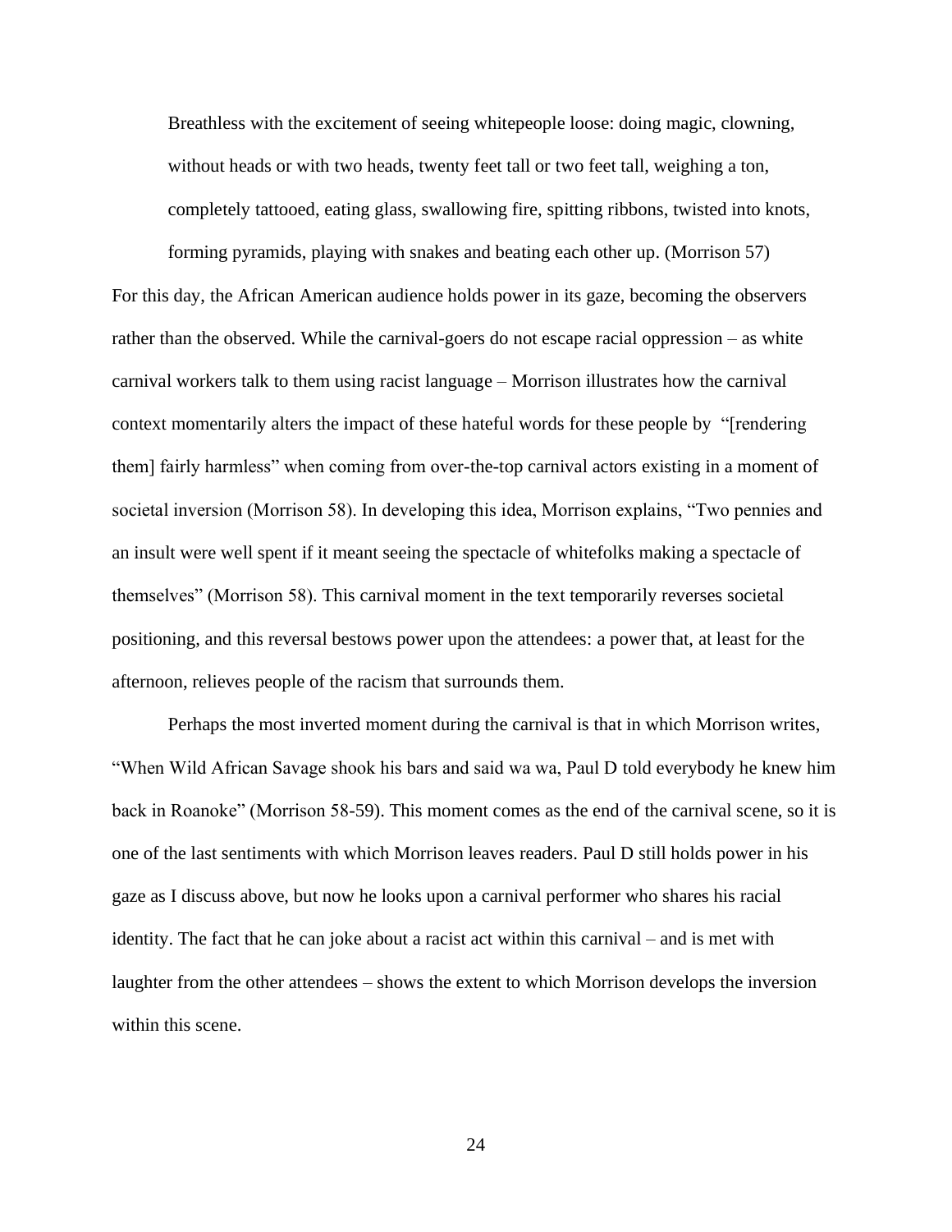> Breathless with the excitement of seeing whitepeople loose: doing magic, clowning, without heads or with two heads, twenty feet tall or two feet tall, weighing a ton, completely tattooed, eating glass, swallowing fire, spitting ribbons, twisted into knots, forming pyramids, playing with snakes and beating each other up. (Morrison 57)

For this day, the African American audience holds power in its gaze, becoming the observers rather than the observed. While the carnival-goers do not escape racial oppression – as white carnival workers talk to them using racist language – Morrison illustrates how the carnival context momentarily alters the impact of these hateful words for these people by "[rendering them] fairly harmless" when coming from over-the-top carnival actors existing in a moment of societal inversion (Morrison 58). In developing this idea, Morrison explains, "Two pennies and an insult were well spent if it meant seeing the spectacle of whitefolks making a spectacle of themselves" (Morrison 58). This carnival moment in the text temporarily reverses societal positioning, and this reversal bestows power upon the attendees: a power that, at least for the afternoon, relieves people of the racism that surrounds them.

Perhaps the most inverted moment during the carnival is that in which Morrison writes, "When Wild African Savage shook his bars and said wa wa, Paul D told everybody he knew him back in Roanoke" (Morrison 58-59). This moment comes as the end of the carnival scene, so it is one of the last sentiments with which Morrison leaves readers. Paul D still holds power in his gaze as I discuss above, but now he looks upon a carnival performer who shares his racial identity. The fact that he can joke about a racist act within this carnival – and is met with laughter from the other attendees – shows the extent to which Morrison develops the inversion within this scene.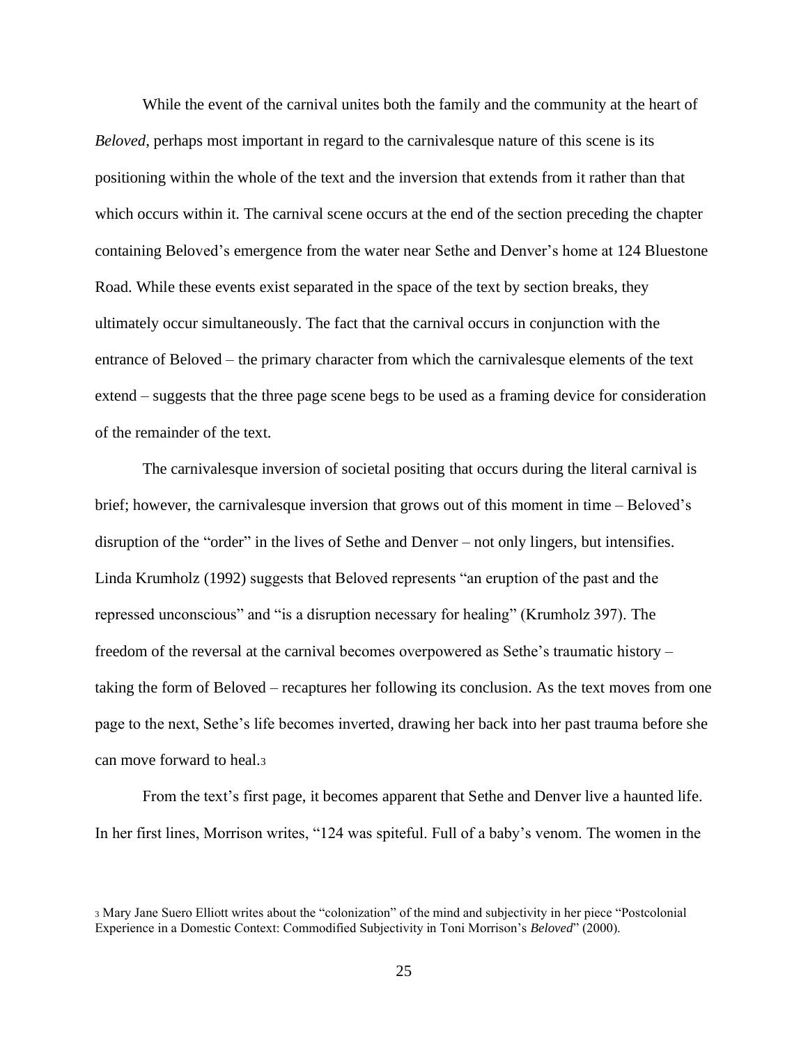While the event of the carnival unites both the family and the community at the heart of *Beloved*, perhaps most important in regard to the carnivalesque nature of this scene is its positioning within the whole of the text and the inversion that extends from it rather than that which occurs within it. The carnival scene occurs at the end of the section preceding the chapter containing Beloved's emergence from the water near Sethe and Denver's home at 124 Bluestone Road. While these events exist separated in the space of the text by section breaks, they ultimately occur simultaneously. The fact that the carnival occurs in conjunction with the entrance of Beloved – the primary character from which the carnivalesque elements of the text extend – suggests that the three page scene begs to be used as a framing device for consideration of the remainder of the text.

The carnivalesque inversion of societal positing that occurs during the literal carnival is brief; however, the carnivalesque inversion that grows out of this moment in time – Beloved's disruption of the "order" in the lives of Sethe and Denver – not only lingers, but intensifies. Linda Krumholz (1992) suggests that Beloved represents "an eruption of the past and the repressed unconscious" and "is a disruption necessary for healing" (Krumholz 397). The freedom of the reversal at the carnival becomes overpowered as Sethe's traumatic history – taking the form of Beloved – recaptures her following its conclusion. As the text moves from one page to the next, Sethe's life becomes inverted, drawing her back into her past trauma before she can move forward to heal.[3]

From the text's first page, it becomes apparent that Sethe and Denver live a haunted life. In her first lines, Morrison writes, "124 was spiteful. Full of a baby's venom. The women in the

[3] Mary Jane Suero Elliott writes about the "colonization" of the mind and subjectivity in her piece "Postcolonial Experience in a Domestic Context: Commodified Subjectivity in Toni Morrison's *Beloved*" (2000).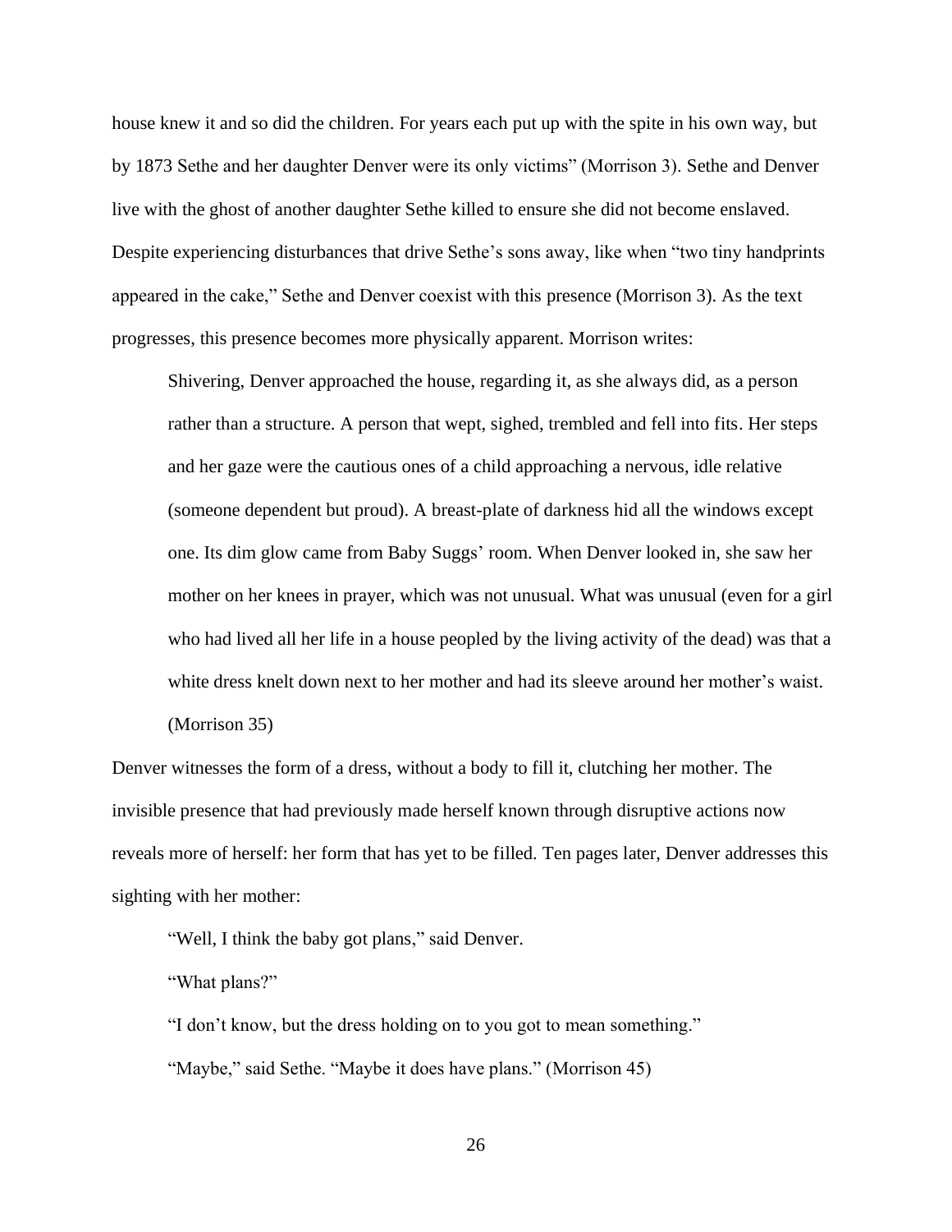house knew it and so did the children. For years each put up with the spite in his own way, but by 1873 Sethe and her daughter Denver were its only victims" (Morrison 3). Sethe and Denver live with the ghost of another daughter Sethe killed to ensure she did not become enslaved. Despite experiencing disturbances that drive Sethe's sons away, like when "two tiny handprints appeared in the cake," Sethe and Denver coexist with this presence (Morrison 3). As the text progresses, this presence becomes more physically apparent. Morrison writes:

> Shivering, Denver approached the house, regarding it, as she always did, as a person rather than a structure. A person that wept, sighed, trembled and fell into fits. Her steps and her gaze were the cautious ones of a child approaching a nervous, idle relative (someone dependent but proud). A breast-plate of darkness hid all the windows except one. Its dim glow came from Baby Suggs' room. When Denver looked in, she saw her mother on her knees in prayer, which was not unusual. What was unusual (even for a girl who had lived all her life in a house peopled by the living activity of the dead) was that a white dress knelt down next to her mother and had its sleeve around her mother's waist. (Morrison 35)

Denver witnesses the form of a dress, without a body to fill it, clutching her mother. The invisible presence that had previously made herself known through disruptive actions now reveals more of herself: her form that has yet to be filled. Ten pages later, Denver addresses this sighting with her mother:

> "Well, I think the baby got plans," said Denver.
>
> "What plans?"
>
> "I don't know, but the dress holding on to you got to mean something."
>
> "Maybe," said Sethe. "Maybe it does have plans." (Morrison 45)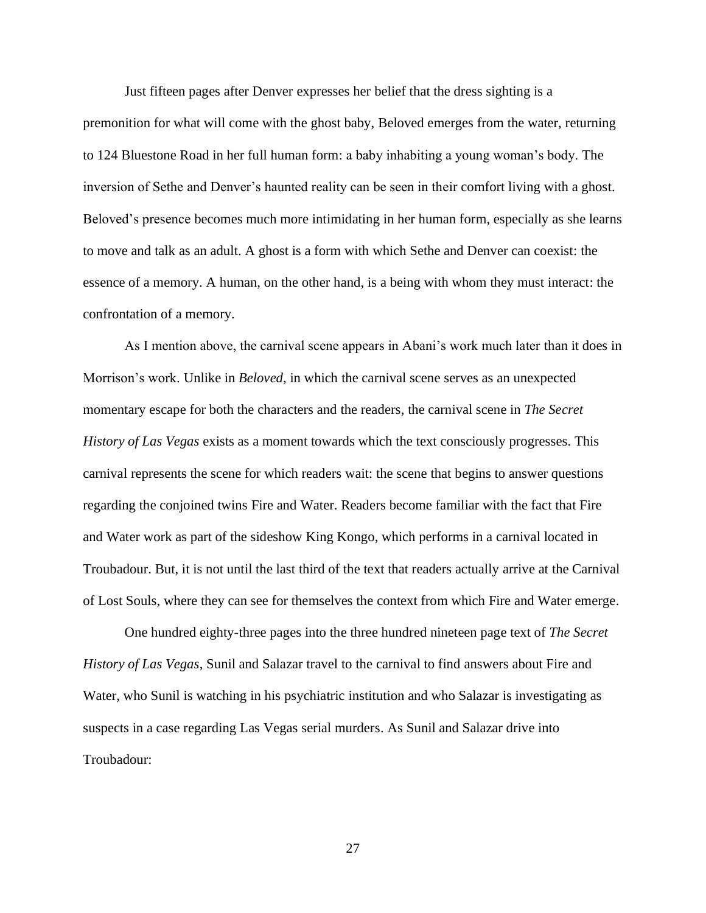Just fifteen pages after Denver expresses her belief that the dress sighting is a premonition for what will come with the ghost baby, Beloved emerges from the water, returning to 124 Bluestone Road in her full human form: a baby inhabiting a young woman's body. The inversion of Sethe and Denver's haunted reality can be seen in their comfort living with a ghost. Beloved's presence becomes much more intimidating in her human form, especially as she learns to move and talk as an adult. A ghost is a form with which Sethe and Denver can coexist: the essence of a memory. A human, on the other hand, is a being with whom they must interact: the confrontation of a memory.

As I mention above, the carnival scene appears in Abani's work much later than it does in Morrison's work. Unlike in *Beloved*, in which the carnival scene serves as an unexpected momentary escape for both the characters and the readers, the carnival scene in *The Secret History of Las Vegas* exists as a moment towards which the text consciously progresses. This carnival represents the scene for which readers wait: the scene that begins to answer questions regarding the conjoined twins Fire and Water. Readers become familiar with the fact that Fire and Water work as part of the sideshow King Kongo, which performs in a carnival located in Troubadour. But, it is not until the last third of the text that readers actually arrive at the Carnival of Lost Souls, where they can see for themselves the context from which Fire and Water emerge.

One hundred eighty-three pages into the three hundred nineteen page text of *The Secret History of Las Vegas*, Sunil and Salazar travel to the carnival to find answers about Fire and Water, who Sunil is watching in his psychiatric institution and who Salazar is investigating as suspects in a case regarding Las Vegas serial murders. As Sunil and Salazar drive into Troubadour: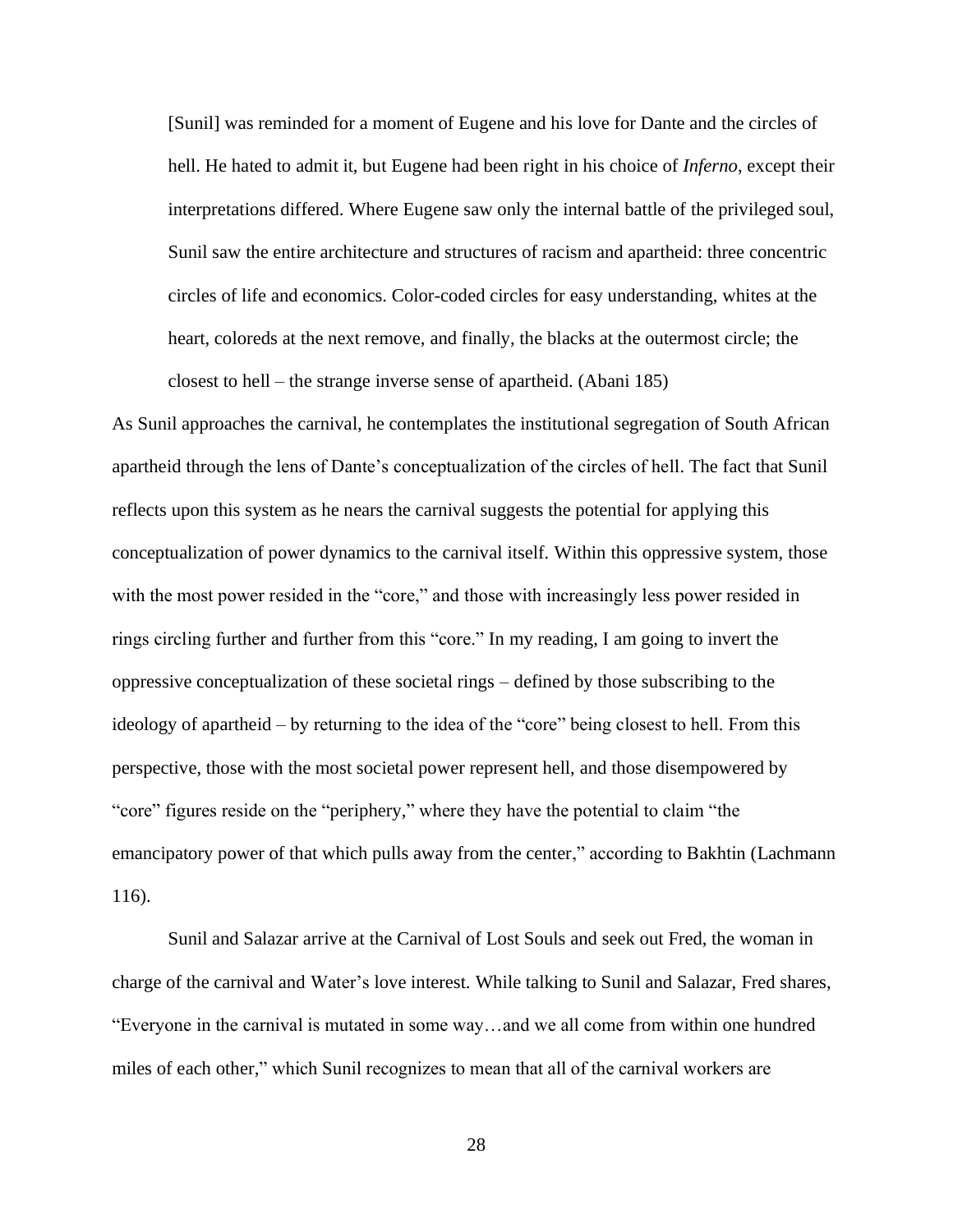> [Sunil] was reminded for a moment of Eugene and his love for Dante and the circles of hell. He hated to admit it, but Eugene had been right in his choice of *Inferno*, except their interpretations differed. Where Eugene saw only the internal battle of the privileged soul, Sunil saw the entire architecture and structures of racism and apartheid: three concentric circles of life and economics. Color-coded circles for easy understanding, whites at the heart, coloreds at the next remove, and finally, the blacks at the outermost circle; the closest to hell – the strange inverse sense of apartheid. (Abani 185)

As Sunil approaches the carnival, he contemplates the institutional segregation of South African apartheid through the lens of Dante's conceptualization of the circles of hell. The fact that Sunil reflects upon this system as he nears the carnival suggests the potential for applying this conceptualization of power dynamics to the carnival itself. Within this oppressive system, those with the most power resided in the "core," and those with increasingly less power resided in rings circling further and further from this "core." In my reading, I am going to invert the oppressive conceptualization of these societal rings – defined by those subscribing to the ideology of apartheid – by returning to the idea of the "core" being closest to hell. From this perspective, those with the most societal power represent hell, and those disempowered by "core" figures reside on the "periphery," where they have the potential to claim "the emancipatory power of that which pulls away from the center," according to Bakhtin (Lachmann 116).

Sunil and Salazar arrive at the Carnival of Lost Souls and seek out Fred, the woman in charge of the carnival and Water's love interest. While talking to Sunil and Salazar, Fred shares, "Everyone in the carnival is mutated in some way…and we all come from within one hundred miles of each other," which Sunil recognizes to mean that all of the carnival workers are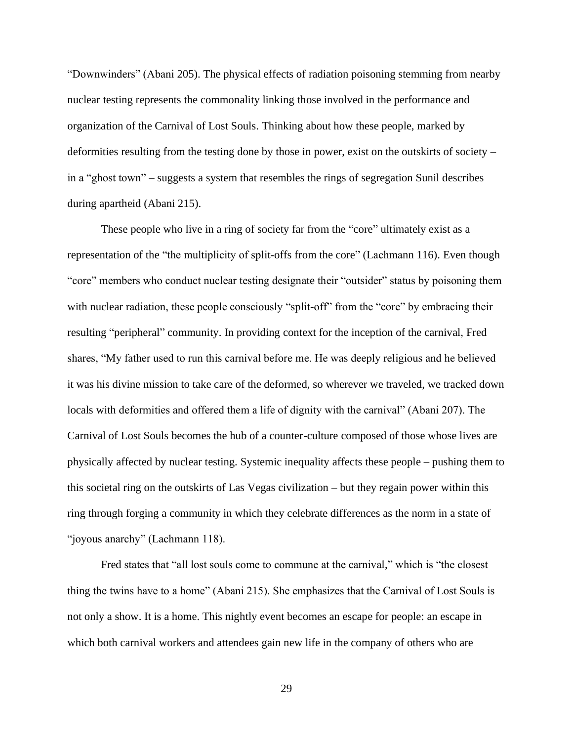"Downwinders" (Abani 205). The physical effects of radiation poisoning stemming from nearby nuclear testing represents the commonality linking those involved in the performance and organization of the Carnival of Lost Souls. Thinking about how these people, marked by deformities resulting from the testing done by those in power, exist on the outskirts of society – in a "ghost town" – suggests a system that resembles the rings of segregation Sunil describes during apartheid (Abani 215).

These people who live in a ring of society far from the "core" ultimately exist as a representation of the "the multiplicity of split-offs from the core" (Lachmann 116). Even though "core" members who conduct nuclear testing designate their "outsider" status by poisoning them with nuclear radiation, these people consciously "split-off" from the "core" by embracing their resulting "peripheral" community. In providing context for the inception of the carnival, Fred shares, "My father used to run this carnival before me. He was deeply religious and he believed it was his divine mission to take care of the deformed, so wherever we traveled, we tracked down locals with deformities and offered them a life of dignity with the carnival" (Abani 207). The Carnival of Lost Souls becomes the hub of a counter-culture composed of those whose lives are physically affected by nuclear testing. Systemic inequality affects these people – pushing them to this societal ring on the outskirts of Las Vegas civilization – but they regain power within this ring through forging a community in which they celebrate differences as the norm in a state of "joyous anarchy" (Lachmann 118).

Fred states that "all lost souls come to commune at the carnival," which is "the closest thing the twins have to a home" (Abani 215). She emphasizes that the Carnival of Lost Souls is not only a show. It is a home. This nightly event becomes an escape for people: an escape in which both carnival workers and attendees gain new life in the company of others who are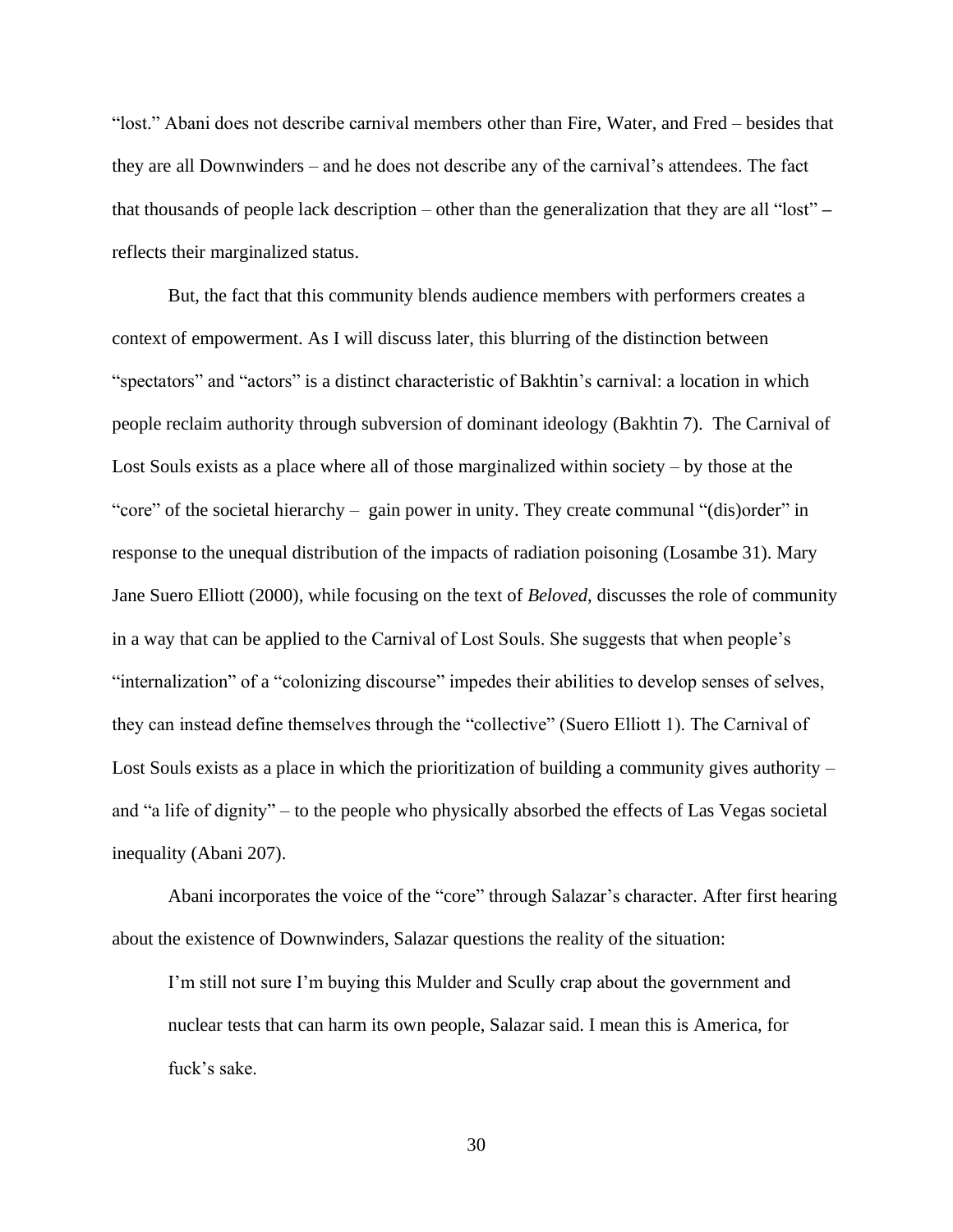"lost." Abani does not describe carnival members other than Fire, Water, and Fred – besides that they are all Downwinders – and he does not describe any of the carnival's attendees. The fact that thousands of people lack description – other than the generalization that they are all "lost" – reflects their marginalized status.

But, the fact that this community blends audience members with performers creates a context of empowerment. As I will discuss later, this blurring of the distinction between "spectators" and "actors" is a distinct characteristic of Bakhtin's carnival: a location in which people reclaim authority through subversion of dominant ideology (Bakhtin 7). The Carnival of Lost Souls exists as a place where all of those marginalized within society – by those at the "core" of the societal hierarchy – gain power in unity. They create communal "(dis)order" in response to the unequal distribution of the impacts of radiation poisoning (Losambe 31). Mary Jane Suero Elliott (2000), while focusing on the text of *Beloved*, discusses the role of community in a way that can be applied to the Carnival of Lost Souls. She suggests that when people's "internalization" of a "colonizing discourse" impedes their abilities to develop senses of selves, they can instead define themselves through the "collective" (Suero Elliott 1). The Carnival of Lost Souls exists as a place in which the prioritization of building a community gives authority – and "a life of dignity" – to the people who physically absorbed the effects of Las Vegas societal inequality (Abani 207).

Abani incorporates the voice of the "core" through Salazar's character. After first hearing about the existence of Downwinders, Salazar questions the reality of the situation:

> I'm still not sure I'm buying this Mulder and Scully crap about the government and nuclear tests that can harm its own people, Salazar said. I mean this is America, for fuck's sake.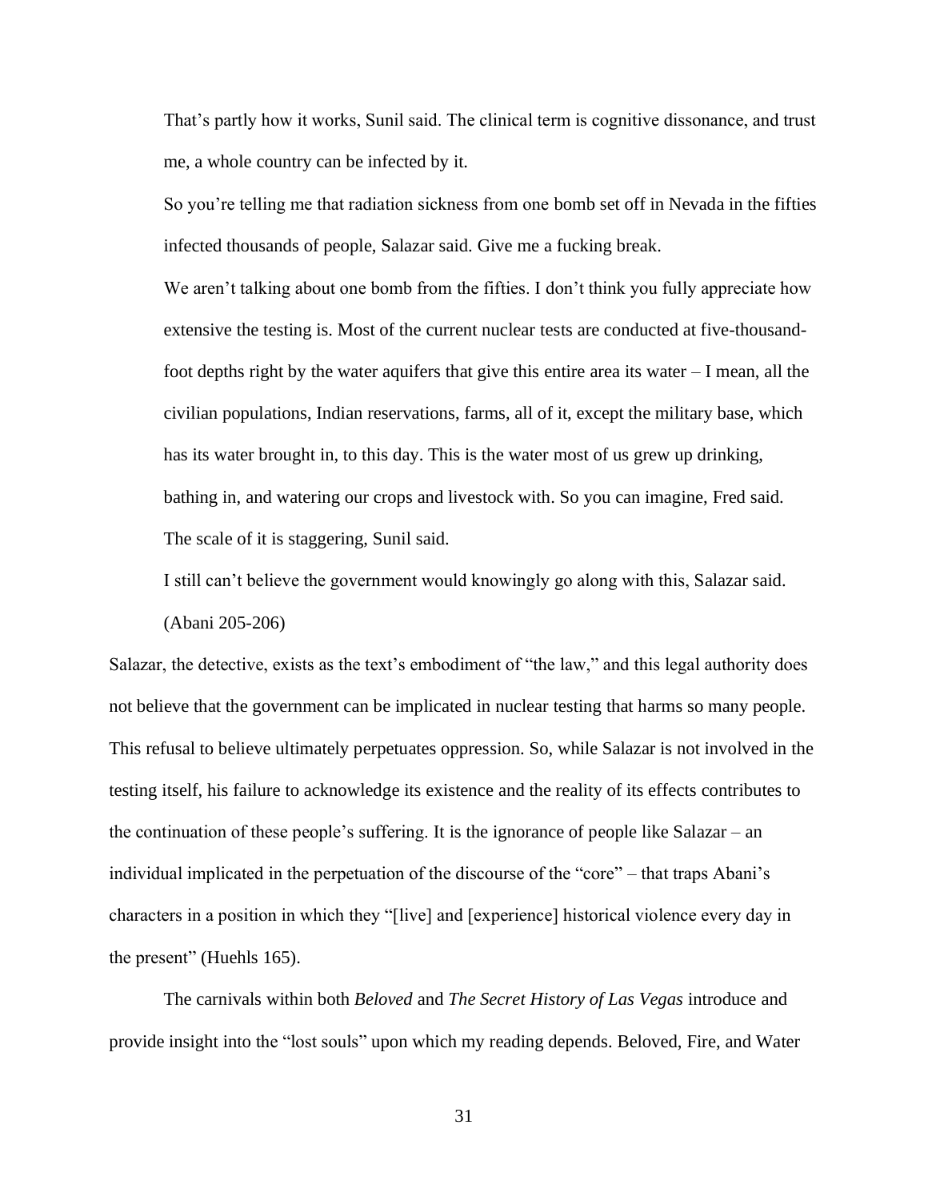> That's partly how it works, Sunil said. The clinical term is cognitive dissonance, and trust me, a whole country can be infected by it.
>
> So you're telling me that radiation sickness from one bomb set off in Nevada in the fifties infected thousands of people, Salazar said. Give me a fucking break.
>
> We aren't talking about one bomb from the fifties. I don't think you fully appreciate how extensive the testing is. Most of the current nuclear tests are conducted at five-thousand-foot depths right by the water aquifers that give this entire area its water – I mean, all the civilian populations, Indian reservations, farms, all of it, except the military base, which has its water brought in, to this day. This is the water most of us grew up drinking, bathing in, and watering our crops and livestock with. So you can imagine, Fred said.
>
> The scale of it is staggering, Sunil said.
>
> I still can't believe the government would knowingly go along with this, Salazar said. (Abani 205-206)

Salazar, the detective, exists as the text's embodiment of "the law," and this legal authority does not believe that the government can be implicated in nuclear testing that harms so many people. This refusal to believe ultimately perpetuates oppression. So, while Salazar is not involved in the testing itself, his failure to acknowledge its existence and the reality of its effects contributes to the continuation of these people's suffering. It is the ignorance of people like Salazar – an individual implicated in the perpetuation of the discourse of the "core" – that traps Abani's characters in a position in which they "[live] and [experience] historical violence every day in the present" (Huehls 165).

The carnivals within both *Beloved* and *The Secret History of Las Vegas* introduce and provide insight into the "lost souls" upon which my reading depends. Beloved, Fire, and Water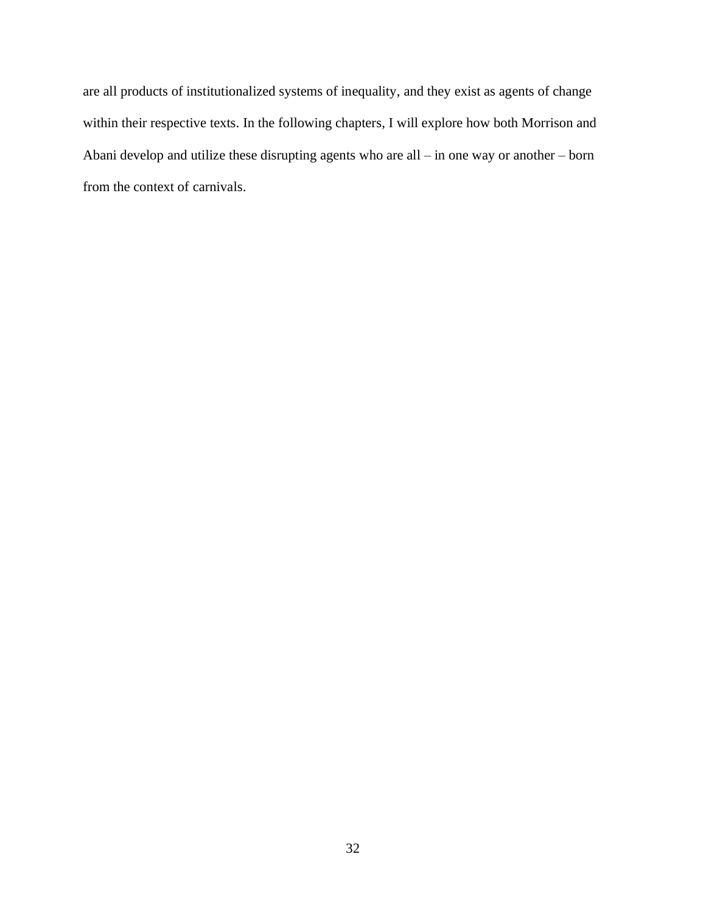are all products of institutionalized systems of inequality, and they exist as agents of change within their respective texts. In the following chapters, I will explore how both Morrison and Abani develop and utilize these disrupting agents who are all – in one way or another – born from the context of carnivals.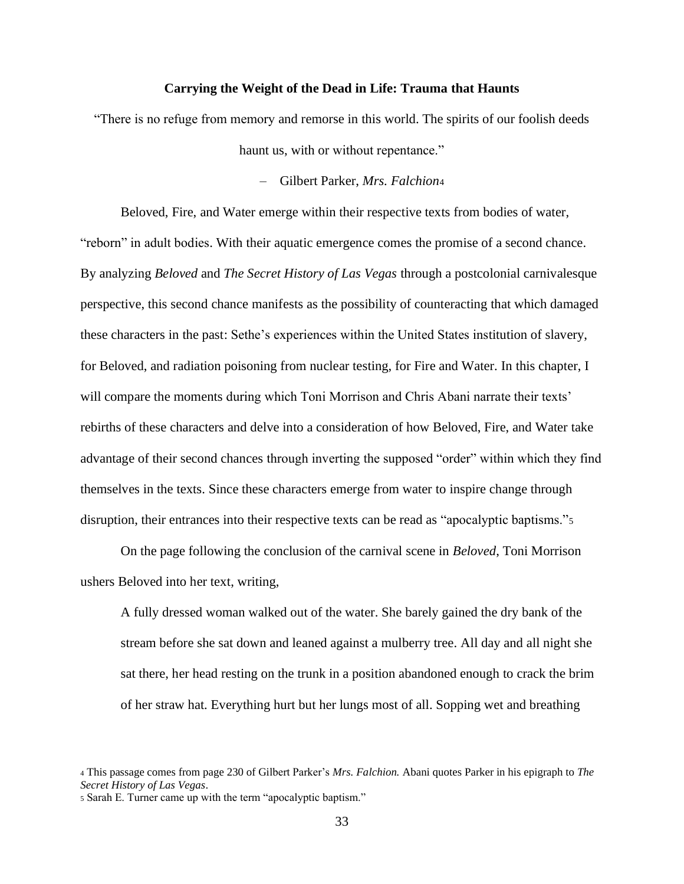## Carrying the Weight of the Dead in Life: Trauma that Haunts

"There is no refuge from memory and remorse in this world. The spirits of our foolish deeds haunt us, with or without repentance."

– Gilbert Parker, *Mrs. Falchion*[4]

Beloved, Fire, and Water emerge within their respective texts from bodies of water, "reborn" in adult bodies. With their aquatic emergence comes the promise of a second chance. By analyzing *Beloved* and *The Secret History of Las Vegas* through a postcolonial carnivalesque perspective, this second chance manifests as the possibility of counteracting that which damaged these characters in the past: Sethe's experiences within the United States institution of slavery, for Beloved, and radiation poisoning from nuclear testing, for Fire and Water. In this chapter, I will compare the moments during which Toni Morrison and Chris Abani narrate their texts' rebirths of these characters and delve into a consideration of how Beloved, Fire, and Water take advantage of their second chances through inverting the supposed "order" within which they find themselves in the texts. Since these characters emerge from water to inspire change through disruption, their entrances into their respective texts can be read as "apocalyptic baptisms."[5]

On the page following the conclusion of the carnival scene in *Beloved*, Toni Morrison ushers Beloved into her text, writing,

> A fully dressed woman walked out of the water. She barely gained the dry bank of the stream before she sat down and leaned against a mulberry tree. All day and all night she sat there, her head resting on the trunk in a position abandoned enough to crack the brim of her straw hat. Everything hurt but her lungs most of all. Sopping wet and breathing

[4] This passage comes from page 230 of Gilbert Parker's *Mrs. Falchion.* Abani quotes Parker in his epigraph to *The Secret History of Las Vegas*.

[5] Sarah E. Turner came up with the term "apocalyptic baptism."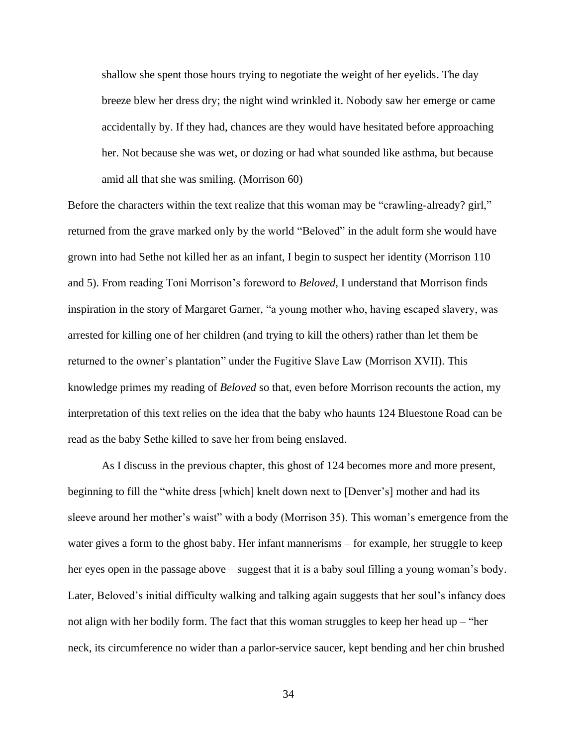> shallow she spent those hours trying to negotiate the weight of her eyelids. The day breeze blew her dress dry; the night wind wrinkled it. Nobody saw her emerge or came accidentally by. If they had, chances are they would have hesitated before approaching her. Not because she was wet, or dozing or had what sounded like asthma, but because amid all that she was smiling. (Morrison 60)

Before the characters within the text realize that this woman may be "crawling-already? girl," returned from the grave marked only by the world "Beloved" in the adult form she would have grown into had Sethe not killed her as an infant, I begin to suspect her identity (Morrison 110 and 5). From reading Toni Morrison's foreword to *Beloved*, I understand that Morrison finds inspiration in the story of Margaret Garner, "a young mother who, having escaped slavery, was arrested for killing one of her children (and trying to kill the others) rather than let them be returned to the owner's plantation" under the Fugitive Slave Law (Morrison XVII). This knowledge primes my reading of *Beloved* so that, even before Morrison recounts the action, my interpretation of this text relies on the idea that the baby who haunts 124 Bluestone Road can be read as the baby Sethe killed to save her from being enslaved.

As I discuss in the previous chapter, this ghost of 124 becomes more and more present, beginning to fill the "white dress [which] knelt down next to [Denver's] mother and had its sleeve around her mother's waist" with a body (Morrison 35). This woman's emergence from the water gives a form to the ghost baby. Her infant mannerisms – for example, her struggle to keep her eyes open in the passage above – suggest that it is a baby soul filling a young woman's body. Later, Beloved's initial difficulty walking and talking again suggests that her soul's infancy does not align with her bodily form. The fact that this woman struggles to keep her head up – "her neck, its circumference no wider than a parlor-service saucer, kept bending and her chin brushed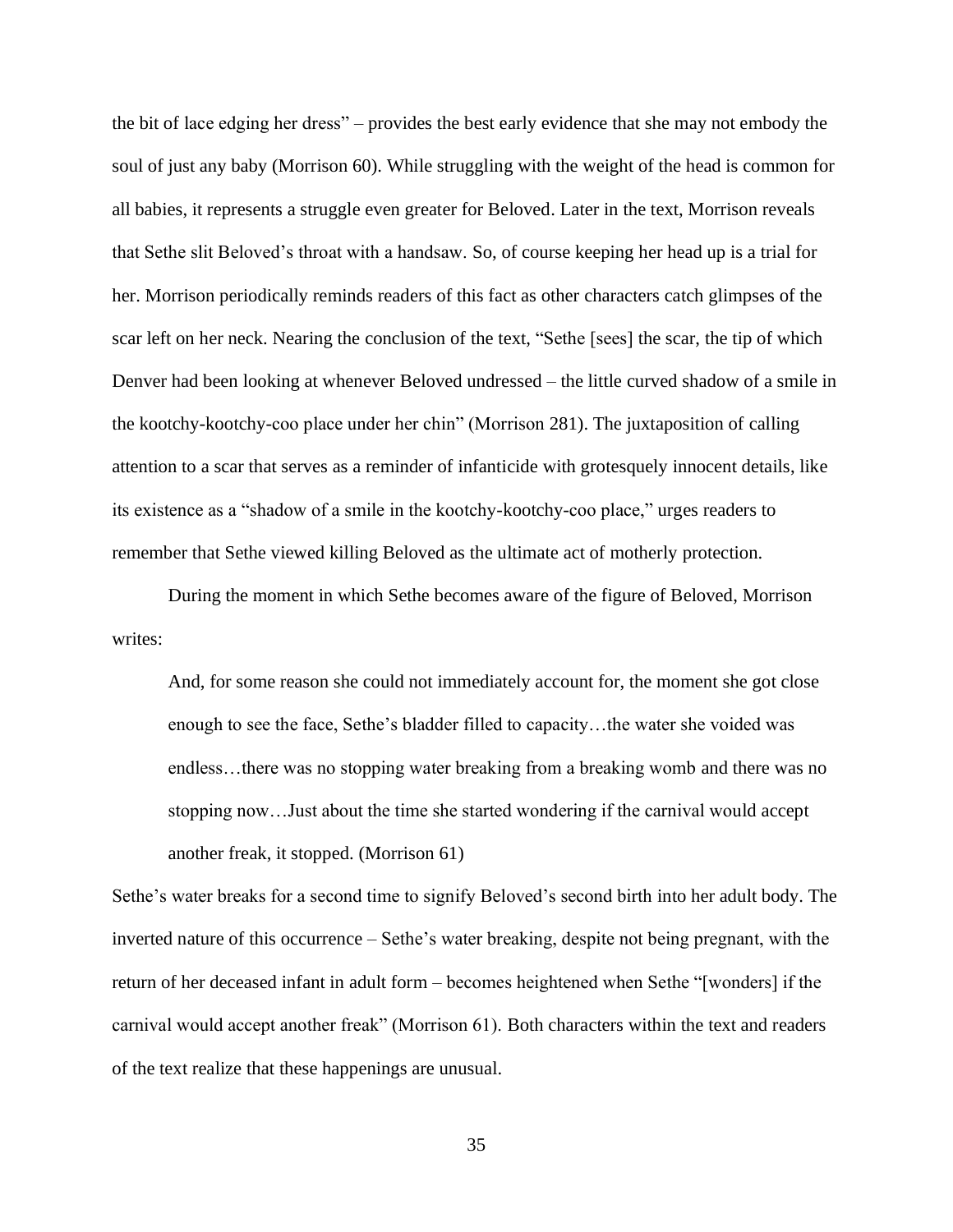the bit of lace edging her dress" – provides the best early evidence that she may not embody the soul of just any baby (Morrison 60). While struggling with the weight of the head is common for all babies, it represents a struggle even greater for Beloved. Later in the text, Morrison reveals that Sethe slit Beloved's throat with a handsaw. So, of course keeping her head up is a trial for her. Morrison periodically reminds readers of this fact as other characters catch glimpses of the scar left on her neck. Nearing the conclusion of the text, "Sethe [sees] the scar, the tip of which Denver had been looking at whenever Beloved undressed – the little curved shadow of a smile in the kootchy-kootchy-coo place under her chin" (Morrison 281). The juxtaposition of calling attention to a scar that serves as a reminder of infanticide with grotesquely innocent details, like its existence as a "shadow of a smile in the kootchy-kootchy-coo place," urges readers to remember that Sethe viewed killing Beloved as the ultimate act of motherly protection.

During the moment in which Sethe becomes aware of the figure of Beloved, Morrison writes:

> And, for some reason she could not immediately account for, the moment she got close enough to see the face, Sethe's bladder filled to capacity…the water she voided was endless…there was no stopping water breaking from a breaking womb and there was no stopping now…Just about the time she started wondering if the carnival would accept another freak, it stopped. (Morrison 61)

Sethe's water breaks for a second time to signify Beloved's second birth into her adult body. The inverted nature of this occurrence – Sethe's water breaking, despite not being pregnant, with the return of her deceased infant in adult form – becomes heightened when Sethe "[wonders] if the carnival would accept another freak" (Morrison 61). Both characters within the text and readers of the text realize that these happenings are unusual.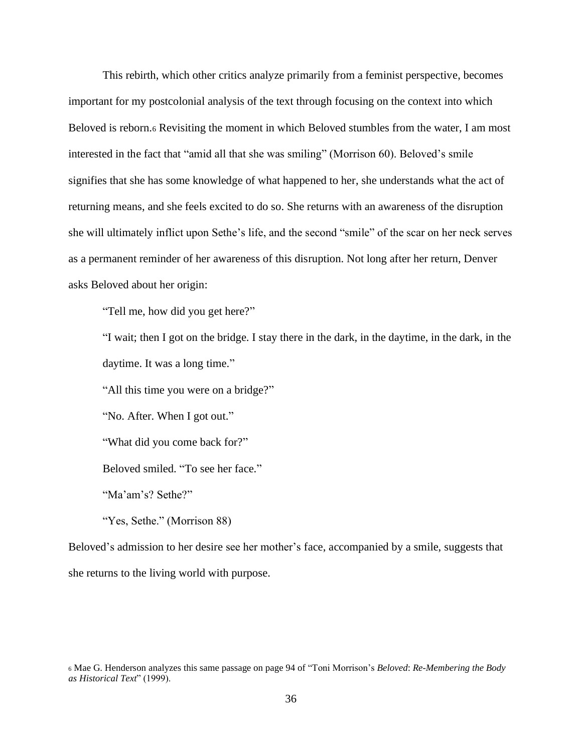This rebirth, which other critics analyze primarily from a feminist perspective, becomes important for my postcolonial analysis of the text through focusing on the context into which Beloved is reborn.[6] Revisiting the moment in which Beloved stumbles from the water, I am most interested in the fact that "amid all that she was smiling" (Morrison 60). Beloved's smile signifies that she has some knowledge of what happened to her, she understands what the act of returning means, and she feels excited to do so. She returns with an awareness of the disruption she will ultimately inflict upon Sethe's life, and the second "smile" of the scar on her neck serves as a permanent reminder of her awareness of this disruption. Not long after her return, Denver asks Beloved about her origin:

> "Tell me, how did you get here?"
>
> "I wait; then I got on the bridge. I stay there in the dark, in the daytime, in the dark, in the daytime. It was a long time."
>
> "All this time you were on a bridge?"
>
> "No. After. When I got out."
>
> "What did you come back for?"
>
> Beloved smiled. "To see her face."
>
> "Ma'am's? Sethe?"
>
> "Yes, Sethe." (Morrison 88)

Beloved's admission to her desire see her mother's face, accompanied by a smile, suggests that she returns to the living world with purpose.

[6] Mae G. Henderson analyzes this same passage on page 94 of "Toni Morrison's *Beloved*: *Re-Membering the Body as Historical Text*" (1999).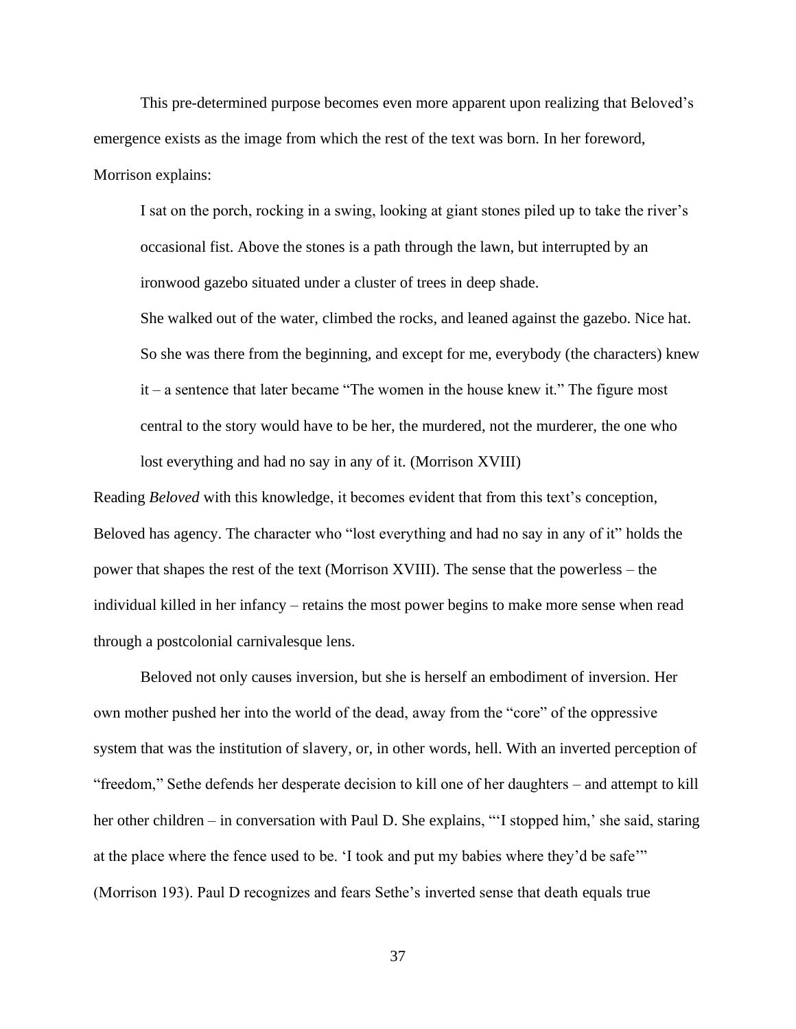This pre-determined purpose becomes even more apparent upon realizing that Beloved's emergence exists as the image from which the rest of the text was born. In her foreword, Morrison explains:

> I sat on the porch, rocking in a swing, looking at giant stones piled up to take the river's occasional fist. Above the stones is a path through the lawn, but interrupted by an ironwood gazebo situated under a cluster of trees in deep shade.
>
> She walked out of the water, climbed the rocks, and leaned against the gazebo. Nice hat. So she was there from the beginning, and except for me, everybody (the characters) knew it – a sentence that later became "The women in the house knew it." The figure most central to the story would have to be her, the murdered, not the murderer, the one who lost everything and had no say in any of it. (Morrison XVIII)

Reading *Beloved* with this knowledge, it becomes evident that from this text's conception, Beloved has agency. The character who "lost everything and had no say in any of it" holds the power that shapes the rest of the text (Morrison XVIII). The sense that the powerless – the individual killed in her infancy – retains the most power begins to make more sense when read through a postcolonial carnivalesque lens.

Beloved not only causes inversion, but she is herself an embodiment of inversion. Her own mother pushed her into the world of the dead, away from the "core" of the oppressive system that was the institution of slavery, or, in other words, hell. With an inverted perception of "freedom," Sethe defends her desperate decision to kill one of her daughters – and attempt to kill her other children – in conversation with Paul D. She explains, "'I stopped him,' she said, staring at the place where the fence used to be. 'I took and put my babies where they'd be safe'" (Morrison 193). Paul D recognizes and fears Sethe's inverted sense that death equals true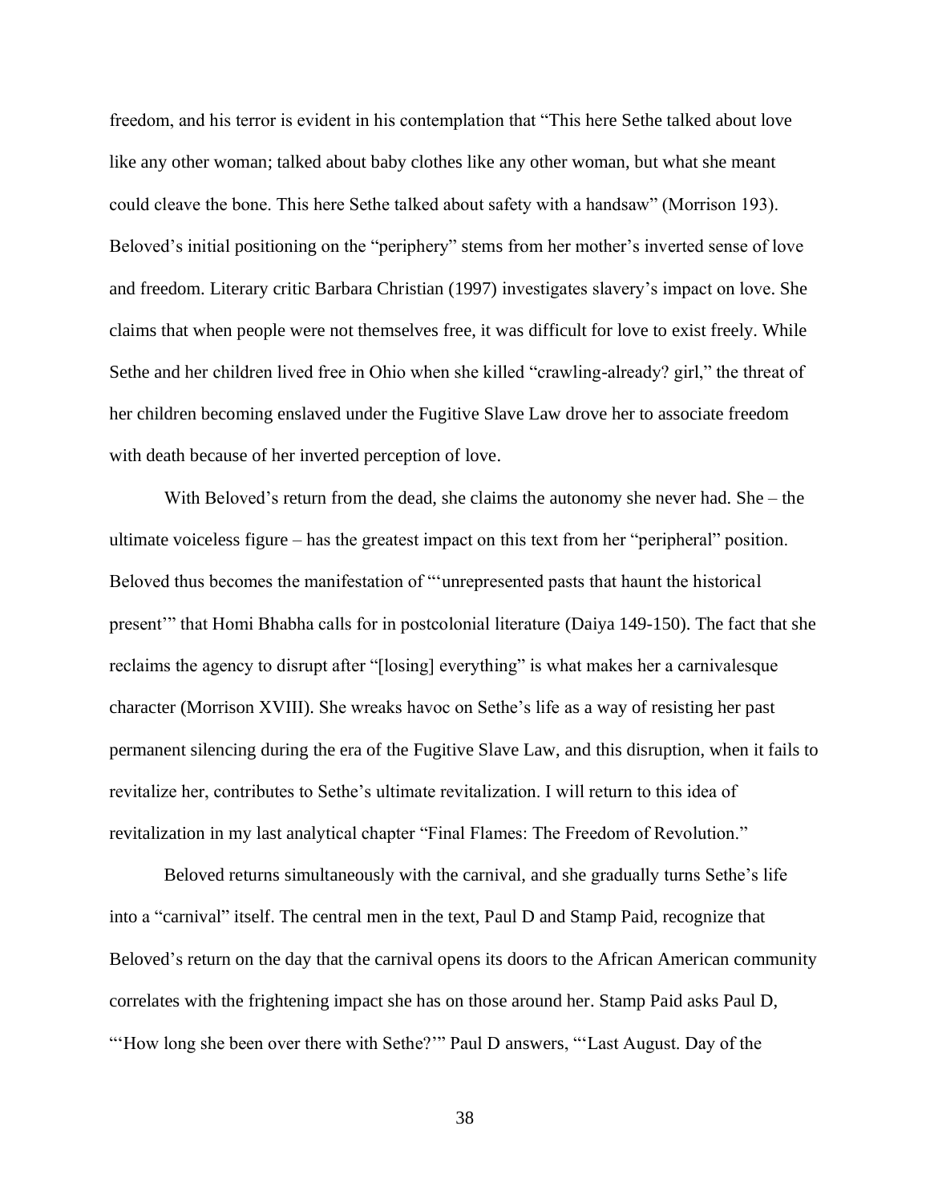freedom, and his terror is evident in his contemplation that "This here Sethe talked about love like any other woman; talked about baby clothes like any other woman, but what she meant could cleave the bone. This here Sethe talked about safety with a handsaw" (Morrison 193). Beloved's initial positioning on the "periphery" stems from her mother's inverted sense of love and freedom. Literary critic Barbara Christian (1997) investigates slavery's impact on love. She claims that when people were not themselves free, it was difficult for love to exist freely. While Sethe and her children lived free in Ohio when she killed "crawling-already? girl," the threat of her children becoming enslaved under the Fugitive Slave Law drove her to associate freedom with death because of her inverted perception of love.

With Beloved's return from the dead, she claims the autonomy she never had. She – the ultimate voiceless figure – has the greatest impact on this text from her "peripheral" position. Beloved thus becomes the manifestation of "'unrepresented pasts that haunt the historical present'" that Homi Bhabha calls for in postcolonial literature (Daiya 149-150). The fact that she reclaims the agency to disrupt after "[losing] everything" is what makes her a carnivalesque character (Morrison XVIII). She wreaks havoc on Sethe's life as a way of resisting her past permanent silencing during the era of the Fugitive Slave Law, and this disruption, when it fails to revitalize her, contributes to Sethe's ultimate revitalization. I will return to this idea of revitalization in my last analytical chapter "Final Flames: The Freedom of Revolution."

Beloved returns simultaneously with the carnival, and she gradually turns Sethe's life into a "carnival" itself. The central men in the text, Paul D and Stamp Paid, recognize that Beloved's return on the day that the carnival opens its doors to the African American community correlates with the frightening impact she has on those around her. Stamp Paid asks Paul D, "'How long she been over there with Sethe?'" Paul D answers, "'Last August. Day of the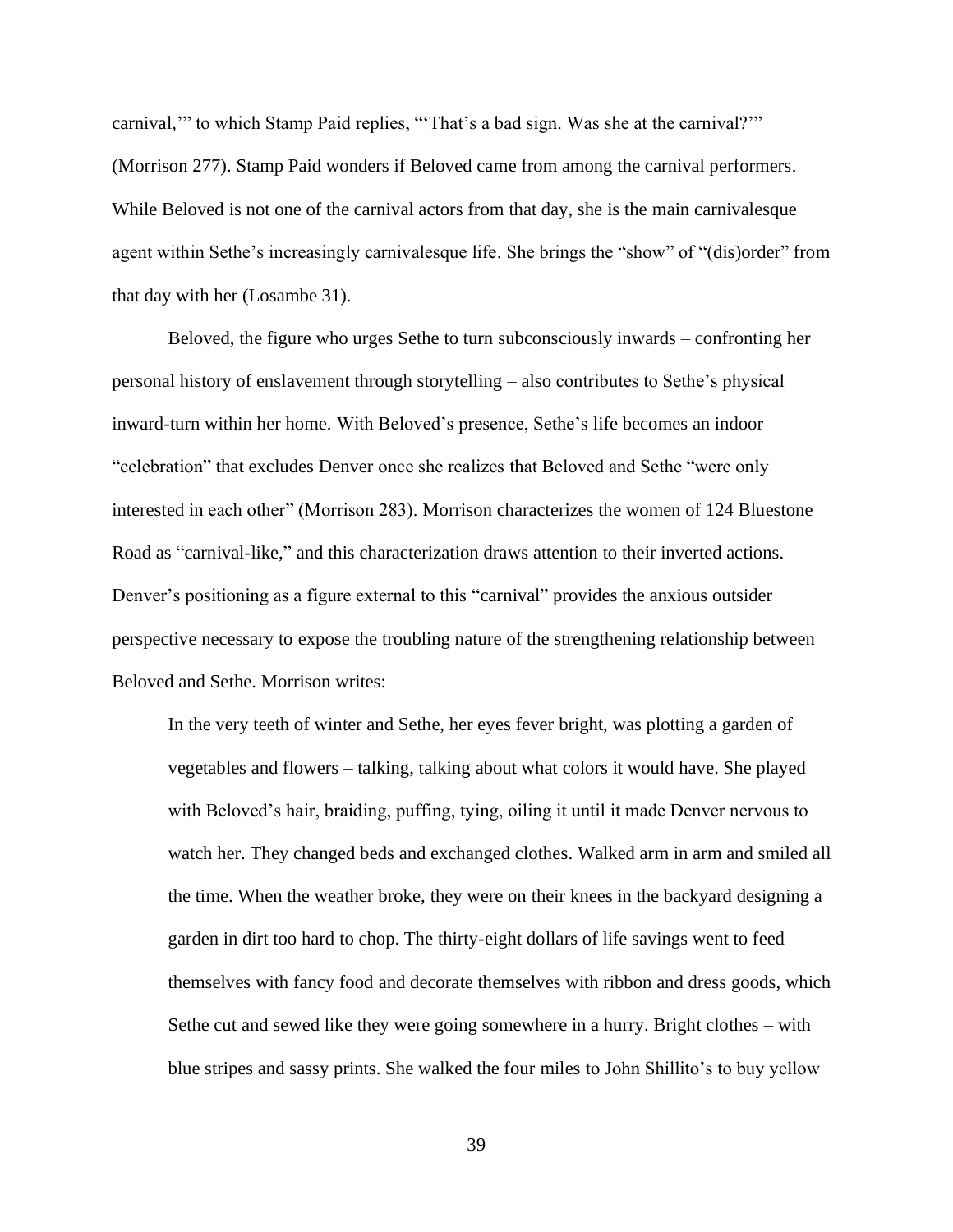carnival,'" to which Stamp Paid replies, "'That's a bad sign. Was she at the carnival?'" (Morrison 277). Stamp Paid wonders if Beloved came from among the carnival performers. While Beloved is not one of the carnival actors from that day, she is the main carnivalesque agent within Sethe's increasingly carnivalesque life. She brings the "show" of "(dis)order" from that day with her (Losambe 31).

Beloved, the figure who urges Sethe to turn subconsciously inwards – confronting her personal history of enslavement through storytelling – also contributes to Sethe's physical inward-turn within her home. With Beloved's presence, Sethe's life becomes an indoor "celebration" that excludes Denver once she realizes that Beloved and Sethe "were only interested in each other" (Morrison 283). Morrison characterizes the women of 124 Bluestone Road as "carnival-like," and this characterization draws attention to their inverted actions. Denver's positioning as a figure external to this "carnival" provides the anxious outsider perspective necessary to expose the troubling nature of the strengthening relationship between Beloved and Sethe. Morrison writes:

> In the very teeth of winter and Sethe, her eyes fever bright, was plotting a garden of vegetables and flowers – talking, talking about what colors it would have. She played with Beloved's hair, braiding, puffing, tying, oiling it until it made Denver nervous to watch her. They changed beds and exchanged clothes. Walked arm in arm and smiled all the time. When the weather broke, they were on their knees in the backyard designing a garden in dirt too hard to chop. The thirty-eight dollars of life savings went to feed themselves with fancy food and decorate themselves with ribbon and dress goods, which Sethe cut and sewed like they were going somewhere in a hurry. Bright clothes – with blue stripes and sassy prints. She walked the four miles to John Shillito's to buy yellow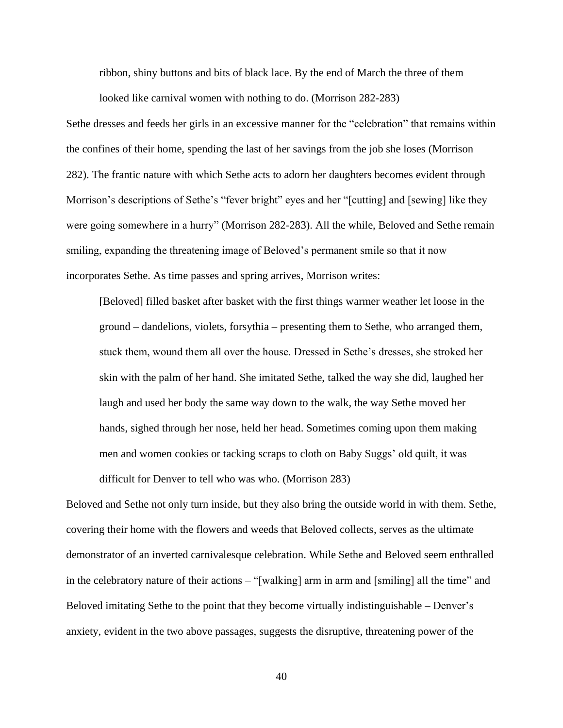> ribbon, shiny buttons and bits of black lace. By the end of March the three of them looked like carnival women with nothing to do. (Morrison 282-283)

Sethe dresses and feeds her girls in an excessive manner for the "celebration" that remains within the confines of their home, spending the last of her savings from the job she loses (Morrison 282). The frantic nature with which Sethe acts to adorn her daughters becomes evident through Morrison's descriptions of Sethe's "fever bright" eyes and her "[cutting] and [sewing] like they were going somewhere in a hurry" (Morrison 282-283). All the while, Beloved and Sethe remain smiling, expanding the threatening image of Beloved's permanent smile so that it now incorporates Sethe. As time passes and spring arrives, Morrison writes:

> [Beloved] filled basket after basket with the first things warmer weather let loose in the ground – dandelions, violets, forsythia – presenting them to Sethe, who arranged them, stuck them, wound them all over the house. Dressed in Sethe's dresses, she stroked her skin with the palm of her hand. She imitated Sethe, talked the way she did, laughed her laugh and used her body the same way down to the walk, the way Sethe moved her hands, sighed through her nose, held her head. Sometimes coming upon them making men and women cookies or tacking scraps to cloth on Baby Suggs' old quilt, it was difficult for Denver to tell who was who. (Morrison 283)

Beloved and Sethe not only turn inside, but they also bring the outside world in with them. Sethe, covering their home with the flowers and weeds that Beloved collects, serves as the ultimate demonstrator of an inverted carnivalesque celebration. While Sethe and Beloved seem enthralled in the celebratory nature of their actions – "[walking] arm in arm and [smiling] all the time" and Beloved imitating Sethe to the point that they become virtually indistinguishable – Denver's anxiety, evident in the two above passages, suggests the disruptive, threatening power of the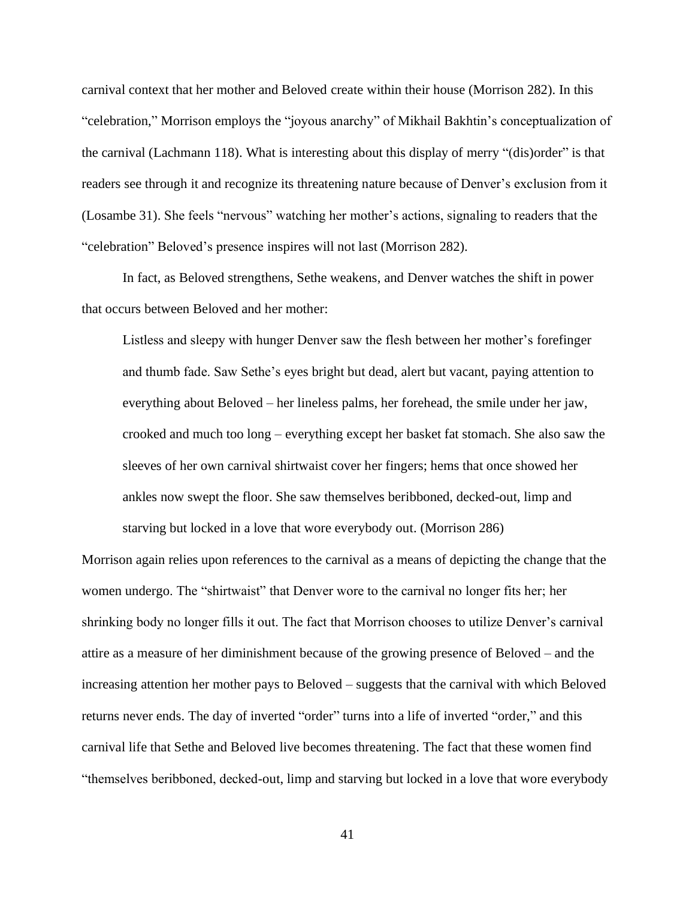carnival context that her mother and Beloved create within their house (Morrison 282). In this "celebration," Morrison employs the "joyous anarchy" of Mikhail Bakhtin's conceptualization of the carnival (Lachmann 118). What is interesting about this display of merry "(dis)order" is that readers see through it and recognize its threatening nature because of Denver's exclusion from it (Losambe 31). She feels "nervous" watching her mother's actions, signaling to readers that the "celebration" Beloved's presence inspires will not last (Morrison 282).

In fact, as Beloved strengthens, Sethe weakens, and Denver watches the shift in power that occurs between Beloved and her mother:

> Listless and sleepy with hunger Denver saw the flesh between her mother's forefinger and thumb fade. Saw Sethe's eyes bright but dead, alert but vacant, paying attention to everything about Beloved – her lineless palms, her forehead, the smile under her jaw, crooked and much too long – everything except her basket fat stomach. She also saw the sleeves of her own carnival shirtwaist cover her fingers; hems that once showed her ankles now swept the floor. She saw themselves beribboned, decked-out, limp and starving but locked in a love that wore everybody out. (Morrison 286)

Morrison again relies upon references to the carnival as a means of depicting the change that the women undergo. The "shirtwaist" that Denver wore to the carnival no longer fits her; her shrinking body no longer fills it out. The fact that Morrison chooses to utilize Denver's carnival attire as a measure of her diminishment because of the growing presence of Beloved – and the increasing attention her mother pays to Beloved – suggests that the carnival with which Beloved returns never ends. The day of inverted "order" turns into a life of inverted "order," and this carnival life that Sethe and Beloved live becomes threatening. The fact that these women find "themselves beribboned, decked-out, limp and starving but locked in a love that wore everybody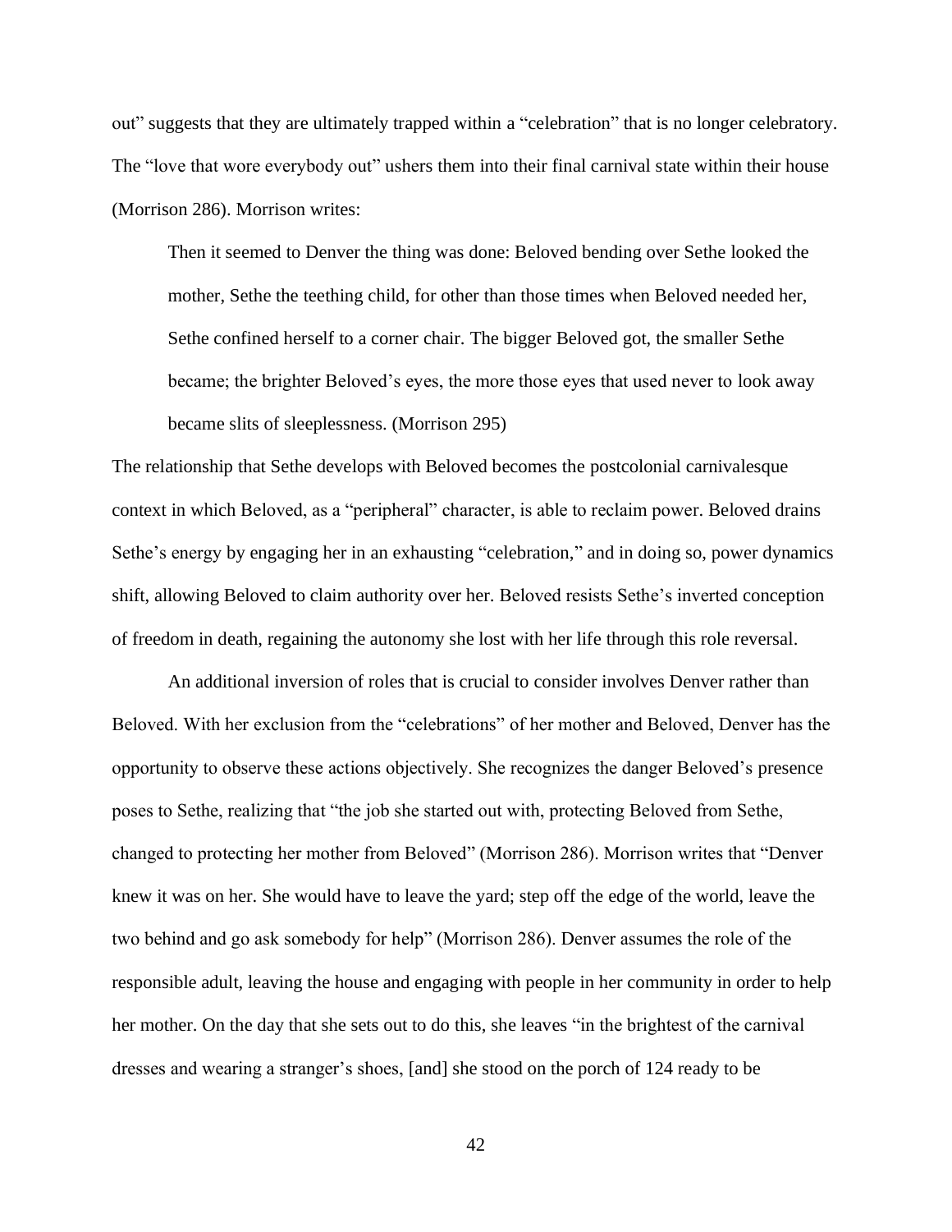out" suggests that they are ultimately trapped within a "celebration" that is no longer celebratory. The "love that wore everybody out" ushers them into their final carnival state within their house (Morrison 286). Morrison writes:

> Then it seemed to Denver the thing was done: Beloved bending over Sethe looked the mother, Sethe the teething child, for other than those times when Beloved needed her, Sethe confined herself to a corner chair. The bigger Beloved got, the smaller Sethe became; the brighter Beloved's eyes, the more those eyes that used never to look away became slits of sleeplessness. (Morrison 295)

The relationship that Sethe develops with Beloved becomes the postcolonial carnivalesque context in which Beloved, as a "peripheral" character, is able to reclaim power. Beloved drains Sethe's energy by engaging her in an exhausting "celebration," and in doing so, power dynamics shift, allowing Beloved to claim authority over her. Beloved resists Sethe's inverted conception of freedom in death, regaining the autonomy she lost with her life through this role reversal.

An additional inversion of roles that is crucial to consider involves Denver rather than Beloved. With her exclusion from the "celebrations" of her mother and Beloved, Denver has the opportunity to observe these actions objectively. She recognizes the danger Beloved's presence poses to Sethe, realizing that "the job she started out with, protecting Beloved from Sethe, changed to protecting her mother from Beloved" (Morrison 286). Morrison writes that "Denver knew it was on her. She would have to leave the yard; step off the edge of the world, leave the two behind and go ask somebody for help" (Morrison 286). Denver assumes the role of the responsible adult, leaving the house and engaging with people in her community in order to help her mother. On the day that she sets out to do this, she leaves "in the brightest of the carnival dresses and wearing a stranger's shoes, [and] she stood on the porch of 124 ready to be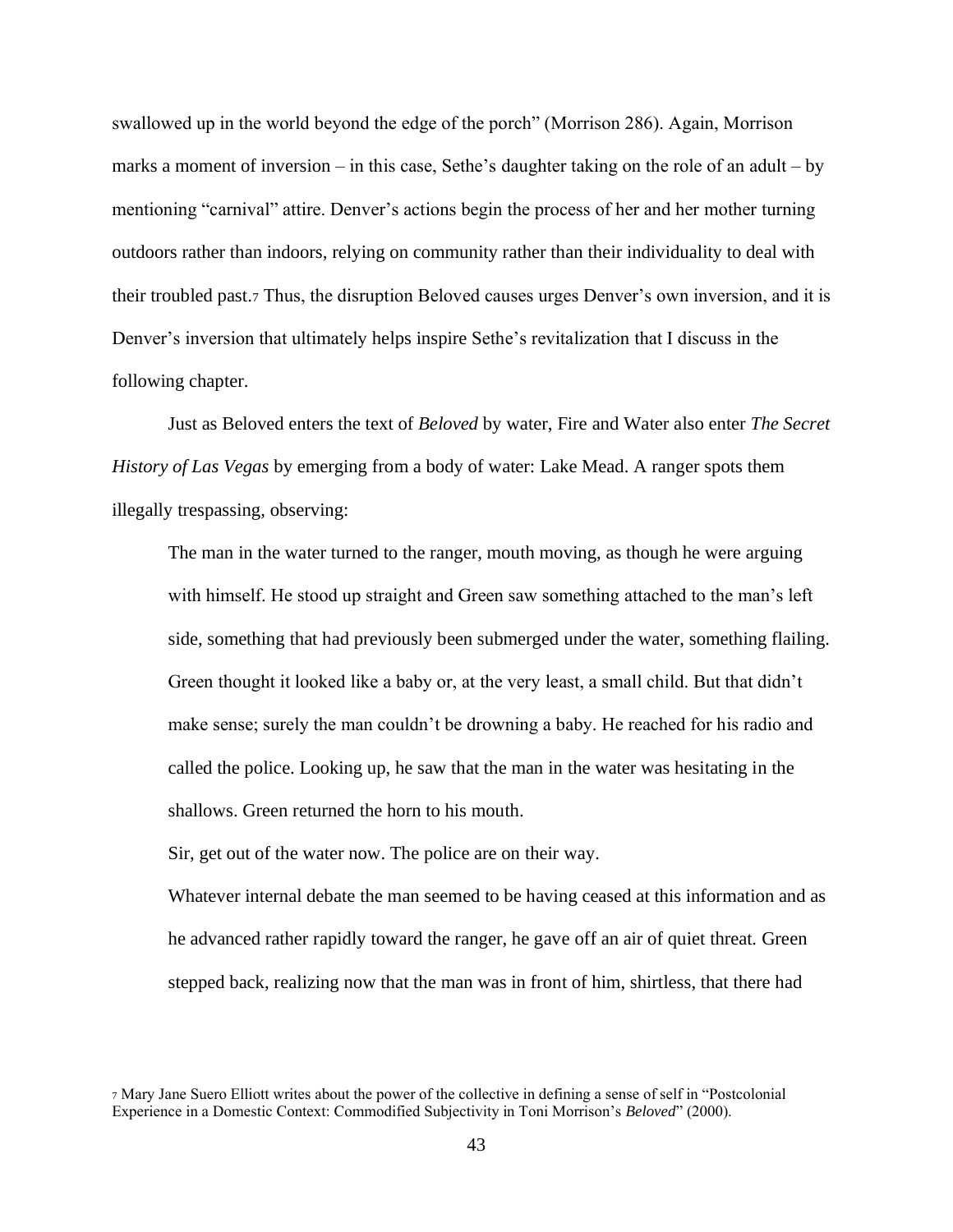swallowed up in the world beyond the edge of the porch" (Morrison 286). Again, Morrison marks a moment of inversion – in this case, Sethe's daughter taking on the role of an adult – by mentioning "carnival" attire. Denver's actions begin the process of her and her mother turning outdoors rather than indoors, relying on community rather than their individuality to deal with their troubled past.[7] Thus, the disruption Beloved causes urges Denver's own inversion, and it is Denver's inversion that ultimately helps inspire Sethe's revitalization that I discuss in the following chapter.

Just as Beloved enters the text of *Beloved* by water, Fire and Water also enter *The Secret History of Las Vegas* by emerging from a body of water: Lake Mead. A ranger spots them illegally trespassing, observing:

> The man in the water turned to the ranger, mouth moving, as though he were arguing with himself. He stood up straight and Green saw something attached to the man's left side, something that had previously been submerged under the water, something flailing. Green thought it looked like a baby or, at the very least, a small child. But that didn't make sense; surely the man couldn't be drowning a baby. He reached for his radio and called the police. Looking up, he saw that the man in the water was hesitating in the shallows. Green returned the horn to his mouth.
>
> Sir, get out of the water now. The police are on their way.
>
> Whatever internal debate the man seemed to be having ceased at this information and as he advanced rather rapidly toward the ranger, he gave off an air of quiet threat. Green stepped back, realizing now that the man was in front of him, shirtless, that there had

---

[7] Mary Jane Suero Elliott writes about the power of the collective in defining a sense of self in "Postcolonial Experience in a Domestic Context: Commodified Subjectivity in Toni Morrison's *Beloved*" (2000).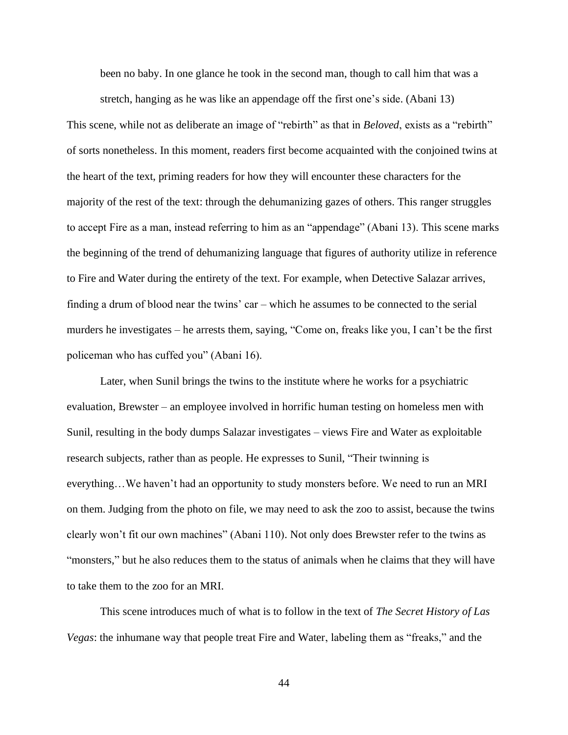> been no baby. In one glance he took in the second man, though to call him that was a stretch, hanging as he was like an appendage off the first one's side. (Abani 13)

This scene, while not as deliberate an image of "rebirth" as that in *Beloved*, exists as a "rebirth" of sorts nonetheless. In this moment, readers first become acquainted with the conjoined twins at the heart of the text, priming readers for how they will encounter these characters for the majority of the rest of the text: through the dehumanizing gazes of others. This ranger struggles to accept Fire as a man, instead referring to him as an "appendage" (Abani 13). This scene marks the beginning of the trend of dehumanizing language that figures of authority utilize in reference to Fire and Water during the entirety of the text. For example, when Detective Salazar arrives, finding a drum of blood near the twins' car – which he assumes to be connected to the serial murders he investigates – he arrests them, saying, "Come on, freaks like you, I can't be the first policeman who has cuffed you" (Abani 16).

Later, when Sunil brings the twins to the institute where he works for a psychiatric evaluation, Brewster – an employee involved in horrific human testing on homeless men with Sunil, resulting in the body dumps Salazar investigates – views Fire and Water as exploitable research subjects, rather than as people. He expresses to Sunil, "Their twinning is everything…We haven't had an opportunity to study monsters before. We need to run an MRI on them. Judging from the photo on file, we may need to ask the zoo to assist, because the twins clearly won't fit our own machines" (Abani 110). Not only does Brewster refer to the twins as "monsters," but he also reduces them to the status of animals when he claims that they will have to take them to the zoo for an MRI.

This scene introduces much of what is to follow in the text of *The Secret History of Las Vegas*: the inhumane way that people treat Fire and Water, labeling them as "freaks," and the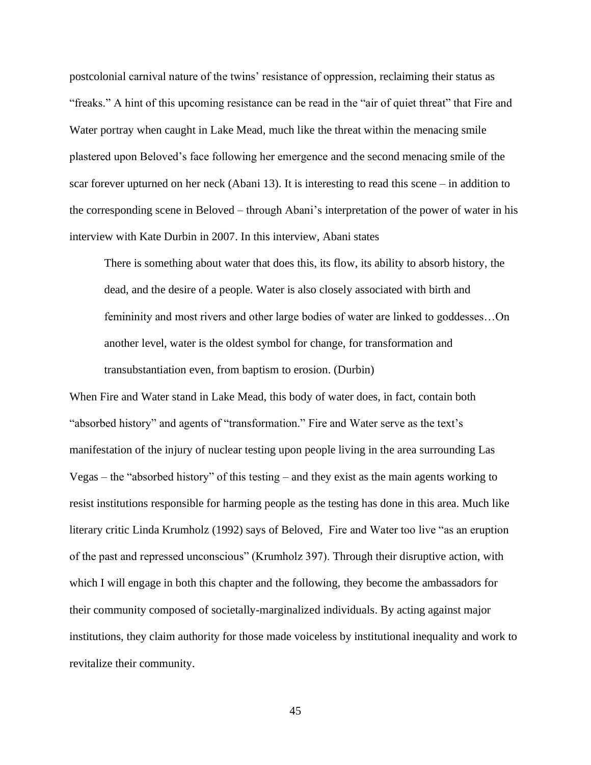postcolonial carnival nature of the twins' resistance of oppression, reclaiming their status as "freaks." A hint of this upcoming resistance can be read in the "air of quiet threat" that Fire and Water portray when caught in Lake Mead, much like the threat within the menacing smile plastered upon Beloved's face following her emergence and the second menacing smile of the scar forever upturned on her neck (Abani 13). It is interesting to read this scene – in addition to the corresponding scene in Beloved – through Abani's interpretation of the power of water in his interview with Kate Durbin in 2007. In this interview, Abani states

> There is something about water that does this, its flow, its ability to absorb history, the dead, and the desire of a people. Water is also closely associated with birth and femininity and most rivers and other large bodies of water are linked to goddesses…On another level, water is the oldest symbol for change, for transformation and transubstantiation even, from baptism to erosion. (Durbin)

When Fire and Water stand in Lake Mead, this body of water does, in fact, contain both "absorbed history" and agents of "transformation." Fire and Water serve as the text's manifestation of the injury of nuclear testing upon people living in the area surrounding Las Vegas – the "absorbed history" of this testing – and they exist as the main agents working to resist institutions responsible for harming people as the testing has done in this area. Much like literary critic Linda Krumholz (1992) says of Beloved, Fire and Water too live "as an eruption of the past and repressed unconscious" (Krumholz 397). Through their disruptive action, with which I will engage in both this chapter and the following, they become the ambassadors for their community composed of societally-marginalized individuals. By acting against major institutions, they claim authority for those made voiceless by institutional inequality and work to revitalize their community.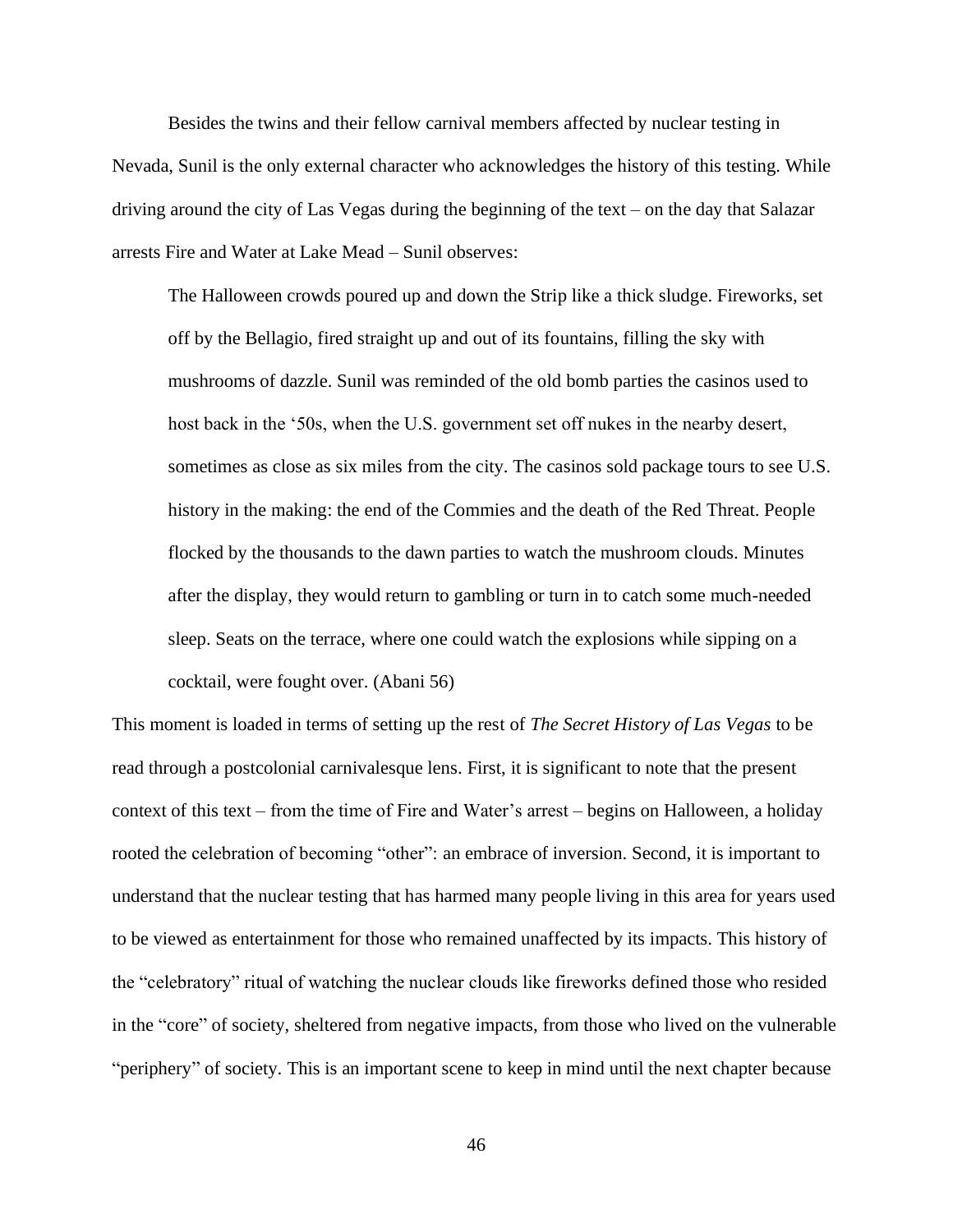Besides the twins and their fellow carnival members affected by nuclear testing in Nevada, Sunil is the only external character who acknowledges the history of this testing. While driving around the city of Las Vegas during the beginning of the text – on the day that Salazar arrests Fire and Water at Lake Mead – Sunil observes:

> The Halloween crowds poured up and down the Strip like a thick sludge. Fireworks, set off by the Bellagio, fired straight up and out of its fountains, filling the sky with mushrooms of dazzle. Sunil was reminded of the old bomb parties the casinos used to host back in the '50s, when the U.S. government set off nukes in the nearby desert, sometimes as close as six miles from the city. The casinos sold package tours to see U.S. history in the making: the end of the Commies and the death of the Red Threat. People flocked by the thousands to the dawn parties to watch the mushroom clouds. Minutes after the display, they would return to gambling or turn in to catch some much-needed sleep. Seats on the terrace, where one could watch the explosions while sipping on a cocktail, were fought over. (Abani 56)

This moment is loaded in terms of setting up the rest of *The Secret History of Las Vegas* to be read through a postcolonial carnivalesque lens. First, it is significant to note that the present context of this text – from the time of Fire and Water's arrest – begins on Halloween, a holiday rooted the celebration of becoming "other": an embrace of inversion. Second, it is important to understand that the nuclear testing that has harmed many people living in this area for years used to be viewed as entertainment for those who remained unaffected by its impacts. This history of the "celebratory" ritual of watching the nuclear clouds like fireworks defined those who resided in the "core" of society, sheltered from negative impacts, from those who lived on the vulnerable "periphery" of society. This is an important scene to keep in mind until the next chapter because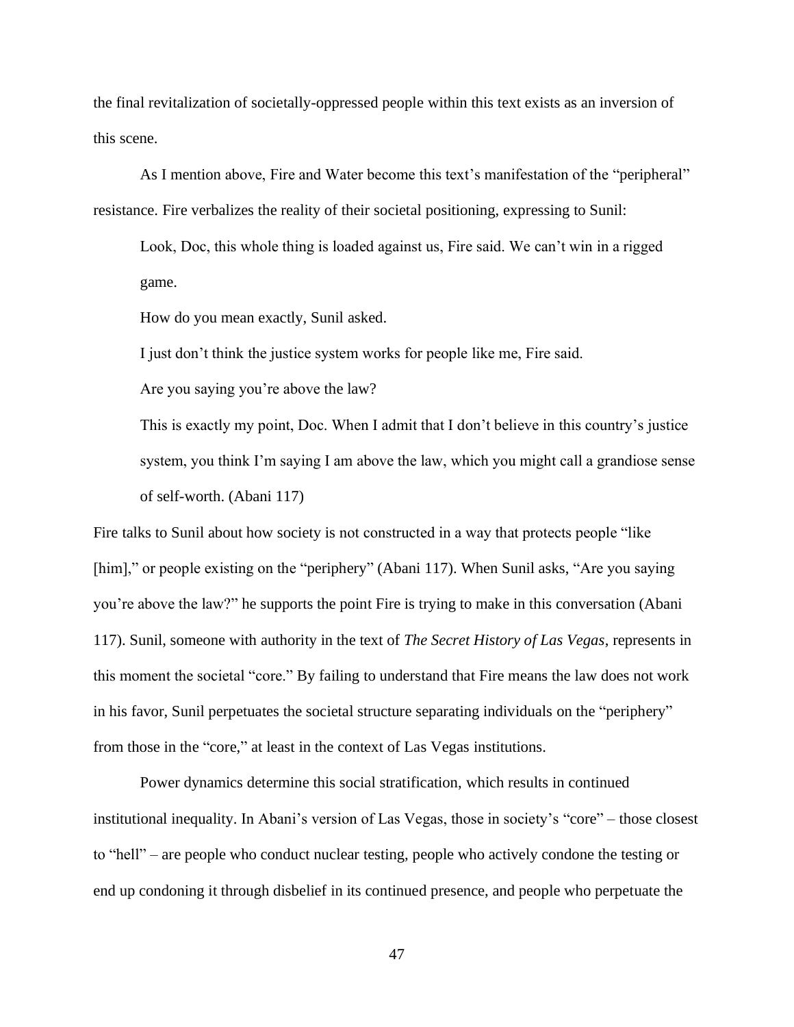the final revitalization of societally-oppressed people within this text exists as an inversion of this scene.

As I mention above, Fire and Water become this text's manifestation of the "peripheral" resistance. Fire verbalizes the reality of their societal positioning, expressing to Sunil:

> Look, Doc, this whole thing is loaded against us, Fire said. We can't win in a rigged game.
>
> How do you mean exactly, Sunil asked.
>
> I just don't think the justice system works for people like me, Fire said.
>
> Are you saying you're above the law?
>
> This is exactly my point, Doc. When I admit that I don't believe in this country's justice system, you think I'm saying I am above the law, which you might call a grandiose sense of self-worth. (Abani 117)

Fire talks to Sunil about how society is not constructed in a way that protects people "like [him]," or people existing on the "periphery" (Abani 117). When Sunil asks, "Are you saying you're above the law?" he supports the point Fire is trying to make in this conversation (Abani 117). Sunil, someone with authority in the text of *The Secret History of Las Vegas*, represents in this moment the societal "core." By failing to understand that Fire means the law does not work in his favor, Sunil perpetuates the societal structure separating individuals on the "periphery" from those in the "core," at least in the context of Las Vegas institutions.

Power dynamics determine this social stratification, which results in continued institutional inequality. In Abani's version of Las Vegas, those in society's "core" – those closest to "hell" – are people who conduct nuclear testing, people who actively condone the testing or end up condoning it through disbelief in its continued presence, and people who perpetuate the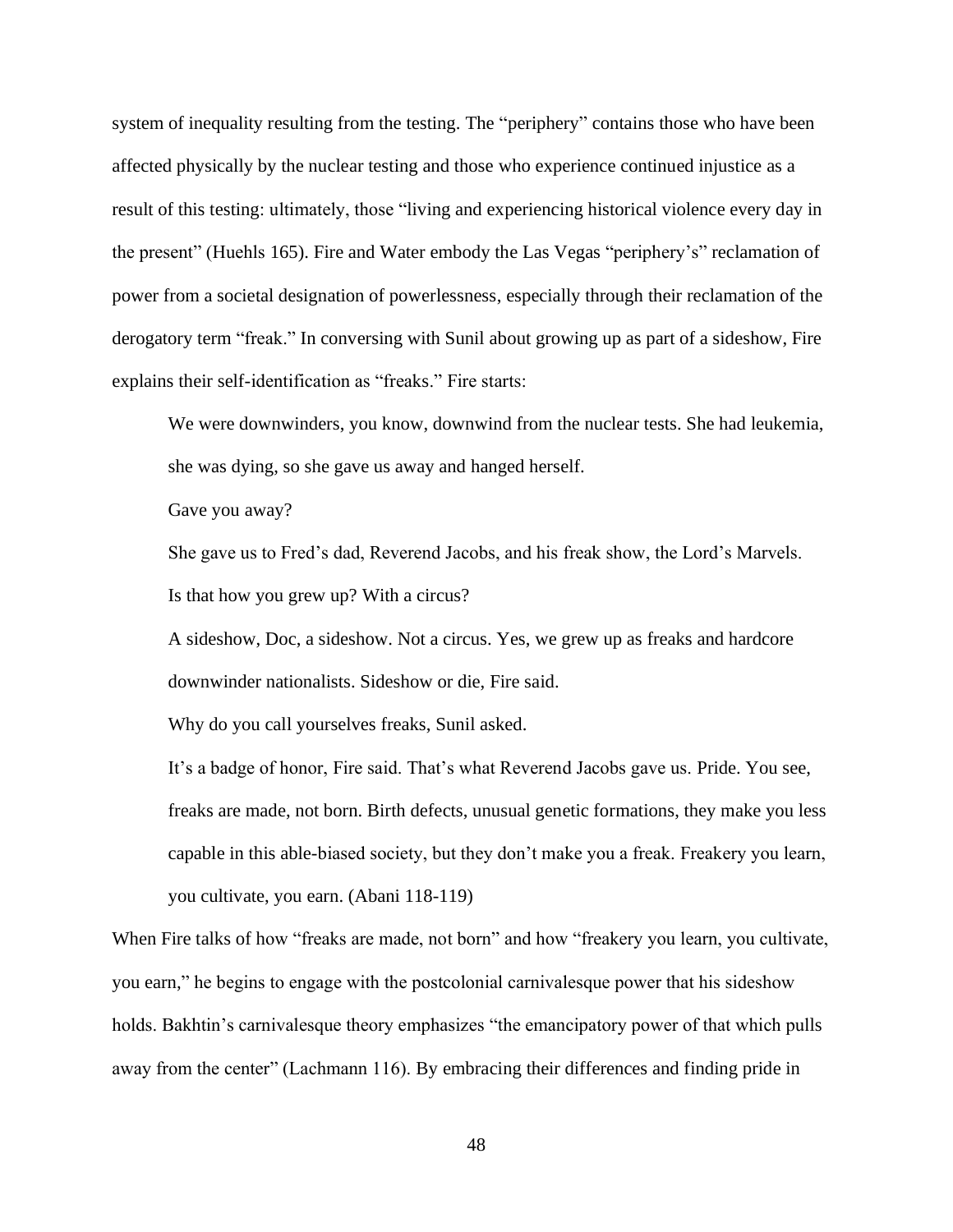system of inequality resulting from the testing. The "periphery" contains those who have been affected physically by the nuclear testing and those who experience continued injustice as a result of this testing: ultimately, those "living and experiencing historical violence every day in the present" (Huehls 165). Fire and Water embody the Las Vegas "periphery's" reclamation of power from a societal designation of powerlessness, especially through their reclamation of the derogatory term "freak." In conversing with Sunil about growing up as part of a sideshow, Fire explains their self-identification as "freaks." Fire starts:

> We were downwinders, you know, downwind from the nuclear tests. She had leukemia, she was dying, so she gave us away and hanged herself.
>
> Gave you away?
>
> She gave us to Fred's dad, Reverend Jacobs, and his freak show, the Lord's Marvels.
>
> Is that how you grew up? With a circus?
>
> A sideshow, Doc, a sideshow. Not a circus. Yes, we grew up as freaks and hardcore downwinder nationalists. Sideshow or die, Fire said.
>
> Why do you call yourselves freaks, Sunil asked.
>
> It's a badge of honor, Fire said. That's what Reverend Jacobs gave us. Pride. You see, freaks are made, not born. Birth defects, unusual genetic formations, they make you less capable in this able-biased society, but they don't make you a freak. Freakery you learn, you cultivate, you earn. (Abani 118-119)

When Fire talks of how "freaks are made, not born" and how "freakery you learn, you cultivate, you earn," he begins to engage with the postcolonial carnivalesque power that his sideshow holds. Bakhtin's carnivalesque theory emphasizes "the emancipatory power of that which pulls away from the center" (Lachmann 116). By embracing their differences and finding pride in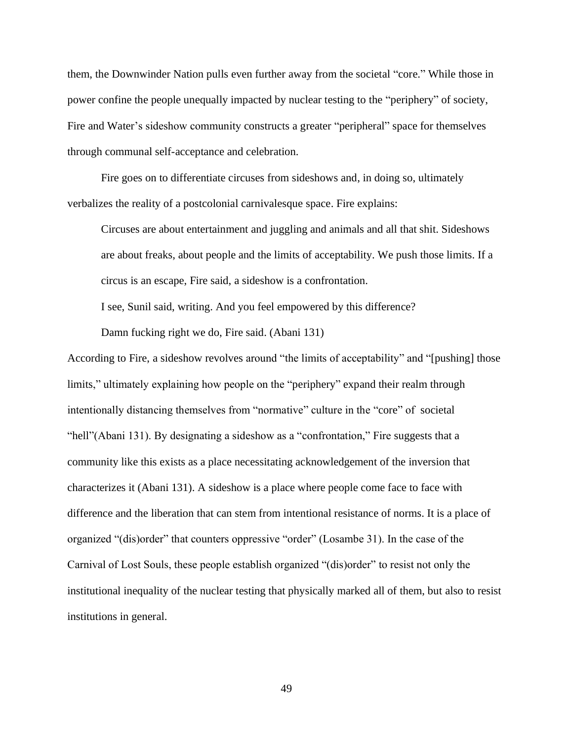them, the Downwinder Nation pulls even further away from the societal "core." While those in power confine the people unequally impacted by nuclear testing to the "periphery" of society, Fire and Water's sideshow community constructs a greater "peripheral" space for themselves through communal self-acceptance and celebration.

Fire goes on to differentiate circuses from sideshows and, in doing so, ultimately verbalizes the reality of a postcolonial carnivalesque space. Fire explains:

> Circuses are about entertainment and juggling and animals and all that shit. Sideshows are about freaks, about people and the limits of acceptability. We push those limits. If a circus is an escape, Fire said, a sideshow is a confrontation.
>
> I see, Sunil said, writing. And you feel empowered by this difference?
>
> Damn fucking right we do, Fire said. (Abani 131)

According to Fire, a sideshow revolves around "the limits of acceptability" and "[pushing] those limits," ultimately explaining how people on the "periphery" expand their realm through intentionally distancing themselves from "normative" culture in the "core" of societal "hell"(Abani 131). By designating a sideshow as a "confrontation," Fire suggests that a community like this exists as a place necessitating acknowledgement of the inversion that characterizes it (Abani 131). A sideshow is a place where people come face to face with difference and the liberation that can stem from intentional resistance of norms. It is a place of organized "(dis)order" that counters oppressive "order" (Losambe 31). In the case of the Carnival of Lost Souls, these people establish organized "(dis)order" to resist not only the institutional inequality of the nuclear testing that physically marked all of them, but also to resist institutions in general.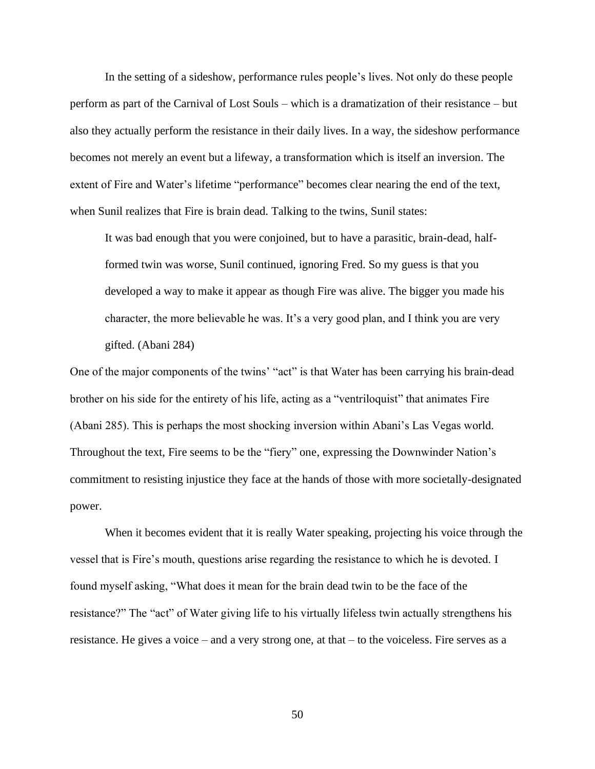In the setting of a sideshow, performance rules people's lives. Not only do these people perform as part of the Carnival of Lost Souls – which is a dramatization of their resistance – but also they actually perform the resistance in their daily lives. In a way, the sideshow performance becomes not merely an event but a lifeway, a transformation which is itself an inversion. The extent of Fire and Water's lifetime "performance" becomes clear nearing the end of the text, when Sunil realizes that Fire is brain dead. Talking to the twins, Sunil states:

> It was bad enough that you were conjoined, but to have a parasitic, brain-dead, half-formed twin was worse, Sunil continued, ignoring Fred. So my guess is that you developed a way to make it appear as though Fire was alive. The bigger you made his character, the more believable he was. It's a very good plan, and I think you are very gifted. (Abani 284)

One of the major components of the twins' "act" is that Water has been carrying his brain-dead brother on his side for the entirety of his life, acting as a "ventriloquist" that animates Fire (Abani 285). This is perhaps the most shocking inversion within Abani's Las Vegas world. Throughout the text, Fire seems to be the "fiery" one, expressing the Downwinder Nation's commitment to resisting injustice they face at the hands of those with more societally-designated power.

When it becomes evident that it is really Water speaking, projecting his voice through the vessel that is Fire's mouth, questions arise regarding the resistance to which he is devoted. I found myself asking, "What does it mean for the brain dead twin to be the face of the resistance?" The "act" of Water giving life to his virtually lifeless twin actually strengthens his resistance. He gives a voice – and a very strong one, at that – to the voiceless. Fire serves as a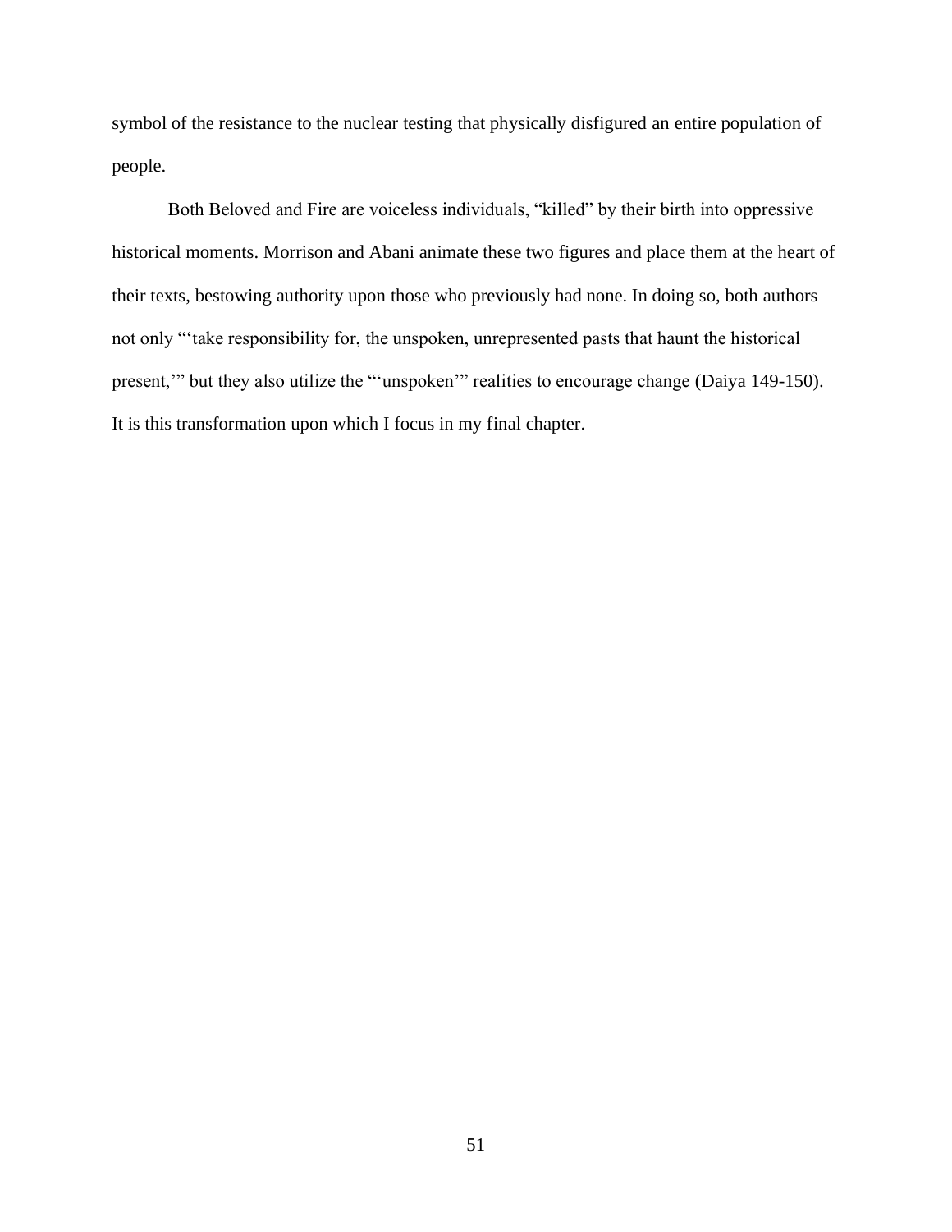symbol of the resistance to the nuclear testing that physically disfigured an entire population of people.

Both Beloved and Fire are voiceless individuals, "killed" by their birth into oppressive historical moments. Morrison and Abani animate these two figures and place them at the heart of their texts, bestowing authority upon those who previously had none. In doing so, both authors not only "'take responsibility for, the unspoken, unrepresented pasts that haunt the historical present,'" but they also utilize the "'unspoken'" realities to encourage change (Daiya 149-150). It is this transformation upon which I focus in my final chapter.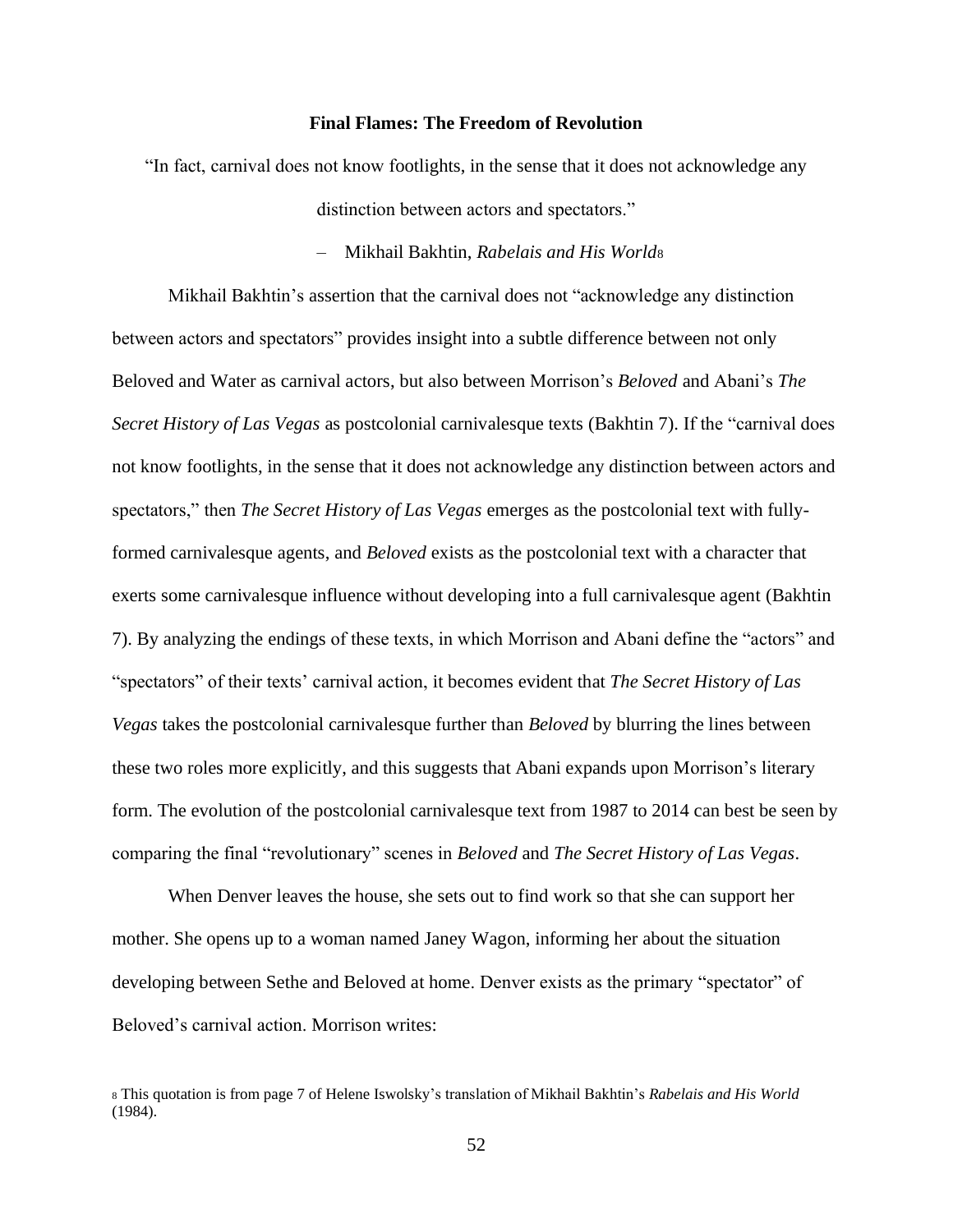## Final Flames: The Freedom of Revolution

"In fact, carnival does not know footlights, in the sense that it does not acknowledge any distinction between actors and spectators."

– Mikhail Bakhtin, *Rabelais and His World*[8]

Mikhail Bakhtin's assertion that the carnival does not "acknowledge any distinction between actors and spectators" provides insight into a subtle difference between not only Beloved and Water as carnival actors, but also between Morrison's *Beloved* and Abani's *The Secret History of Las Vegas* as postcolonial carnivalesque texts (Bakhtin 7). If the "carnival does not know footlights, in the sense that it does not acknowledge any distinction between actors and spectators," then *The Secret History of Las Vegas* emerges as the postcolonial text with fully-formed carnivalesque agents, and *Beloved* exists as the postcolonial text with a character that exerts some carnivalesque influence without developing into a full carnivalesque agent (Bakhtin 7). By analyzing the endings of these texts, in which Morrison and Abani define the "actors" and "spectators" of their texts' carnival action, it becomes evident that *The Secret History of Las Vegas* takes the postcolonial carnivalesque further than *Beloved* by blurring the lines between these two roles more explicitly, and this suggests that Abani expands upon Morrison's literary form. The evolution of the postcolonial carnivalesque text from 1987 to 2014 can best be seen by comparing the final "revolutionary" scenes in *Beloved* and *The Secret History of Las Vegas*.

When Denver leaves the house, she sets out to find work so that she can support her mother. She opens up to a woman named Janey Wagon, informing her about the situation developing between Sethe and Beloved at home. Denver exists as the primary "spectator" of Beloved's carnival action. Morrison writes:

[8] This quotation is from page 7 of Helene Iswolsky's translation of Mikhail Bakhtin's *Rabelais and His World* (1984).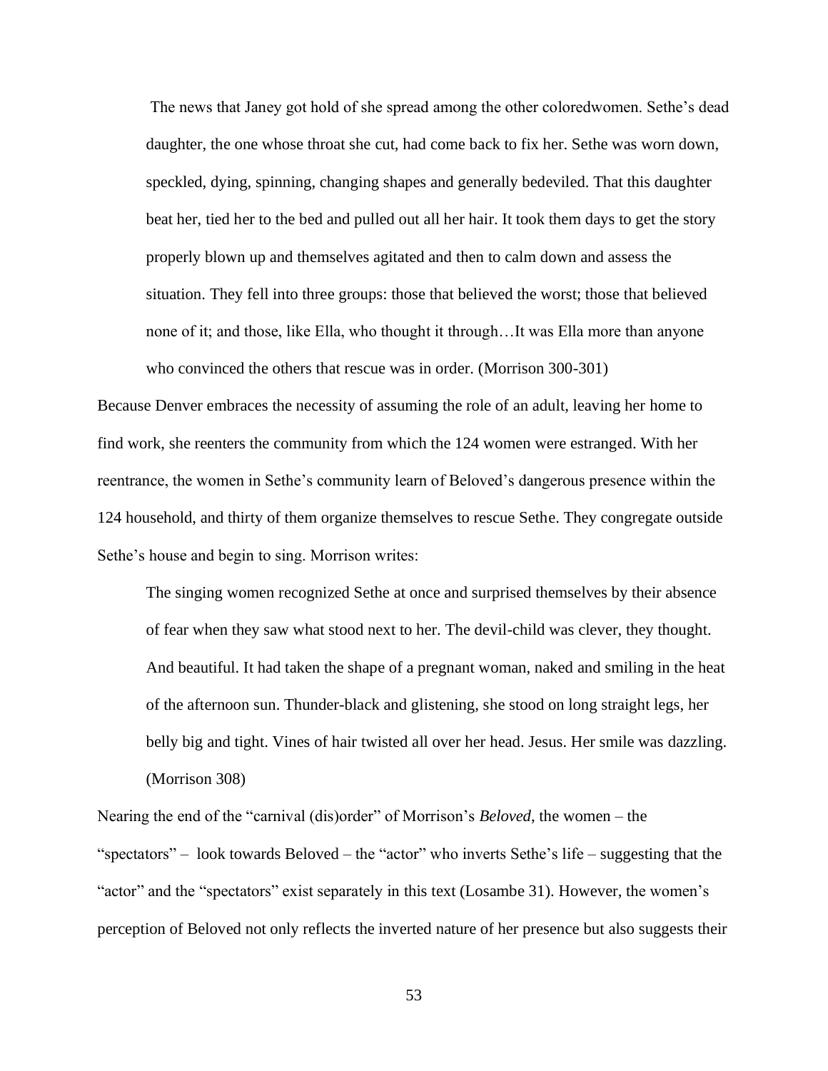> The news that Janey got hold of she spread among the other coloredwomen. Sethe's dead daughter, the one whose throat she cut, had come back to fix her. Sethe was worn down, speckled, dying, spinning, changing shapes and generally bedeviled. That this daughter beat her, tied her to the bed and pulled out all her hair. It took them days to get the story properly blown up and themselves agitated and then to calm down and assess the situation. They fell into three groups: those that believed the worst; those that believed none of it; and those, like Ella, who thought it through…It was Ella more than anyone who convinced the others that rescue was in order. (Morrison 300-301)

Because Denver embraces the necessity of assuming the role of an adult, leaving her home to find work, she reenters the community from which the 124 women were estranged. With her reentrance, the women in Sethe's community learn of Beloved's dangerous presence within the 124 household, and thirty of them organize themselves to rescue Sethe. They congregate outside Sethe's house and begin to sing. Morrison writes:

> The singing women recognized Sethe at once and surprised themselves by their absence of fear when they saw what stood next to her. The devil-child was clever, they thought. And beautiful. It had taken the shape of a pregnant woman, naked and smiling in the heat of the afternoon sun. Thunder-black and glistening, she stood on long straight legs, her belly big and tight. Vines of hair twisted all over her head. Jesus. Her smile was dazzling. (Morrison 308)

Nearing the end of the "carnival (dis)order" of Morrison's *Beloved*, the women – the "spectators" – look towards Beloved – the "actor" who inverts Sethe's life – suggesting that the "actor" and the "spectators" exist separately in this text (Losambe 31). However, the women's perception of Beloved not only reflects the inverted nature of her presence but also suggests their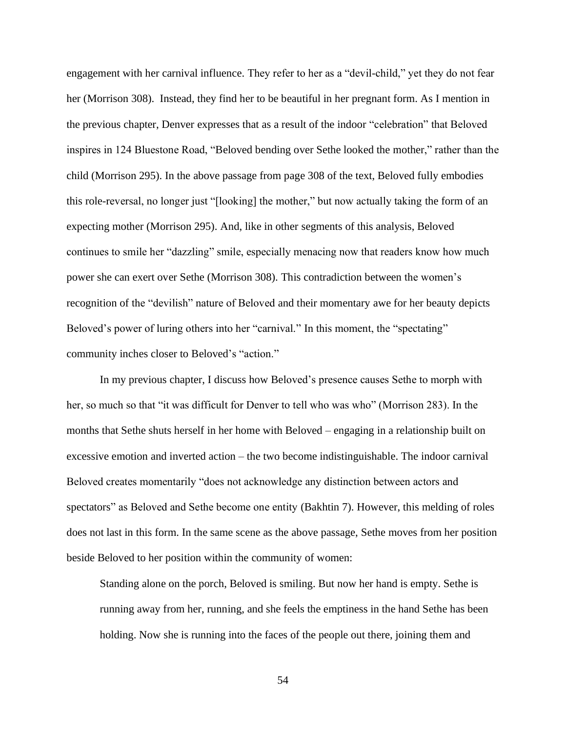engagement with her carnival influence. They refer to her as a "devil-child," yet they do not fear her (Morrison 308). Instead, they find her to be beautiful in her pregnant form. As I mention in the previous chapter, Denver expresses that as a result of the indoor "celebration" that Beloved inspires in 124 Bluestone Road, "Beloved bending over Sethe looked the mother," rather than the child (Morrison 295). In the above passage from page 308 of the text, Beloved fully embodies this role-reversal, no longer just "[looking] the mother," but now actually taking the form of an expecting mother (Morrison 295). And, like in other segments of this analysis, Beloved continues to smile her "dazzling" smile, especially menacing now that readers know how much power she can exert over Sethe (Morrison 308). This contradiction between the women's recognition of the "devilish" nature of Beloved and their momentary awe for her beauty depicts Beloved's power of luring others into her "carnival." In this moment, the "spectating" community inches closer to Beloved's "action."

In my previous chapter, I discuss how Beloved's presence causes Sethe to morph with her, so much so that "it was difficult for Denver to tell who was who" (Morrison 283). In the months that Sethe shuts herself in her home with Beloved – engaging in a relationship built on excessive emotion and inverted action – the two become indistinguishable. The indoor carnival Beloved creates momentarily "does not acknowledge any distinction between actors and spectators" as Beloved and Sethe become one entity (Bakhtin 7). However, this melding of roles does not last in this form. In the same scene as the above passage, Sethe moves from her position beside Beloved to her position within the community of women:

> Standing alone on the porch, Beloved is smiling. But now her hand is empty. Sethe is running away from her, running, and she feels the emptiness in the hand Sethe has been holding. Now she is running into the faces of the people out there, joining them and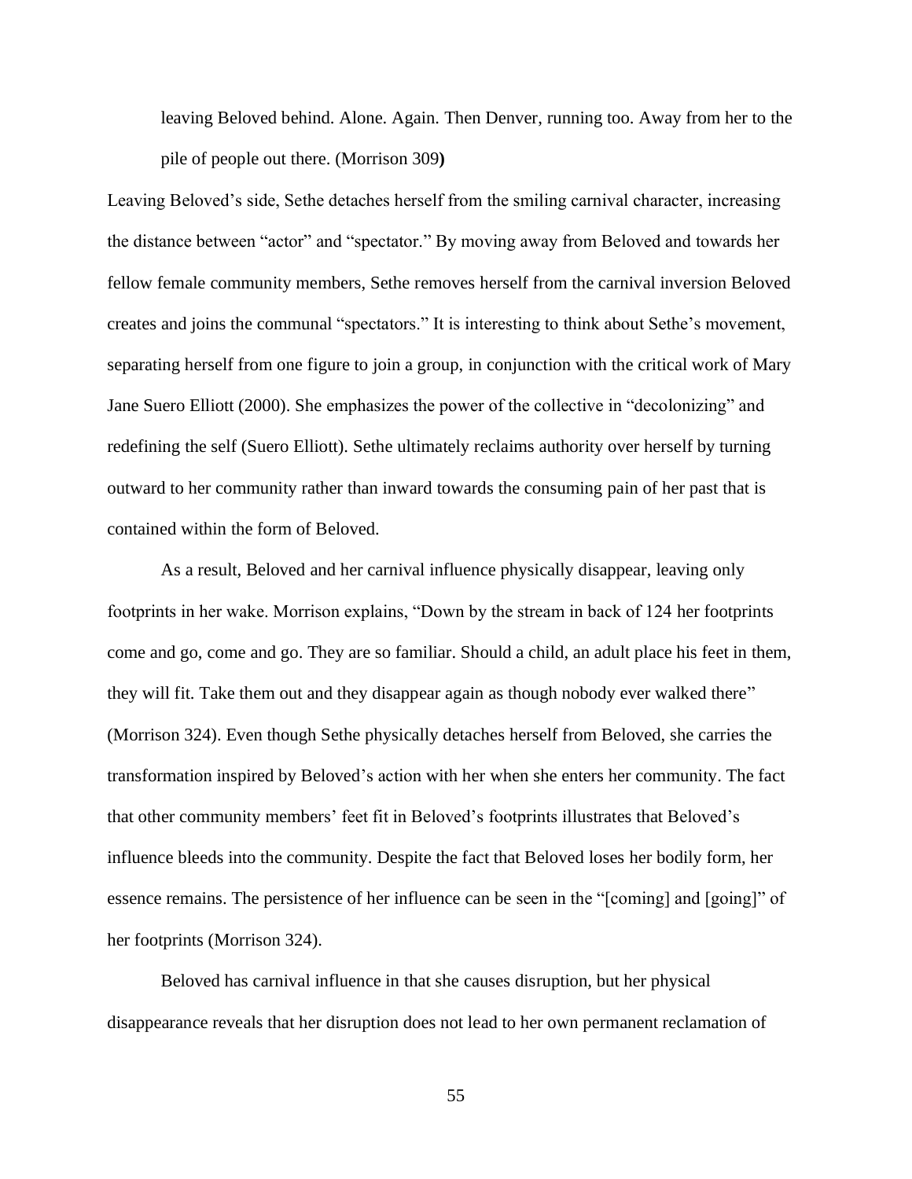> leaving Beloved behind. Alone. Again. Then Denver, running too. Away from her to the pile of people out there. (Morrison 309)

Leaving Beloved's side, Sethe detaches herself from the smiling carnival character, increasing the distance between "actor" and "spectator." By moving away from Beloved and towards her fellow female community members, Sethe removes herself from the carnival inversion Beloved creates and joins the communal "spectators." It is interesting to think about Sethe's movement, separating herself from one figure to join a group, in conjunction with the critical work of Mary Jane Suero Elliott (2000). She emphasizes the power of the collective in "decolonizing" and redefining the self (Suero Elliott). Sethe ultimately reclaims authority over herself by turning outward to her community rather than inward towards the consuming pain of her past that is contained within the form of Beloved.

As a result, Beloved and her carnival influence physically disappear, leaving only footprints in her wake. Morrison explains, "Down by the stream in back of 124 her footprints come and go, come and go. They are so familiar. Should a child, an adult place his feet in them, they will fit. Take them out and they disappear again as though nobody ever walked there" (Morrison 324). Even though Sethe physically detaches herself from Beloved, she carries the transformation inspired by Beloved's action with her when she enters her community. The fact that other community members' feet fit in Beloved's footprints illustrates that Beloved's influence bleeds into the community. Despite the fact that Beloved loses her bodily form, her essence remains. The persistence of her influence can be seen in the "[coming] and [going]" of her footprints (Morrison 324).

Beloved has carnival influence in that she causes disruption, but her physical disappearance reveals that her disruption does not lead to her own permanent reclamation of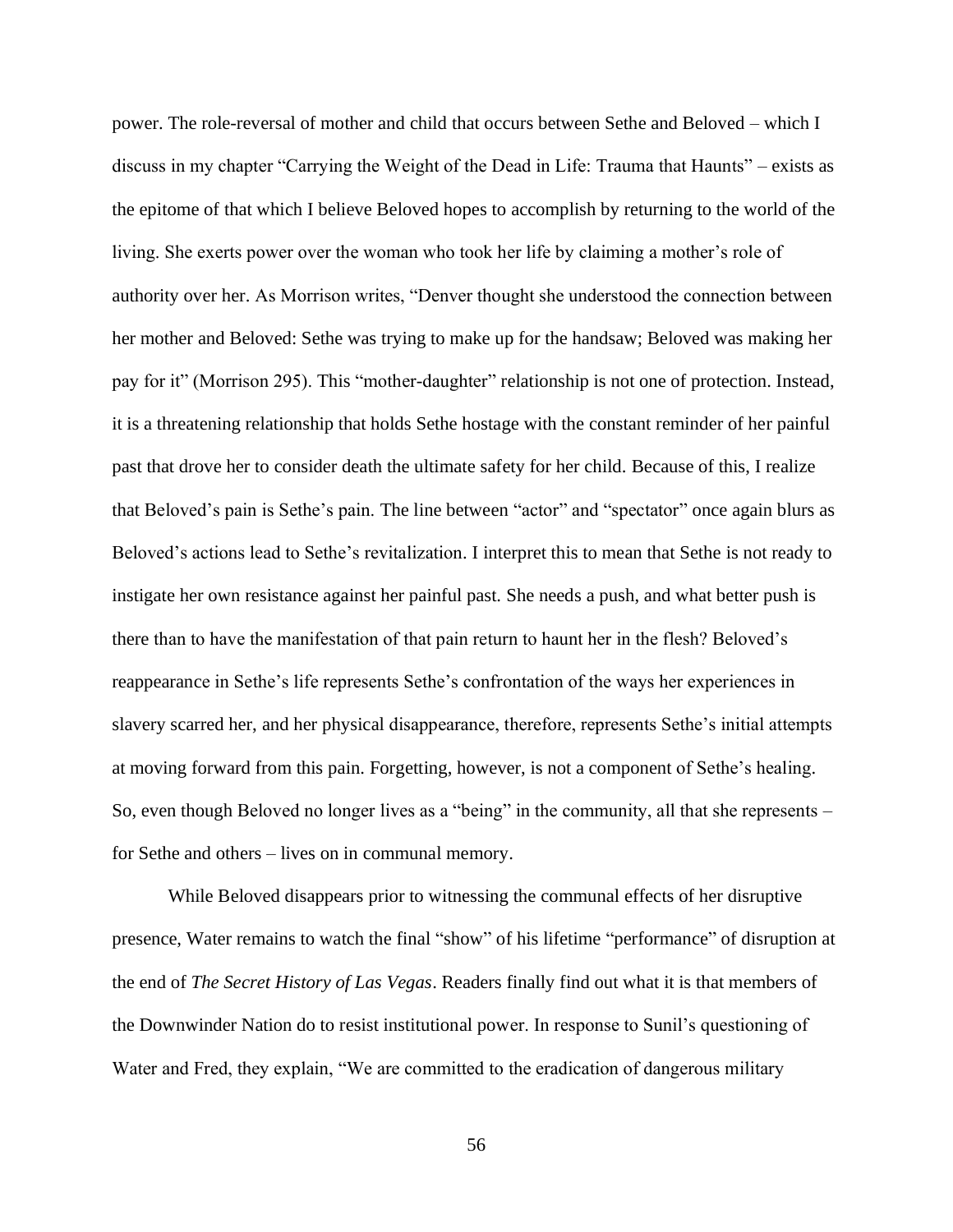power. The role-reversal of mother and child that occurs between Sethe and Beloved – which I discuss in my chapter "Carrying the Weight of the Dead in Life: Trauma that Haunts" – exists as the epitome of that which I believe Beloved hopes to accomplish by returning to the world of the living. She exerts power over the woman who took her life by claiming a mother's role of authority over her. As Morrison writes, "Denver thought she understood the connection between her mother and Beloved: Sethe was trying to make up for the handsaw; Beloved was making her pay for it" (Morrison 295). This "mother-daughter" relationship is not one of protection. Instead, it is a threatening relationship that holds Sethe hostage with the constant reminder of her painful past that drove her to consider death the ultimate safety for her child. Because of this, I realize that Beloved's pain is Sethe's pain. The line between "actor" and "spectator" once again blurs as Beloved's actions lead to Sethe's revitalization. I interpret this to mean that Sethe is not ready to instigate her own resistance against her painful past. She needs a push, and what better push is there than to have the manifestation of that pain return to haunt her in the flesh? Beloved's reappearance in Sethe's life represents Sethe's confrontation of the ways her experiences in slavery scarred her, and her physical disappearance, therefore, represents Sethe's initial attempts at moving forward from this pain. Forgetting, however, is not a component of Sethe's healing. So, even though Beloved no longer lives as a "being" in the community, all that she represents – for Sethe and others – lives on in communal memory.

While Beloved disappears prior to witnessing the communal effects of her disruptive presence, Water remains to watch the final "show" of his lifetime "performance" of disruption at the end of *The Secret History of Las Vegas*. Readers finally find out what it is that members of the Downwinder Nation do to resist institutional power. In response to Sunil's questioning of Water and Fred, they explain, "We are committed to the eradication of dangerous military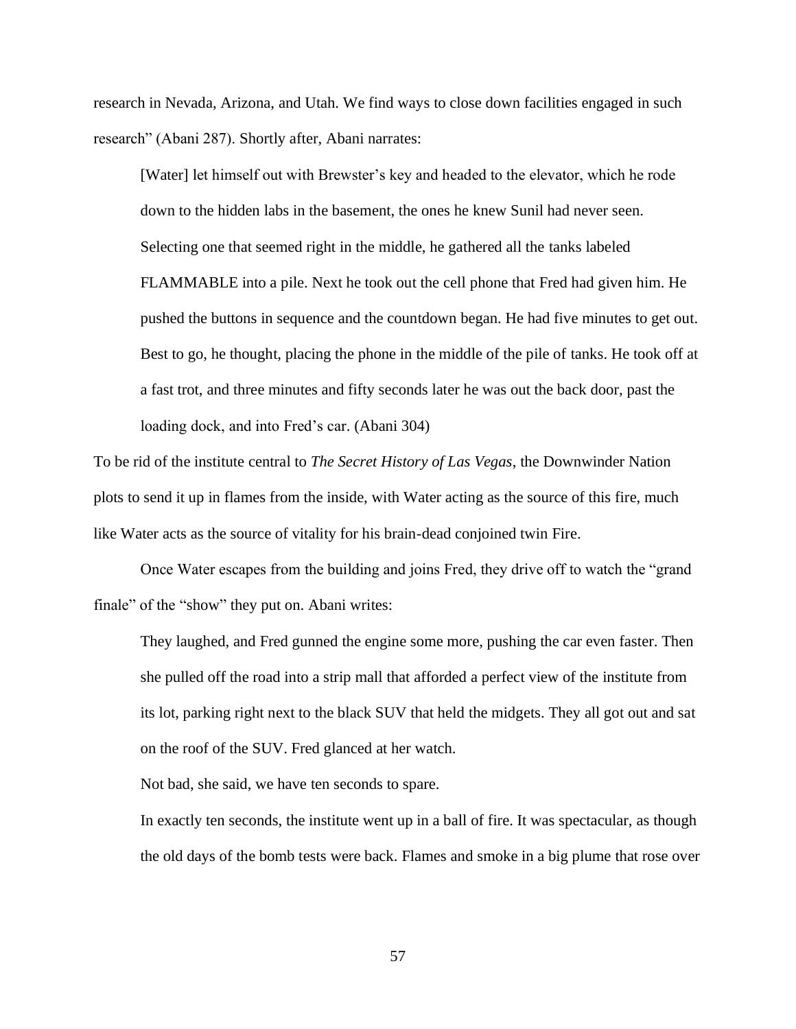research in Nevada, Arizona, and Utah. We find ways to close down facilities engaged in such research" (Abani 287). Shortly after, Abani narrates:

> [Water] let himself out with Brewster's key and headed to the elevator, which he rode down to the hidden labs in the basement, the ones he knew Sunil had never seen. Selecting one that seemed right in the middle, he gathered all the tanks labeled FLAMMABLE into a pile. Next he took out the cell phone that Fred had given him. He pushed the buttons in sequence and the countdown began. He had five minutes to get out. Best to go, he thought, placing the phone in the middle of the pile of tanks. He took off at a fast trot, and three minutes and fifty seconds later he was out the back door, past the loading dock, and into Fred's car. (Abani 304)

To be rid of the institute central to *The Secret History of Las Vegas*, the Downwinder Nation plots to send it up in flames from the inside, with Water acting as the source of this fire, much like Water acts as the source of vitality for his brain-dead conjoined twin Fire.

Once Water escapes from the building and joins Fred, they drive off to watch the "grand finale" of the "show" they put on. Abani writes:

> They laughed, and Fred gunned the engine some more, pushing the car even faster. Then she pulled off the road into a strip mall that afforded a perfect view of the institute from its lot, parking right next to the black SUV that held the midgets. They all got out and sat on the roof of the SUV. Fred glanced at her watch.
>
> Not bad, she said, we have ten seconds to spare.
>
> In exactly ten seconds, the institute went up in a ball of fire. It was spectacular, as though the old days of the bomb tests were back. Flames and smoke in a big plume that rose over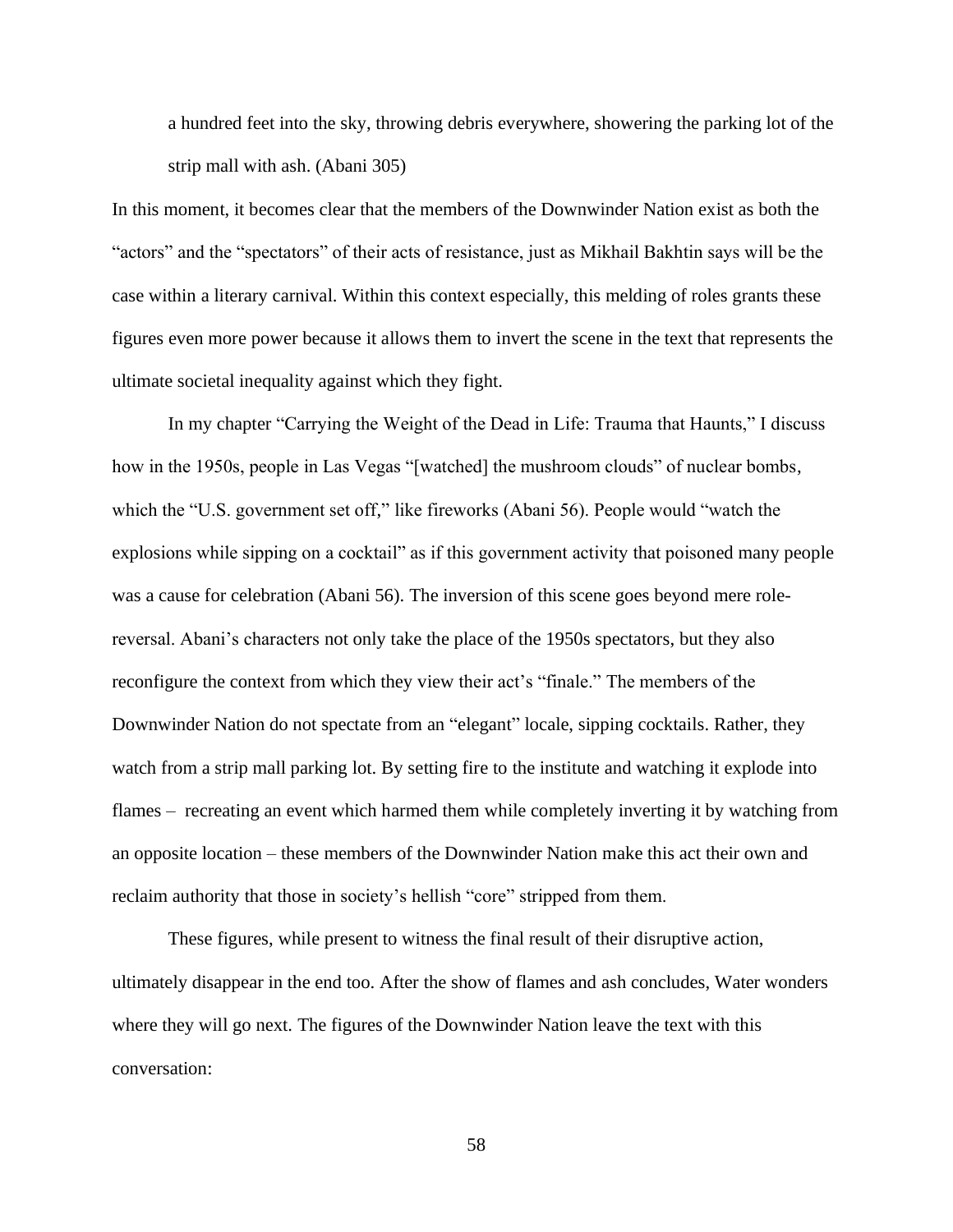> a hundred feet into the sky, throwing debris everywhere, showering the parking lot of the strip mall with ash. (Abani 305)

In this moment, it becomes clear that the members of the Downwinder Nation exist as both the "actors" and the "spectators" of their acts of resistance, just as Mikhail Bakhtin says will be the case within a literary carnival. Within this context especially, this melding of roles grants these figures even more power because it allows them to invert the scene in the text that represents the ultimate societal inequality against which they fight.

In my chapter "Carrying the Weight of the Dead in Life: Trauma that Haunts," I discuss how in the 1950s, people in Las Vegas "[watched] the mushroom clouds" of nuclear bombs, which the "U.S. government set off," like fireworks (Abani 56). People would "watch the explosions while sipping on a cocktail" as if this government activity that poisoned many people was a cause for celebration (Abani 56). The inversion of this scene goes beyond mere role-reversal. Abani's characters not only take the place of the 1950s spectators, but they also reconfigure the context from which they view their act's "finale." The members of the Downwinder Nation do not spectate from an "elegant" locale, sipping cocktails. Rather, they watch from a strip mall parking lot. By setting fire to the institute and watching it explode into flames – recreating an event which harmed them while completely inverting it by watching from an opposite location – these members of the Downwinder Nation make this act their own and reclaim authority that those in society's hellish "core" stripped from them.

These figures, while present to witness the final result of their disruptive action, ultimately disappear in the end too. After the show of flames and ash concludes, Water wonders where they will go next. The figures of the Downwinder Nation leave the text with this conversation: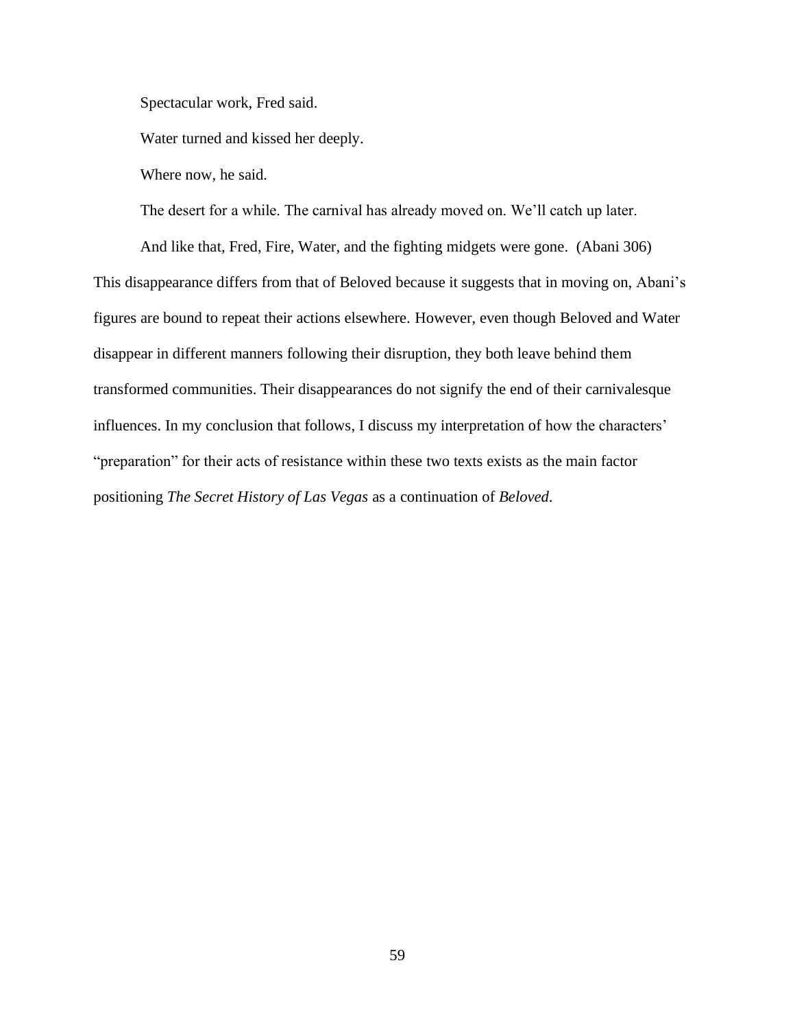Spectacular work, Fred said.

Water turned and kissed her deeply.

Where now, he said.

The desert for a while. The carnival has already moved on. We'll catch up later.

And like that, Fred, Fire, Water, and the fighting midgets were gone. (Abani 306)

This disappearance differs from that of Beloved because it suggests that in moving on, Abani's figures are bound to repeat their actions elsewhere. However, even though Beloved and Water disappear in different manners following their disruption, they both leave behind them transformed communities. Their disappearances do not signify the end of their carnivalesque influences. In my conclusion that follows, I discuss my interpretation of how the characters' "preparation" for their acts of resistance within these two texts exists as the main factor positioning *The Secret History of Las Vegas* as a continuation of *Beloved*.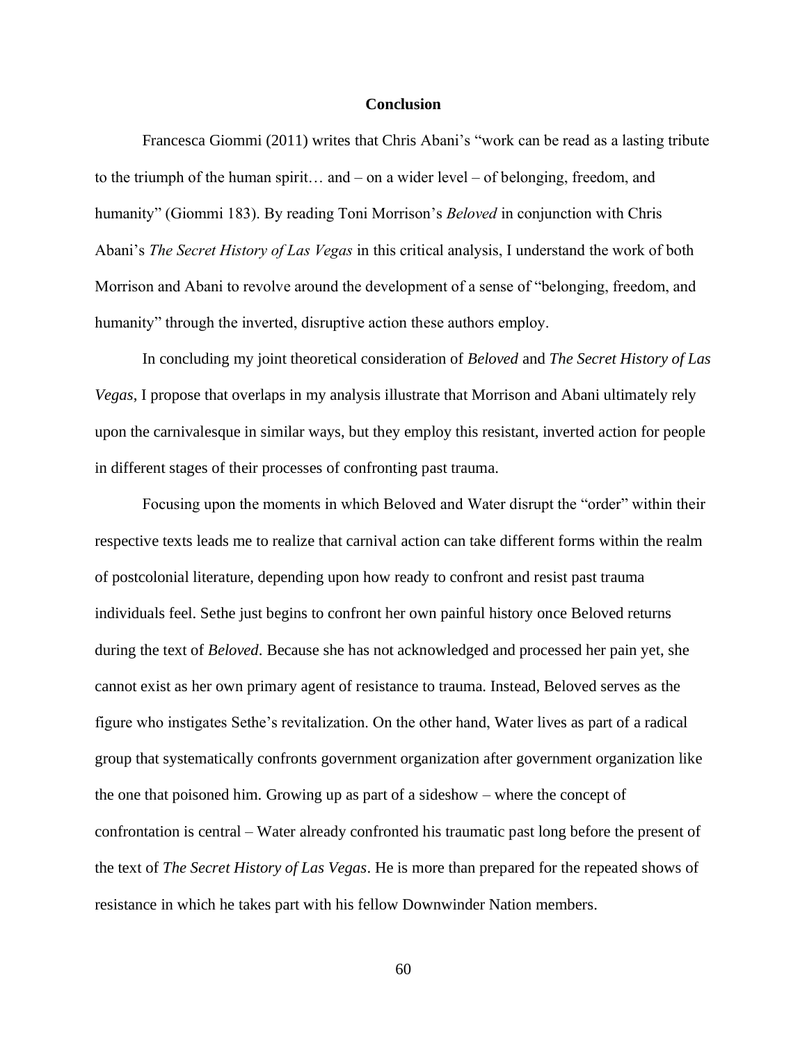## Conclusion

Francesca Giommi (2011) writes that Chris Abani's "work can be read as a lasting tribute to the triumph of the human spirit… and – on a wider level – of belonging, freedom, and humanity" (Giommi 183). By reading Toni Morrison's *Beloved* in conjunction with Chris Abani's *The Secret History of Las Vegas* in this critical analysis, I understand the work of both Morrison and Abani to revolve around the development of a sense of "belonging, freedom, and humanity" through the inverted, disruptive action these authors employ.

In concluding my joint theoretical consideration of *Beloved* and *The Secret History of Las Vegas*, I propose that overlaps in my analysis illustrate that Morrison and Abani ultimately rely upon the carnivalesque in similar ways, but they employ this resistant, inverted action for people in different stages of their processes of confronting past trauma.

Focusing upon the moments in which Beloved and Water disrupt the "order" within their respective texts leads me to realize that carnival action can take different forms within the realm of postcolonial literature, depending upon how ready to confront and resist past trauma individuals feel. Sethe just begins to confront her own painful history once Beloved returns during the text of *Beloved*. Because she has not acknowledged and processed her pain yet, she cannot exist as her own primary agent of resistance to trauma. Instead, Beloved serves as the figure who instigates Sethe's revitalization. On the other hand, Water lives as part of a radical group that systematically confronts government organization after government organization like the one that poisoned him. Growing up as part of a sideshow – where the concept of confrontation is central – Water already confronted his traumatic past long before the present of the text of *The Secret History of Las Vegas*. He is more than prepared for the repeated shows of resistance in which he takes part with his fellow Downwinder Nation members.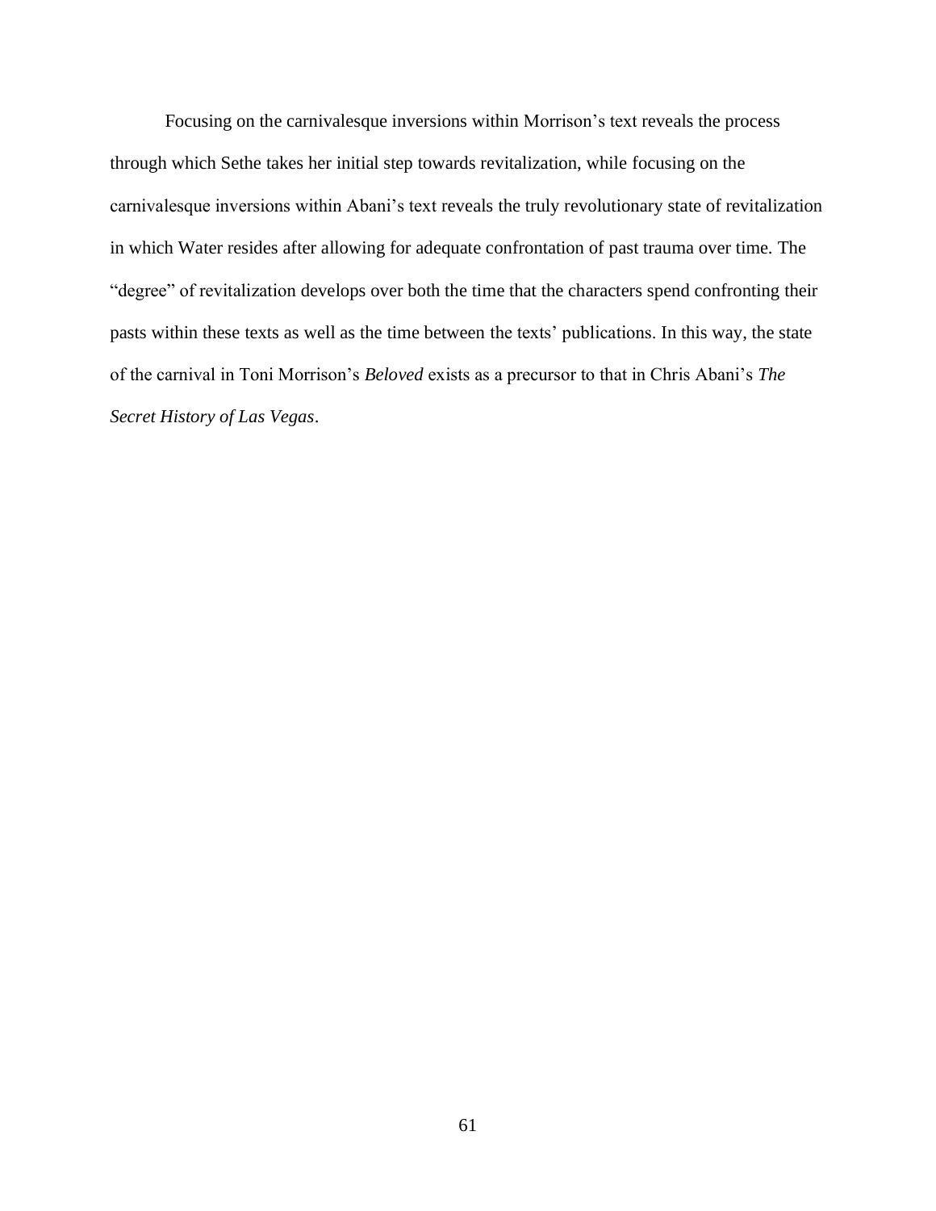Focusing on the carnivalesque inversions within Morrison's text reveals the process through which Sethe takes her initial step towards revitalization, while focusing on the carnivalesque inversions within Abani's text reveals the truly revolutionary state of revitalization in which Water resides after allowing for adequate confrontation of past trauma over time. The "degree" of revitalization develops over both the time that the characters spend confronting their pasts within these texts as well as the time between the texts' publications. In this way, the state of the carnival in Toni Morrison's *Beloved* exists as a precursor to that in Chris Abani's *The Secret History of Las Vegas*.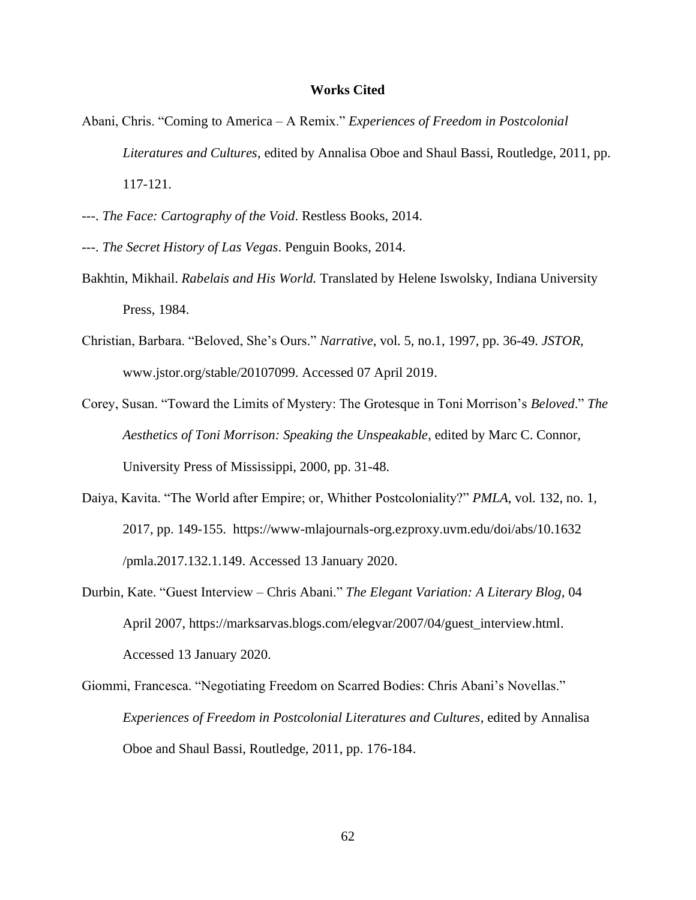# Works Cited

Abani, Chris. "Coming to America – A Remix." *Experiences of Freedom in Postcolonial Literatures and Cultures*, edited by Annalisa Oboe and Shaul Bassi, Routledge, 2011, pp. 117-121.

---. *The Face: Cartography of the Void*. Restless Books, 2014.

---. *The Secret History of Las Vegas*. Penguin Books, 2014.

Bakhtin, Mikhail. *Rabelais and His World.* Translated by Helene Iswolsky, Indiana University Press, 1984.

Christian, Barbara. "Beloved, She's Ours." *Narrative*, vol. 5, no.1, 1997, pp. 36-49. *JSTOR,* www.jstor.org/stable/20107099. Accessed 07 April 2019.

Corey, Susan. "Toward the Limits of Mystery: The Grotesque in Toni Morrison's *Beloved*." *The Aesthetics of Toni Morrison: Speaking the Unspeakable*, edited by Marc C. Connor, University Press of Mississippi, 2000, pp. 31-48.

Daiya, Kavita. "The World after Empire; or, Whither Postcoloniality?" *PMLA*, vol. 132, no. 1, 2017, pp. 149-155. https://www-mlajournals-org.ezproxy.uvm.edu/doi/abs/10.1632 /pmla.2017.132.1.149. Accessed 13 January 2020.

Durbin, Kate. "Guest Interview – Chris Abani." *The Elegant Variation: A Literary Blog*, 04 April 2007, https://marksarvas.blogs.com/elegvar/2007/04/guest_interview.html. Accessed 13 January 2020.

Giommi, Francesca. "Negotiating Freedom on Scarred Bodies: Chris Abani's Novellas." *Experiences of Freedom in Postcolonial Literatures and Cultures*, edited by Annalisa Oboe and Shaul Bassi, Routledge, 2011, pp. 176-184.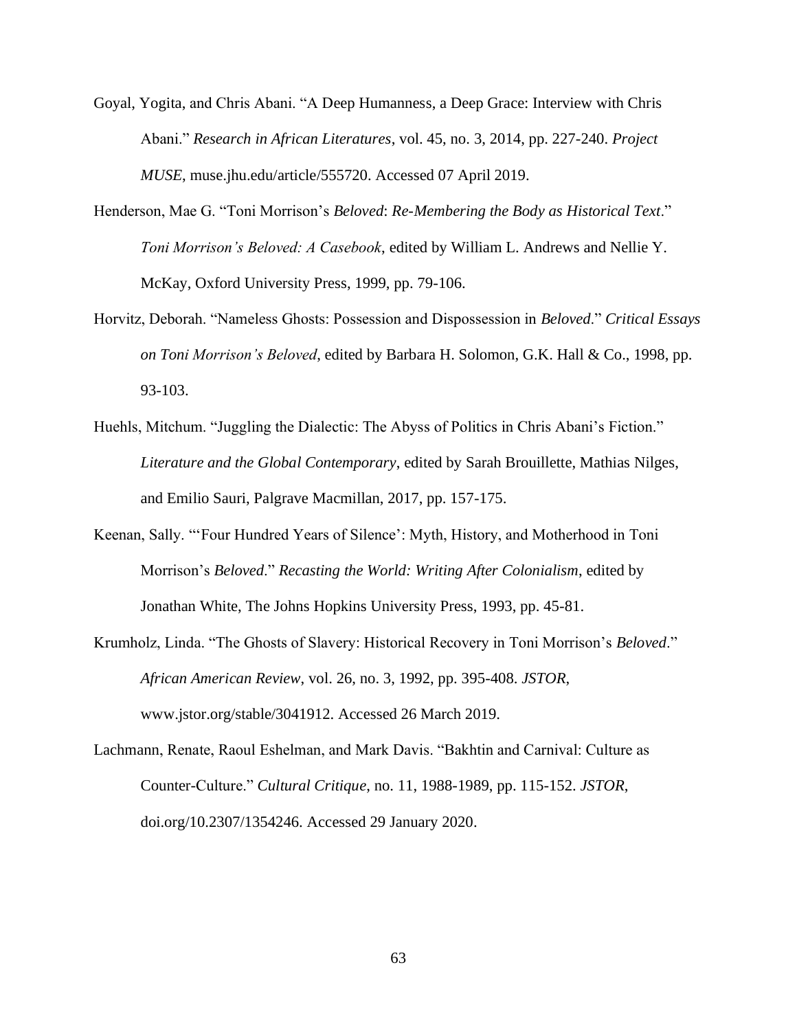Goyal, Yogita, and Chris Abani. "A Deep Humanness, a Deep Grace: Interview with Chris Abani." *Research in African Literatures*, vol. 45, no. 3, 2014, pp. 227-240. *Project MUSE*, muse.jhu.edu/article/555720. Accessed 07 April 2019.

Henderson, Mae G. "Toni Morrison's *Beloved*: *Re-Membering the Body as Historical Text*." *Toni Morrison's Beloved: A Casebook*, edited by William L. Andrews and Nellie Y. McKay, Oxford University Press, 1999, pp. 79-106.

Horvitz, Deborah. "Nameless Ghosts: Possession and Dispossession in *Beloved*." *Critical Essays on Toni Morrison's Beloved*, edited by Barbara H. Solomon, G.K. Hall & Co., 1998, pp. 93-103.

Huehls, Mitchum. "Juggling the Dialectic: The Abyss of Politics in Chris Abani's Fiction." *Literature and the Global Contemporary*, edited by Sarah Brouillette, Mathias Nilges, and Emilio Sauri, Palgrave Macmillan, 2017, pp. 157-175.

Keenan, Sally. "'Four Hundred Years of Silence': Myth, History, and Motherhood in Toni Morrison's *Beloved*." *Recasting the World: Writing After Colonialism*, edited by Jonathan White, The Johns Hopkins University Press, 1993, pp. 45-81.

Krumholz, Linda. "The Ghosts of Slavery: Historical Recovery in Toni Morrison's *Beloved*." *African American Review*, vol. 26, no. 3, 1992, pp. 395-408. *JSTOR*, www.jstor.org/stable/3041912. Accessed 26 March 2019.

Lachmann, Renate, Raoul Eshelman, and Mark Davis. "Bakhtin and Carnival: Culture as Counter-Culture." *Cultural Critique*, no. 11, 1988-1989, pp. 115-152. *JSTOR*, doi.org/10.2307/1354246. Accessed 29 January 2020.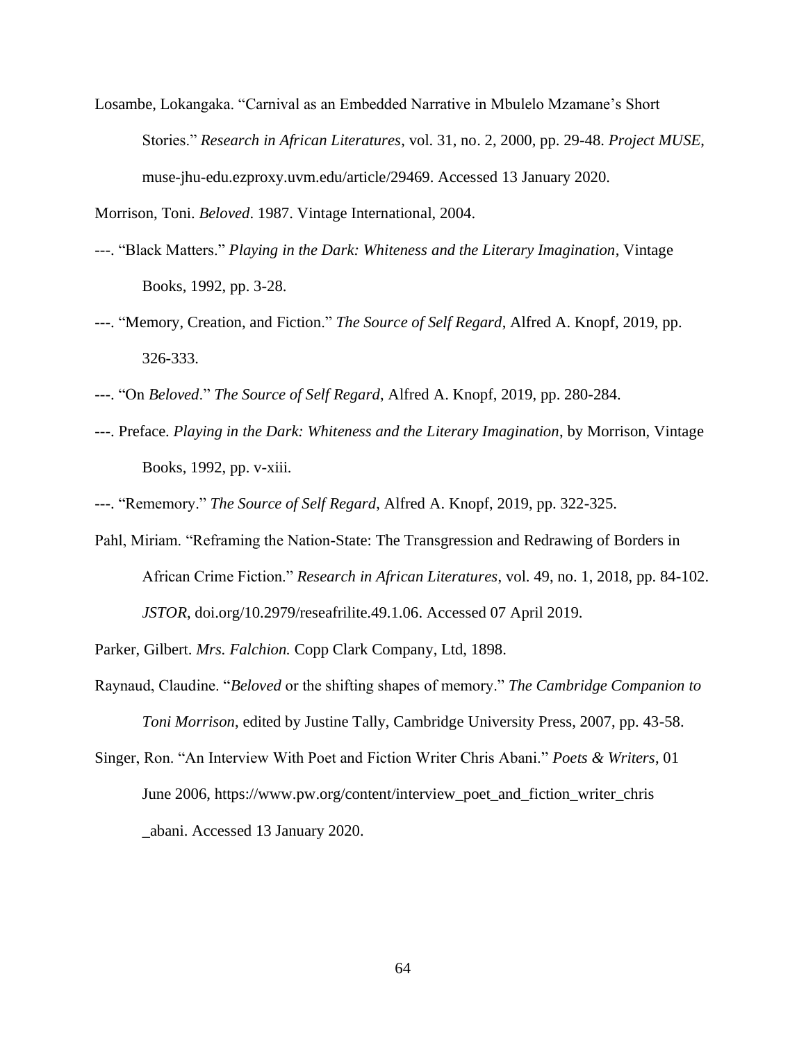Losambe, Lokangaka. "Carnival as an Embedded Narrative in Mbulelo Mzamane's Short Stories." *Research in African Literatures*, vol. 31, no. 2, 2000, pp. 29-48. *Project MUSE*, muse-jhu-edu.ezproxy.uvm.edu/article/29469. Accessed 13 January 2020.

Morrison, Toni. *Beloved*. 1987. Vintage International, 2004.

---. "Black Matters." *Playing in the Dark: Whiteness and the Literary Imagination*, Vintage Books, 1992, pp. 3-28.

---. "Memory, Creation, and Fiction." *The Source of Self Regard*, Alfred A. Knopf, 2019, pp. 326-333.

---. "On *Beloved*." *The Source of Self Regard*, Alfred A. Knopf, 2019, pp. 280-284.

---. Preface. *Playing in the Dark: Whiteness and the Literary Imagination*, by Morrison, Vintage Books, 1992, pp. v-xiii.

---. "Rememory." *The Source of Self Regard*, Alfred A. Knopf, 2019, pp. 322-325.

Pahl, Miriam. "Reframing the Nation-State: The Transgression and Redrawing of Borders in African Crime Fiction." *Research in African Literatures*, vol. 49, no. 1, 2018, pp. 84-102. *JSTOR*, doi.org/10.2979/reseafrilite.49.1.06. Accessed 07 April 2019.

Parker, Gilbert. *Mrs. Falchion.* Copp Clark Company, Ltd, 1898.

Raynaud, Claudine. "*Beloved* or the shifting shapes of memory." *The Cambridge Companion to Toni Morrison*, edited by Justine Tally, Cambridge University Press, 2007, pp. 43-58.

Singer, Ron. "An Interview With Poet and Fiction Writer Chris Abani." *Poets & Writers*, 01 June 2006, https://www.pw.org/content/interview_poet_and_fiction_writer_chris_abani. Accessed 13 January 2020.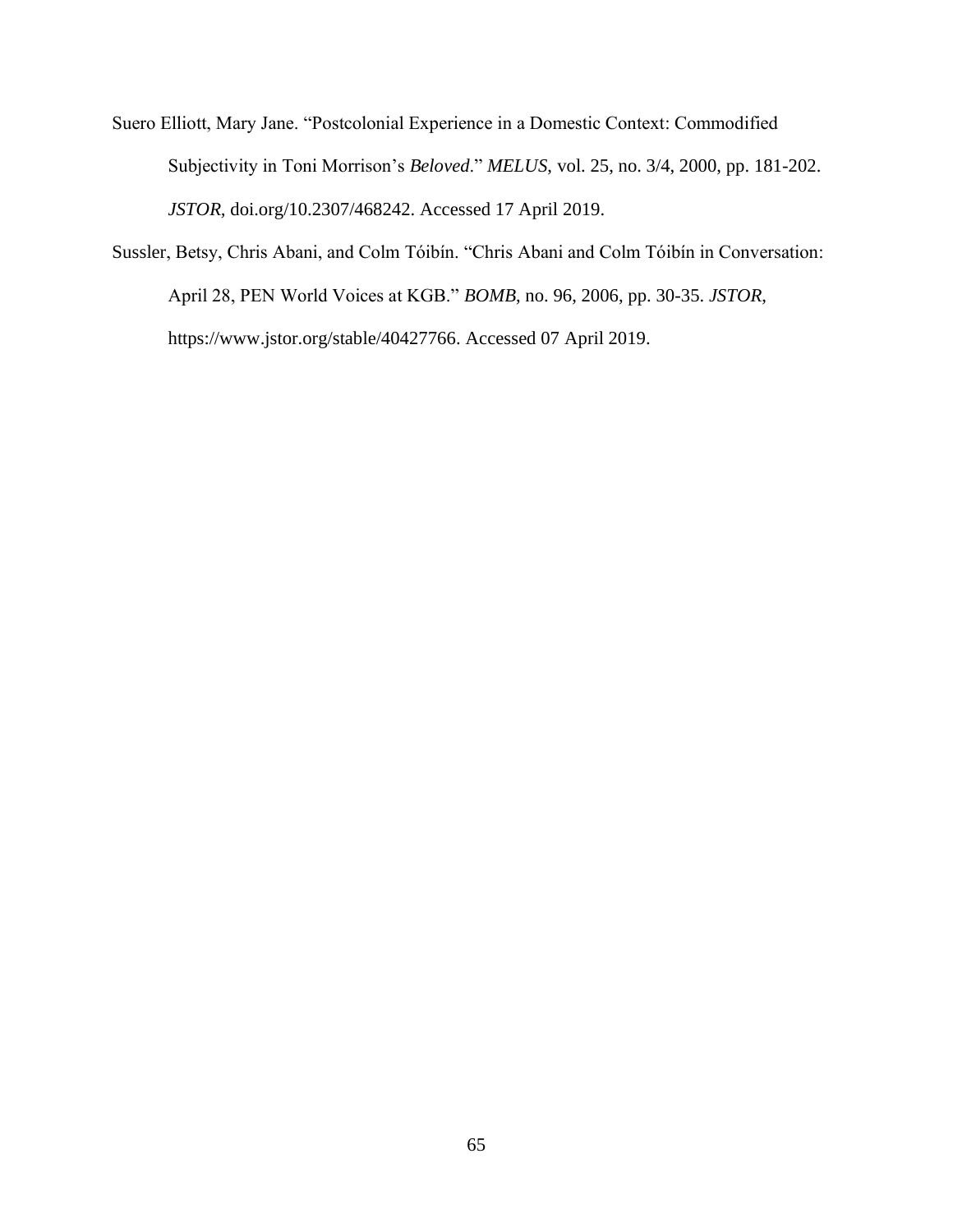Suero Elliott, Mary Jane. "Postcolonial Experience in a Domestic Context: Commodified Subjectivity in Toni Morrison's *Beloved*." *MELUS*, vol. 25, no. 3/4, 2000, pp. 181-202. *JSTOR*, doi.org/10.2307/468242. Accessed 17 April 2019.

Sussler, Betsy, Chris Abani, and Colm Tóibín. "Chris Abani and Colm Tóibín in Conversation: April 28, PEN World Voices at KGB." *BOMB*, no. 96, 2006, pp. 30-35. *JSTOR*, https://www.jstor.org/stable/40427766. Accessed 07 April 2019.